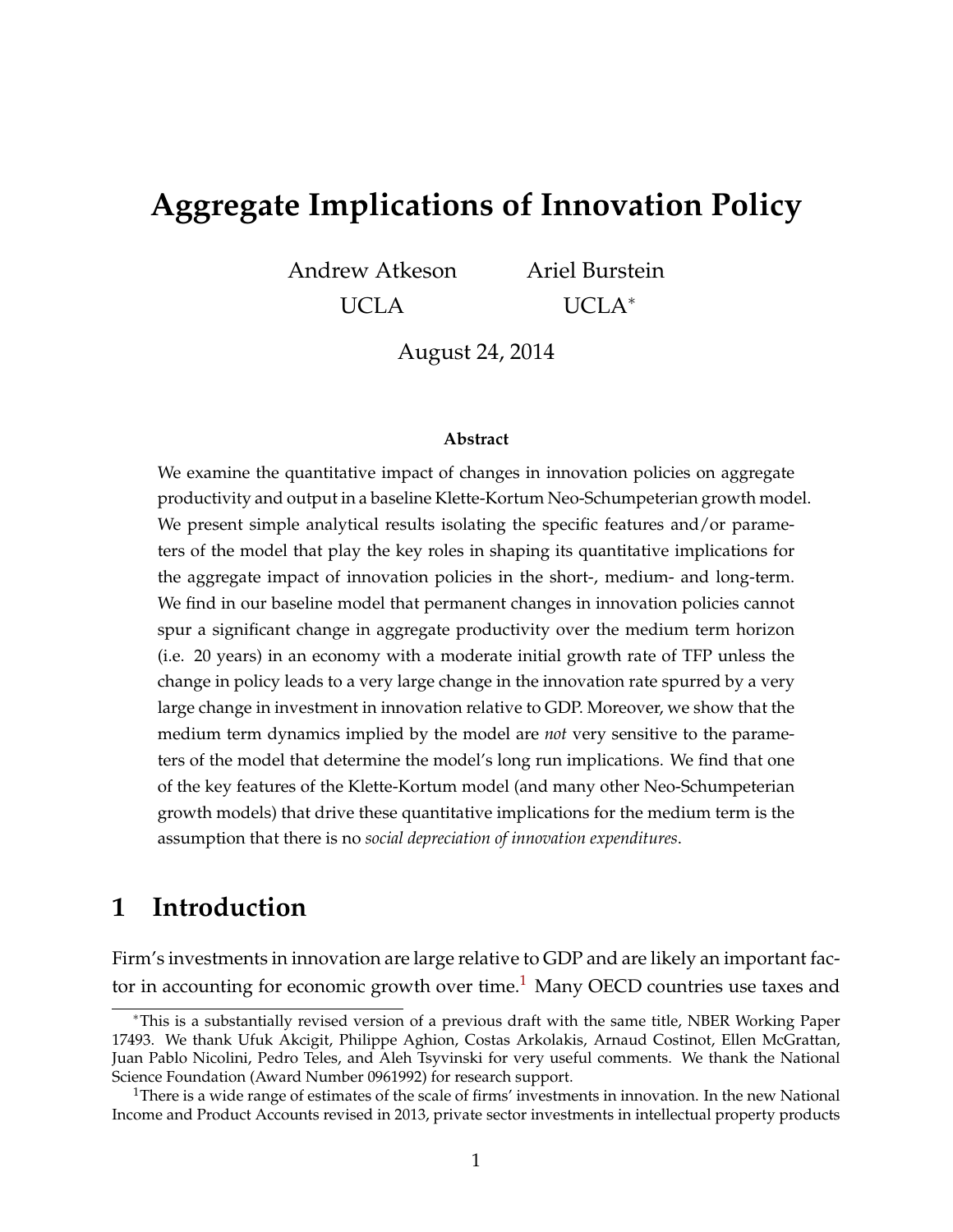# Aggregate Implications of Innovation Policy

Andrew Atkeson
UCLA

Ariel Burstein
UCLA[*]

August 24, 2014

**Abstract**

We examine the quantitative impact of changes in innovation policies on aggregate productivity and output in a baseline Klette-Kortum Neo-Schumpeterian growth model. We present simple analytical results isolating the specific features and/or parameters of the model that play the key roles in shaping its quantitative implications for the aggregate impact of innovation policies in the short-, medium- and long-term. We find in our baseline model that permanent changes in innovation policies cannot spur a significant change in aggregate productivity over the medium term horizon (i.e. 20 years) in an economy with a moderate initial growth rate of TFP unless the change in policy leads to a very large change in the innovation rate spurred by a very large change in investment in innovation relative to GDP. Moreover, we show that the medium term dynamics implied by the model are *not* very sensitive to the parameters of the model that determine the model's long run implications. We find that one of the key features of the Klette-Kortum model (and many other Neo-Schumpeterian growth models) that drive these quantitative implications for the medium term is the assumption that there is no *social depreciation of innovation expenditures*.

## 1 Introduction

Firm's investments in innovation are large relative to GDP and are likely an important factor in accounting for economic growth over time.[1] Many OECD countries use taxes and

[*]This is a substantially revised version of a previous draft with the same title, NBER Working Paper 17493. We thank Ufuk Akcigit, Philippe Aghion, Costas Arkolakis, Arnaud Costinot, Ellen McGrattan, Juan Pablo Nicolini, Pedro Teles, and Aleh Tsyvinski for very useful comments. We thank the National Science Foundation (Award Number 0961992) for research support.

[1]There is a wide range of estimates of the scale of firms' investments in innovation. In the new National Income and Product Accounts revised in 2013, private sector investments in intellectual property products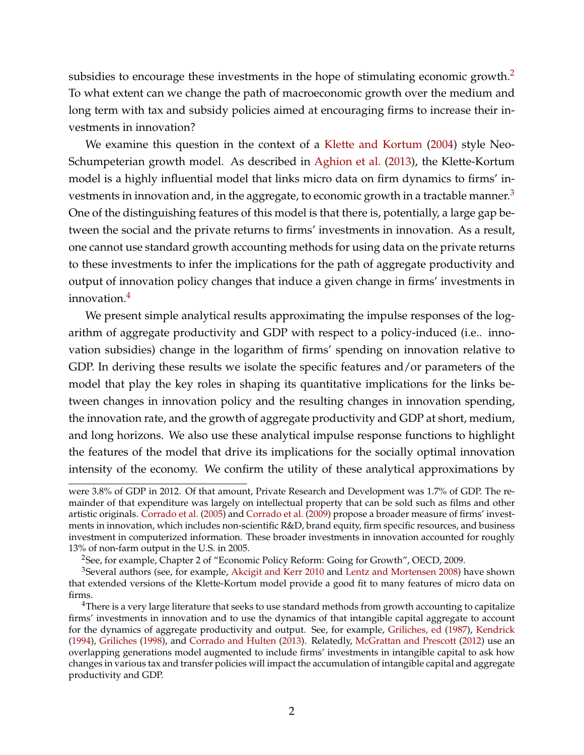subsidies to encourage these investments in the hope of stimulating economic growth.[2] To what extent can we change the path of macroeconomic growth over the medium and long term with tax and subsidy policies aimed at encouraging firms to increase their investments in innovation?

We examine this question in the context of a Klette and Kortum (2004) style Neo-Schumpeterian growth model. As described in Aghion et al. (2013), the Klette-Kortum model is a highly influential model that links micro data on firm dynamics to firms' investments in innovation and, in the aggregate, to economic growth in a tractable manner.[3] One of the distinguishing features of this model is that there is, potentially, a large gap between the social and the private returns to firms' investments in innovation. As a result, one cannot use standard growth accounting methods for using data on the private returns to these investments to infer the implications for the path of aggregate productivity and output of innovation policy changes that induce a given change in firms' investments in innovation.[4]

We present simple analytical results approximating the impulse responses of the logarithm of aggregate productivity and GDP with respect to a policy-induced (i.e.. innovation subsidies) change in the logarithm of firms' spending on innovation relative to GDP. In deriving these results we isolate the specific features and/or parameters of the model that play the key roles in shaping its quantitative implications for the links between changes in innovation policy and the resulting changes in innovation spending, the innovation rate, and the growth of aggregate productivity and GDP at short, medium, and long horizons. We also use these analytical impulse response functions to highlight the features of the model that drive its implications for the socially optimal innovation intensity of the economy. We confirm the utility of these analytical approximations by

---

were 3.8% of GDP in 2012. Of that amount, Private Research and Development was 1.7% of GDP. The remainder of that expenditure was largely on intellectual property that can be sold such as films and other artistic originals. Corrado et al. (2005) and Corrado et al. (2009) propose a broader measure of firms' investments in innovation, which includes non-scientific R&D, brand equity, firm specific resources, and business investment in computerized information. These broader investments in innovation accounted for roughly 13% of non-farm output in the U.S. in 2005.

[2]See, for example, Chapter 2 of "Economic Policy Reform: Going for Growth", OECD, 2009.

[3]Several authors (see, for example, Akcigit and Kerr 2010 and Lentz and Mortensen 2008) have shown that extended versions of the Klette-Kortum model provide a good fit to many features of micro data on firms.

[4]There is a very large literature that seeks to use standard methods from growth accounting to capitalize firms' investments in innovation and to use the dynamics of that intangible capital aggregate to account for the dynamics of aggregate productivity and output. See, for example, Griliches, ed (1987), Kendrick (1994), Griliches (1998), and Corrado and Hulten (2013). Relatedly, McGrattan and Prescott (2012) use an overlapping generations model augmented to include firms' investments in intangible capital to ask how changes in various tax and transfer policies will impact the accumulation of intangible capital and aggregate productivity and GDP.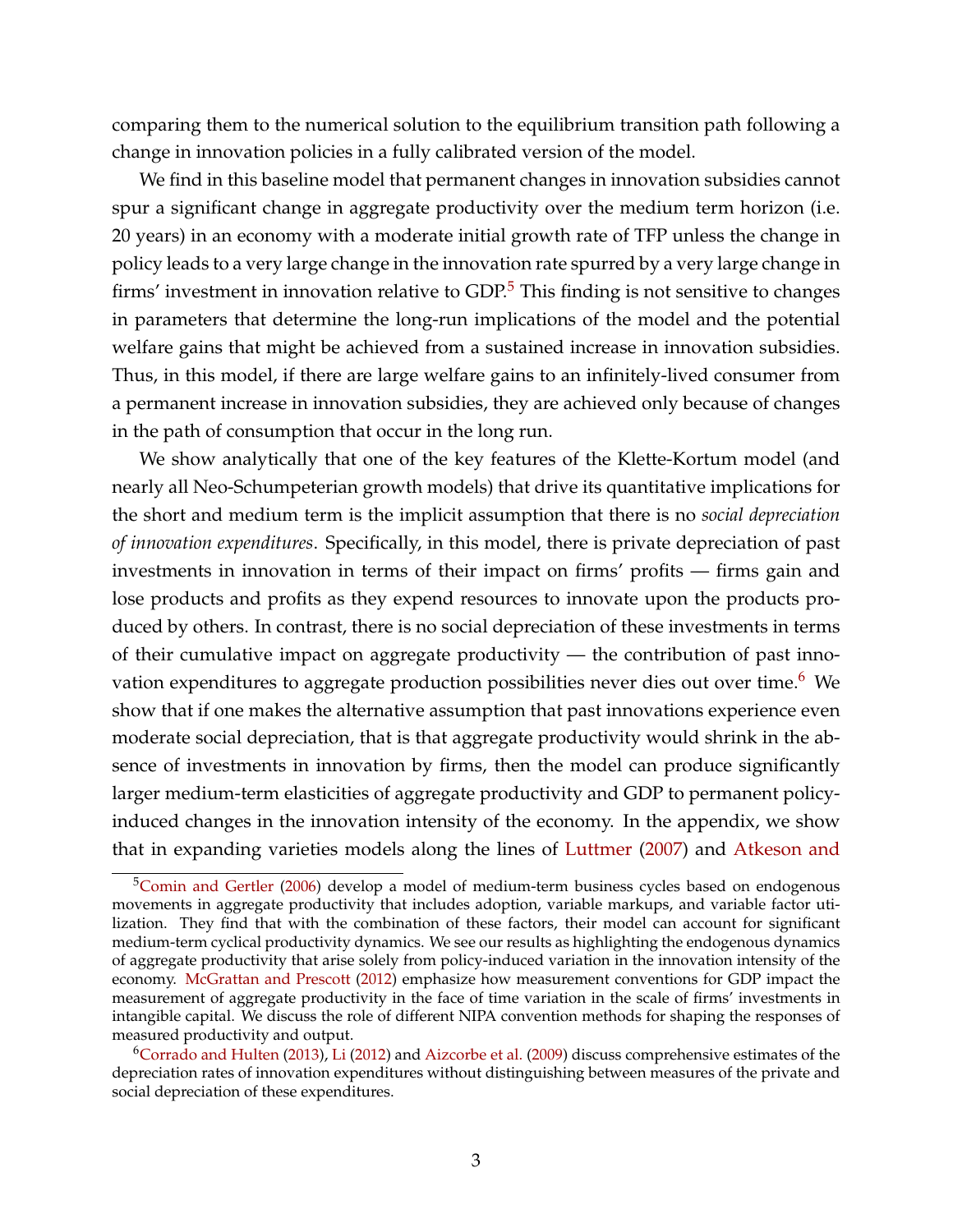comparing them to the numerical solution to the equilibrium transition path following a change in innovation policies in a fully calibrated version of the model.

We find in this baseline model that permanent changes in innovation subsidies cannot spur a significant change in aggregate productivity over the medium term horizon (i.e. 20 years) in an economy with a moderate initial growth rate of TFP unless the change in policy leads to a very large change in the innovation rate spurred by a very large change in firms' investment in innovation relative to GDP.[5] This finding is not sensitive to changes in parameters that determine the long-run implications of the model and the potential welfare gains that might be achieved from a sustained increase in innovation subsidies. Thus, in this model, if there are large welfare gains to an infinitely-lived consumer from a permanent increase in innovation subsidies, they are achieved only because of changes in the path of consumption that occur in the long run.

We show analytically that one of the key features of the Klette-Kortum model (and nearly all Neo-Schumpeterian growth models) that drive its quantitative implications for the short and medium term is the implicit assumption that there is no *social depreciation of innovation expenditures*. Specifically, in this model, there is private depreciation of past investments in innovation in terms of their impact on firms' profits — firms gain and lose products and profits as they expend resources to innovate upon the products produced by others. In contrast, there is no social depreciation of these investments in terms of their cumulative impact on aggregate productivity — the contribution of past innovation expenditures to aggregate production possibilities never dies out over time.[6] We show that if one makes the alternative assumption that past innovations experience even moderate social depreciation, that is that aggregate productivity would shrink in the absence of investments in innovation by firms, then the model can produce significantly larger medium-term elasticities of aggregate productivity and GDP to permanent policy-induced changes in the innovation intensity of the economy. In the appendix, we show that in expanding varieties models along the lines of Luttmer (2007) and Atkeson and

---

[5] Comin and Gertler (2006) develop a model of medium-term business cycles based on endogenous movements in aggregate productivity that includes adoption, variable markups, and variable factor utilization. They find that with the combination of these factors, their model can account for significant medium-term cyclical productivity dynamics. We see our results as highlighting the endogenous dynamics of aggregate productivity that arise solely from policy-induced variation in the innovation intensity of the economy. McGrattan and Prescott (2012) emphasize how measurement conventions for GDP impact the measurement of aggregate productivity in the face of time variation in the scale of firms' investments in intangible capital. We discuss the role of different NIPA convention methods for shaping the responses of measured productivity and output.

[6] Corrado and Hulten (2013), Li (2012) and Aizcorbe et al. (2009) discuss comprehensive estimates of the depreciation rates of innovation expenditures without distinguishing between measures of the private and social depreciation of these expenditures.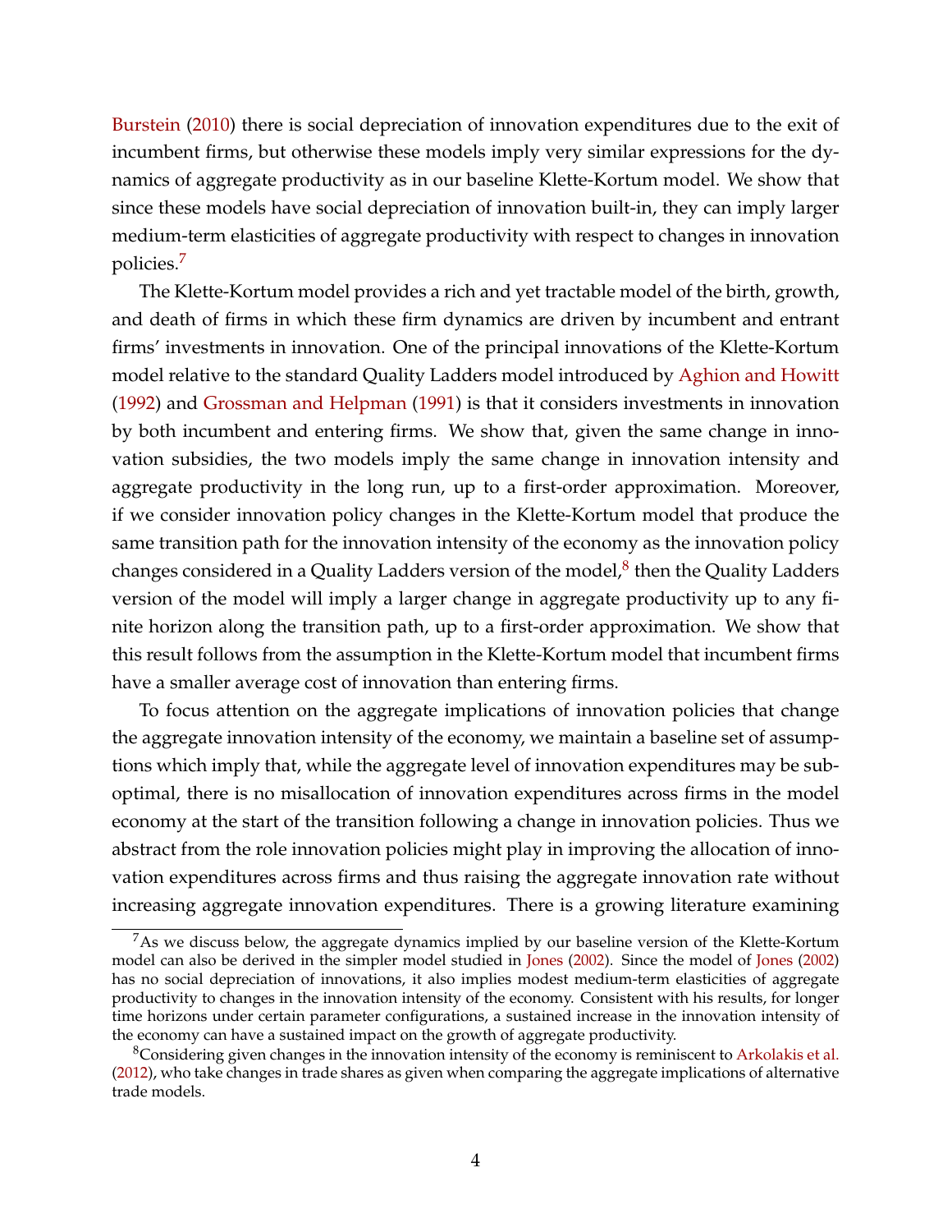Burstein (2010) there is social depreciation of innovation expenditures due to the exit of incumbent firms, but otherwise these models imply very similar expressions for the dynamics of aggregate productivity as in our baseline Klette-Kortum model. We show that since these models have social depreciation of innovation built-in, they can imply larger medium-term elasticities of aggregate productivity with respect to changes in innovation policies.[7]

The Klette-Kortum model provides a rich and yet tractable model of the birth, growth, and death of firms in which these firm dynamics are driven by incumbent and entrant firms' investments in innovation. One of the principal innovations of the Klette-Kortum model relative to the standard Quality Ladders model introduced by Aghion and Howitt (1992) and Grossman and Helpman (1991) is that it considers investments in innovation by both incumbent and entering firms. We show that, given the same change in innovation subsidies, the two models imply the same change in innovation intensity and aggregate productivity in the long run, up to a first-order approximation. Moreover, if we consider innovation policy changes in the Klette-Kortum model that produce the same transition path for the innovation intensity of the economy as the innovation policy changes considered in a Quality Ladders version of the model,[8] then the Quality Ladders version of the model will imply a larger change in aggregate productivity up to any finite horizon along the transition path, up to a first-order approximation. We show that this result follows from the assumption in the Klette-Kortum model that incumbent firms have a smaller average cost of innovation than entering firms.

To focus attention on the aggregate implications of innovation policies that change the aggregate innovation intensity of the economy, we maintain a baseline set of assumptions which imply that, while the aggregate level of innovation expenditures may be suboptimal, there is no misallocation of innovation expenditures across firms in the model economy at the start of the transition following a change in innovation policies. Thus we abstract from the role innovation policies might play in improving the allocation of innovation expenditures across firms and thus raising the aggregate innovation rate without increasing aggregate innovation expenditures. There is a growing literature examining

[7] As we discuss below, the aggregate dynamics implied by our baseline version of the Klette-Kortum model can also be derived in the simpler model studied in Jones (2002). Since the model of Jones (2002) has no social depreciation of innovations, it also implies modest medium-term elasticities of aggregate productivity to changes in the innovation intensity of the economy. Consistent with his results, for longer time horizons under certain parameter configurations, a sustained increase in the innovation intensity of the economy can have a sustained impact on the growth of aggregate productivity.

[8] Considering given changes in the innovation intensity of the economy is reminiscent to Arkolakis et al. (2012), who take changes in trade shares as given when comparing the aggregate implications of alternative trade models.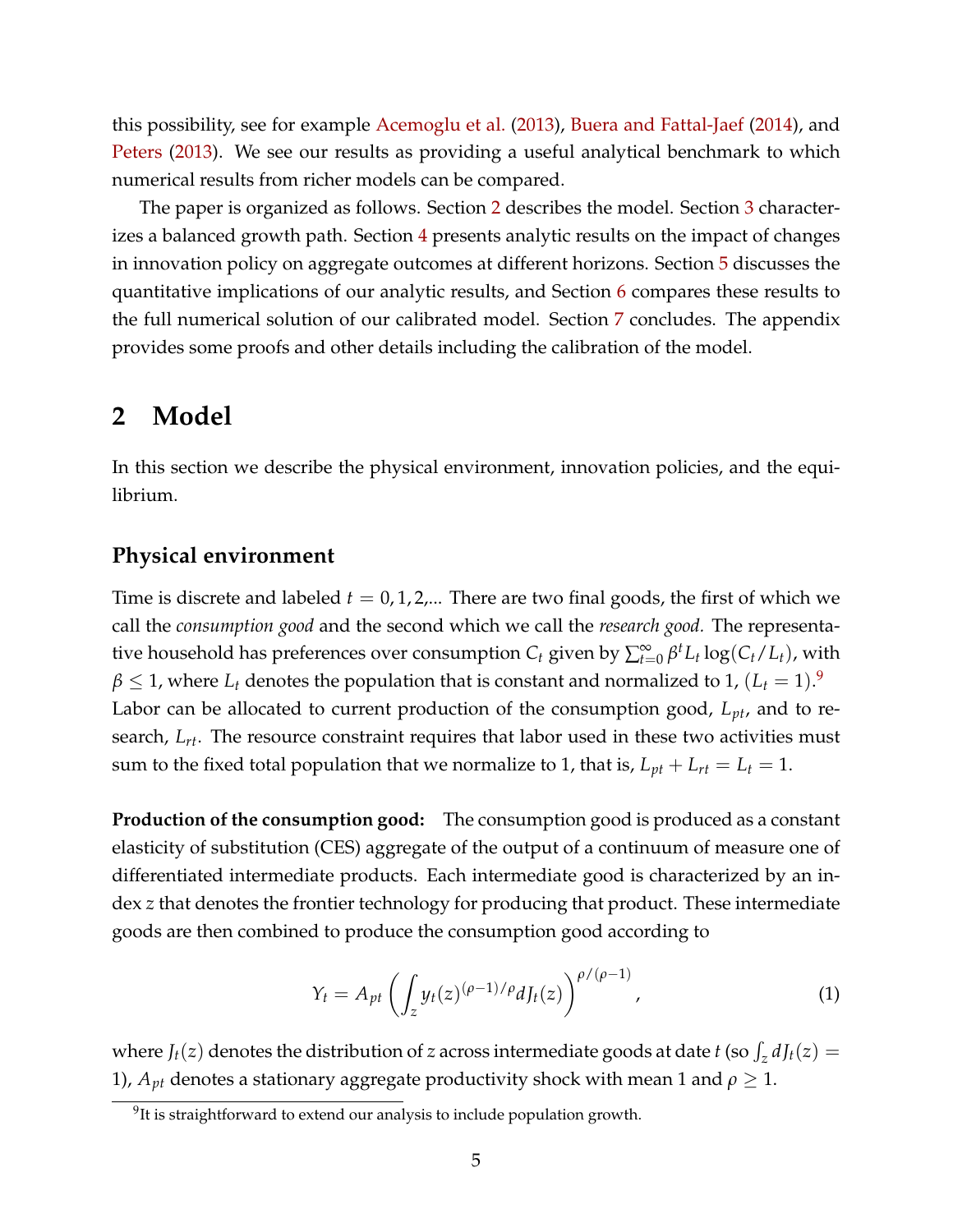this possibility, see for example Acemoglu et al. (2013), Buera and Fattal-Jaef (2014), and Peters (2013). We see our results as providing a useful analytical benchmark to which numerical results from richer models can be compared.

The paper is organized as follows. Section 2 describes the model. Section 3 characterizes a balanced growth path. Section 4 presents analytic results on the impact of changes in innovation policy on aggregate outcomes at different horizons. Section 5 discusses the quantitative implications of our analytic results, and Section 6 compares these results to the full numerical solution of our calibrated model. Section 7 concludes. The appendix provides some proofs and other details including the calibration of the model.

# 2 Model

In this section we describe the physical environment, innovation policies, and the equilibrium.

### Physical environment

Time is discrete and labeled $t = 0, 1, 2, ...$ There are two final goods, the first of which we call the *consumption good* and the second which we call the *research good.* The representative household has preferences over consumption $C_t$ given by $\sum_{t=0}^{\infty} \beta^t L_t \log(C_t/L_t)$, with $\beta \leq 1$, where $L_t$ denotes the population that is constant and normalized to 1, ($L_t = 1$).[9] Labor can be allocated to current production of the consumption good, $L_{pt}$, and to research, $L_{rt}$. The resource constraint requires that labor used in these two activities must sum to the fixed total population that we normalize to 1, that is, $L_{pt} + L_{rt} = L_t = 1$.

**Production of the consumption good:** The consumption good is produced as a constant elasticity of substitution (CES) aggregate of the output of a continuum of measure one of differentiated intermediate products. Each intermediate good is characterized by an index $z$ that denotes the frontier technology for producing that product. These intermediate goods are then combined to produce the consumption good according to

$$Y_t = A_{pt} \left( \int_z y_t(z)^{(\rho-1)/\rho} dJ_t(z) \right)^{\rho/(\rho-1)}, \tag{1}$$

where $J_t(z)$ denotes the distribution of $z$ across intermediate goods at date $t$ (so $\int_z dJ_t(z) = 1$), $A_{pt}$ denotes a stationary aggregate productivity shock with mean 1 and $\rho \geq 1$.

[9] It is straightforward to extend our analysis to include population growth.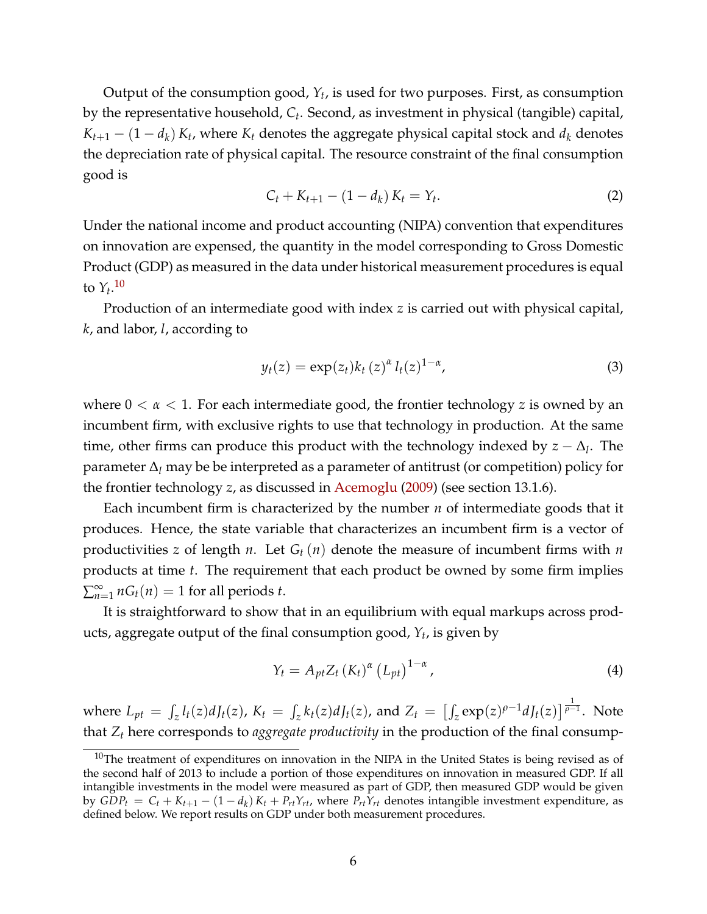Output of the consumption good, $Y_t$, is used for two purposes. First, as consumption by the representative household, $C_t$. Second, as investment in physical (tangible) capital, $K_{t+1} - (1 - d_k) K_t$, where $K_t$ denotes the aggregate physical capital stock and $d_k$ denotes the depreciation rate of physical capital. The resource constraint of the final consumption good is

$$C_t + K_{t+1} - (1 - d_k) K_t = Y_t. \tag{2}$$

Under the national income and product accounting (NIPA) convention that expenditures on innovation are expensed, the quantity in the model corresponding to Gross Domestic Product (GDP) as measured in the data under historical measurement procedures is equal to $Y_t$.[10]

Production of an intermediate good with index $z$ is carried out with physical capital, $k$, and labor, $l$, according to

$$y_t(z) = \exp(z_t) k_t(z)^{\alpha} l_t(z)^{1-\alpha}, \tag{3}$$

where $0 < \alpha < 1$. For each intermediate good, the frontier technology $z$ is owned by an incumbent firm, with exclusive rights to use that technology in production. At the same time, other firms can produce this product with the technology indexed by $z - \Delta_l$. The parameter $\Delta_l$ may be be interpreted as a parameter of antitrust (or competition) policy for the frontier technology $z$, as discussed in Acemoglu (2009) (see section 13.1.6).

Each incumbent firm is characterized by the number $n$ of intermediate goods that it produces. Hence, the state variable that characterizes an incumbent firm is a vector of productivities $z$ of length $n$. Let $G_t(n)$ denote the measure of incumbent firms with $n$ products at time $t$. The requirement that each product be owned by some firm implies $\sum_{n=1}^{\infty} n G_t(n) = 1$ for all periods $t$.

It is straightforward to show that in an equilibrium with equal markups across products, aggregate output of the final consumption good, $Y_t$, is given by

$$Y_t = A_{pt} Z_t (K_t)^{\alpha} (L_{pt})^{1-\alpha}, \tag{4}$$

where $L_{pt} = \int_z l_t(z) dJ_t(z)$, $K_t = \int_z k_t(z) dJ_t(z)$, and $Z_t = \left[\int_z \exp(z)^{\rho-1} dJ_t(z)\right]^{\frac{1}{\rho-1}}$. Note that $Z_t$ here corresponds to *aggregate productivity* in the production of the final consump-

[10] The treatment of expenditures on innovation in the NIPA in the United States is being revised as of the second half of 2013 to include a portion of those expenditures on innovation in measured GDP. If all intangible investments in the model were measured as part of GDP, then measured GDP would be given by $GDP_t = C_t + K_{t+1} - (1 - d_k) K_t + P_{rt} Y_{rt}$, where $P_{rt} Y_{rt}$ denotes intangible investment expenditure, as defined below. We report results on GDP under both measurement procedures.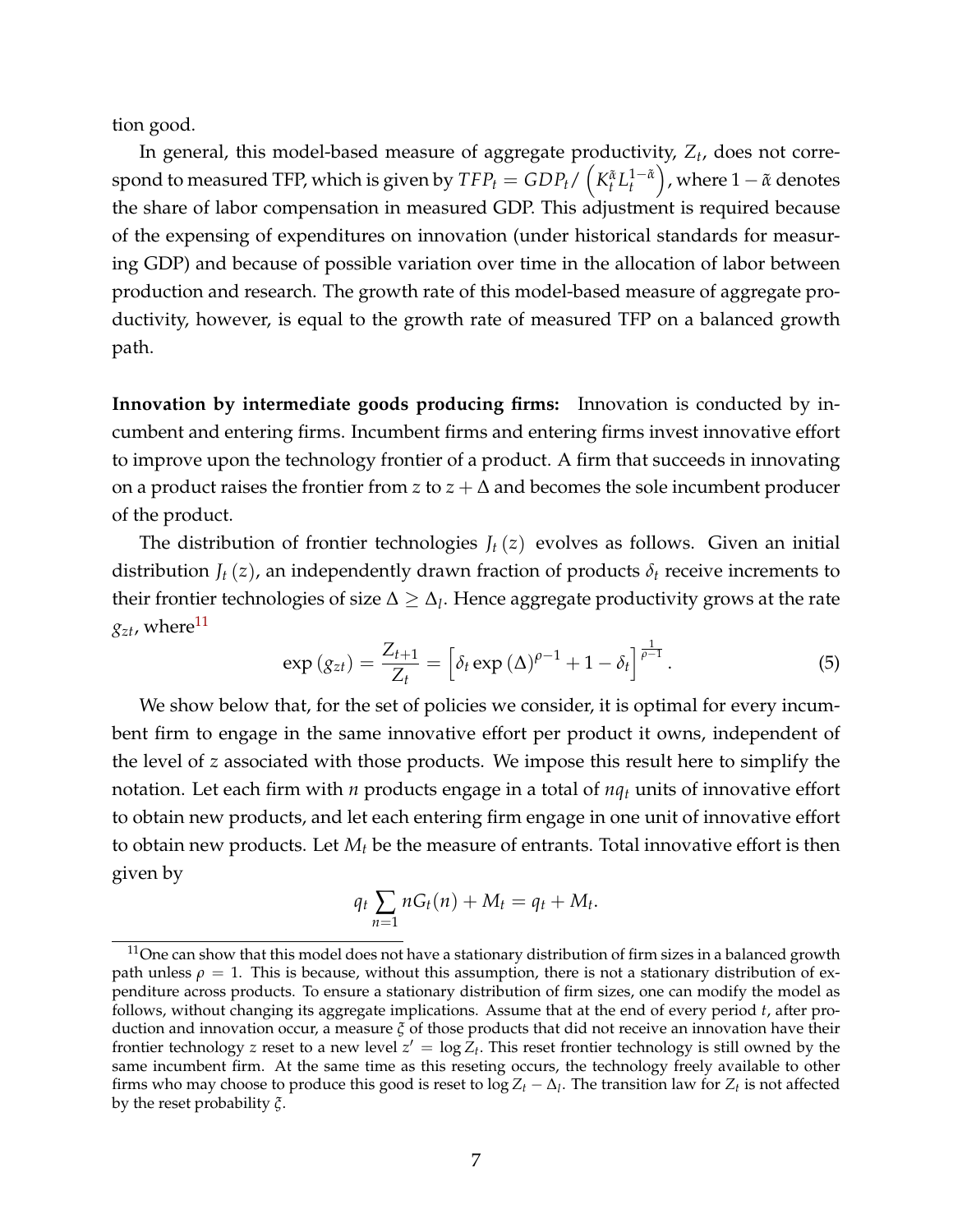tion good.

In general, this model-based measure of aggregate productivity, $Z_t$, does not correspond to measured TFP, which is given by $TFP_t = GDP_t / \left(K_t^{\tilde{\alpha}} L_t^{1-\tilde{\alpha}}\right)$, where $1-\tilde{\alpha}$ denotes the share of labor compensation in measured GDP. This adjustment is required because of the expensing of expenditures on innovation (under historical standards for measuring GDP) and because of possible variation over time in the allocation of labor between production and research. The growth rate of this model-based measure of aggregate productivity, however, is equal to the growth rate of measured TFP on a balanced growth path.

**Innovation by intermediate goods producing firms:** Innovation is conducted by incumbent and entering firms. Incumbent firms and entering firms invest innovative effort to improve upon the technology frontier of a product. A firm that succeeds in innovating on a product raises the frontier from $z$ to $z + \Delta$ and becomes the sole incumbent producer of the product.

The distribution of frontier technologies $J_t(z)$ evolves as follows. Given an initial distribution $J_t(z)$, an independently drawn fraction of products $\delta_t$ receive increments to their frontier technologies of size $\Delta \geq \Delta_l$. Hence aggregate productivity grows at the rate $g_{zt}$, where[11]

$$\exp\left(g_{zt}\right) = \frac{Z_{t+1}}{Z_t} = \left[\delta_t \exp\left(\Delta\right)^{\rho-1} + 1 - \delta_t\right]^{\frac{1}{\rho-1}}. \tag{5}$$

We show below that, for the set of policies we consider, it is optimal for every incumbent firm to engage in the same innovative effort per product it owns, independent of the level of $z$ associated with those products. We impose this result here to simplify the notation. Let each firm with $n$ products engage in a total of $nq_t$ units of innovative effort to obtain new products, and let each entering firm engage in one unit of innovative effort to obtain new products. Let $M_t$ be the measure of entrants. Total innovative effort is then given by

$$q_t \sum_{n=1} nG_t(n) + M_t = q_t + M_t.$$

[11] One can show that this model does not have a stationary distribution of firm sizes in a balanced growth path unless $\rho = 1$. This is because, without this assumption, there is not a stationary distribution of expenditure across products. To ensure a stationary distribution of firm sizes, one can modify the model as follows, without changing its aggregate implications. Assume that at the end of every period $t$, after production and innovation occur, a measure $\xi$ of those products that did not receive an innovation have their frontier technology $z$ reset to a new level $z' = \log Z_t$. This reset frontier technology is still owned by the same incumbent firm. At the same time as this reseting occurs, the technology freely available to other firms who may choose to produce this good is reset to $\log Z_t - \Delta_l$. The transition law for $Z_t$ is not affected by the reset probability $\xi$.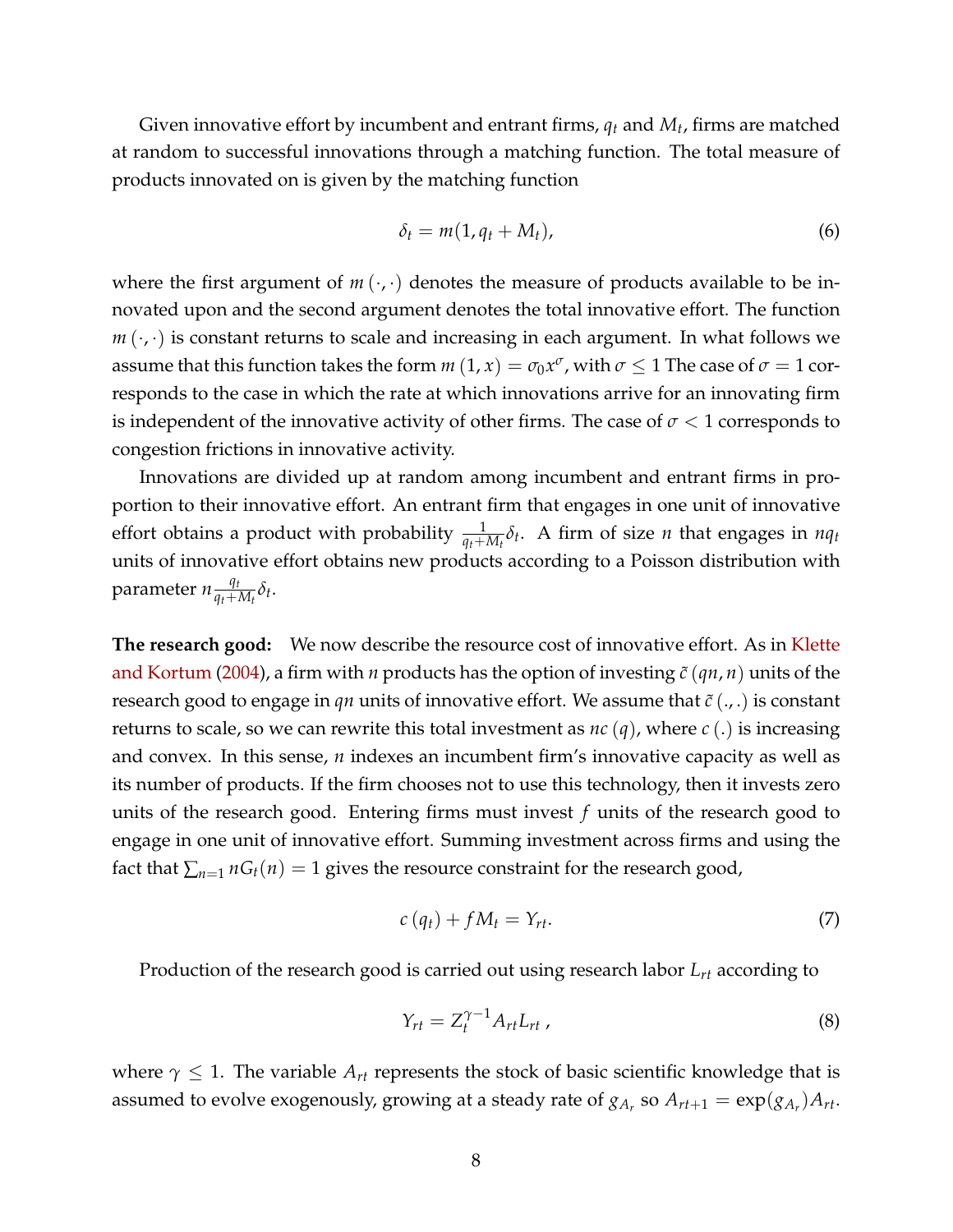Given innovative effort by incumbent and entrant firms, $q_t$ and $M_t$, firms are matched at random to successful innovations through a matching function. The total measure of products innovated on is given by the matching function

$$\delta_t = m(1, q_t + M_t), \tag{6}$$

where the first argument of $m(\cdot, \cdot)$ denotes the measure of products available to be innovated upon and the second argument denotes the total innovative effort. The function $m(\cdot, \cdot)$ is constant returns to scale and increasing in each argument. In what follows we assume that this function takes the form $m(1, x) = \sigma_0 x^{\sigma}$, with $\sigma \leq 1$ The case of $\sigma = 1$ corresponds to the case in which the rate at which innovations arrive for an innovating firm is independent of the innovative activity of other firms. The case of $\sigma < 1$ corresponds to congestion frictions in innovative activity.

Innovations are divided up at random among incumbent and entrant firms in proportion to their innovative effort. An entrant firm that engages in one unit of innovative effort obtains a product with probability $\frac{1}{q_t + M_t}\delta_t$. A firm of size $n$ that engages in $nq_t$ units of innovative effort obtains new products according to a Poisson distribution with parameter $n\frac{q_t}{q_t + M_t}\delta_t$.

**The research good:** We now describe the resource cost of innovative effort. As in Klette and Kortum (2004), a firm with $n$ products has the option of investing $\tilde{c}(qn, n)$ units of the research good to engage in $qn$ units of innovative effort. We assume that $\tilde{c}(.,.)$ is constant returns to scale, so we can rewrite this total investment as $nc(q)$, where $c(.)$ is increasing and convex. In this sense, $n$ indexes an incumbent firm's innovative capacity as well as its number of products. If the firm chooses not to use this technology, then it invests zero units of the research good. Entering firms must invest $f$ units of the research good to engage in one unit of innovative effort. Summing investment across firms and using the fact that $\sum_{n=1} nG_t(n) = 1$ gives the resource constraint for the research good,

$$c(q_t) + fM_t = Y_{rt}. \tag{7}$$

Production of the research good is carried out using research labor $L_{rt}$ according to

$$Y_{rt} = Z_t^{\gamma - 1} A_{rt} L_{rt}, \tag{8}$$

where $\gamma \leq 1$. The variable $A_{rt}$ represents the stock of basic scientific knowledge that is assumed to evolve exogenously, growing at a steady rate of $g_{A_r}$ so $A_{rt+1} = \exp(g_{A_r})A_{rt}$.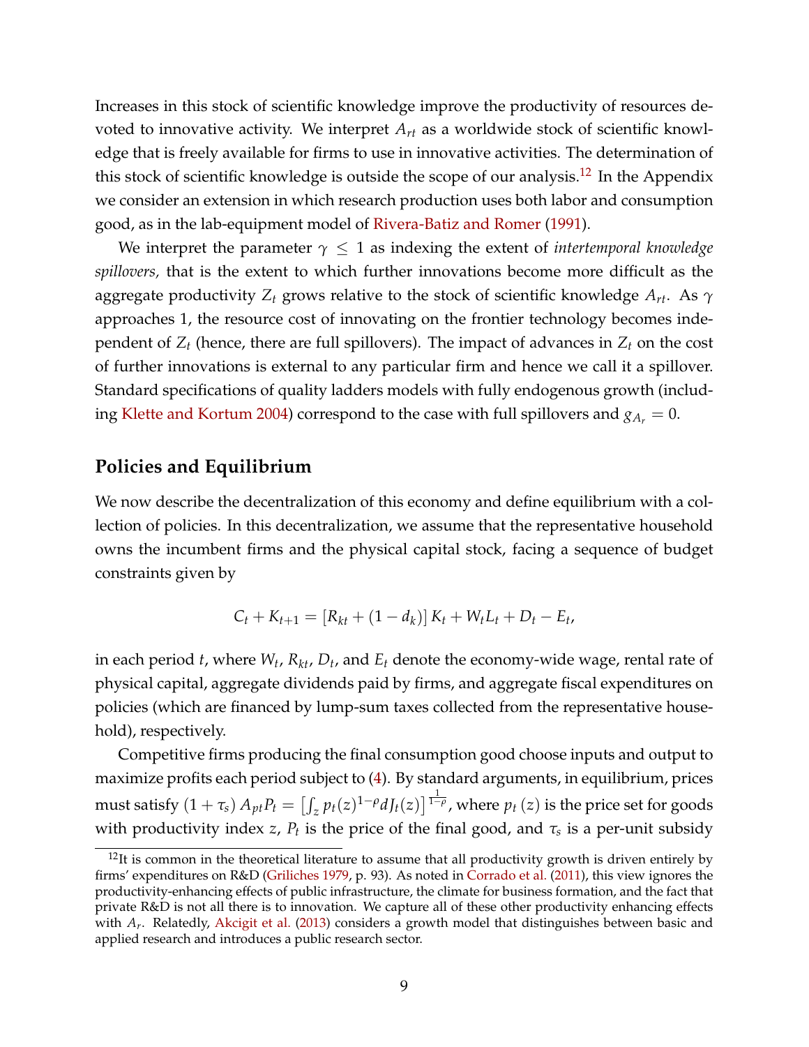Increases in this stock of scientific knowledge improve the productivity of resources devoted to innovative activity. We interpret $A_{rt}$ as a worldwide stock of scientific knowledge that is freely available for firms to use in innovative activities. The determination of this stock of scientific knowledge is outside the scope of our analysis.[12] In the Appendix we consider an extension in which research production uses both labor and consumption good, as in the lab-equipment model of Rivera-Batiz and Romer (1991).

We interpret the parameter $\gamma \leq 1$ as indexing the extent of *intertemporal knowledge spillovers,* that is the extent to which further innovations become more difficult as the aggregate productivity $Z_t$ grows relative to the stock of scientific knowledge $A_{rt}$. As $\gamma$ approaches 1, the resource cost of innovating on the frontier technology becomes independent of $Z_t$ (hence, there are full spillovers). The impact of advances in $Z_t$ on the cost of further innovations is external to any particular firm and hence we call it a spillover. Standard specifications of quality ladders models with fully endogenous growth (including Klette and Kortum 2004) correspond to the case with full spillovers and $g_{A_r} = 0$.

## Policies and Equilibrium

We now describe the decentralization of this economy and define equilibrium with a collection of policies. In this decentralization, we assume that the representative household owns the incumbent firms and the physical capital stock, facing a sequence of budget constraints given by

$$C_t + K_{t+1} = \left[R_{kt} + (1 - d_k)\right] K_t + W_t L_t + D_t - E_t,$$

in each period $t$, where $W_t$, $R_{kt}$, $D_t$, and $E_t$ denote the economy-wide wage, rental rate of physical capital, aggregate dividends paid by firms, and aggregate fiscal expenditures on policies (which are financed by lump-sum taxes collected from the representative household), respectively.

Competitive firms producing the final consumption good choose inputs and output to maximize profits each period subject to (4). By standard arguments, in equilibrium, prices must satisfy $(1 + \tau_s) A_{pt} P_t = \left[\int_z p_t(z)^{1-\rho} dJ_t(z)\right]^{\frac{1}{1-\rho}}$, where $p_t(z)$ is the price set for goods with productivity index $z$, $P_t$ is the price of the final good, and $\tau_s$ is a per-unit subsidy

[12] It is common in the theoretical literature to assume that all productivity growth is driven entirely by firms' expenditures on R&D (Griliches 1979, p. 93). As noted in Corrado et al. (2011), this view ignores the productivity-enhancing effects of public infrastructure, the climate for business formation, and the fact that private R&D is not all there is to innovation. We capture all of these other productivity enhancing effects with $A_r$. Relatedly, Akcigit et al. (2013) considers a growth model that distinguishes between basic and applied research and introduces a public research sector.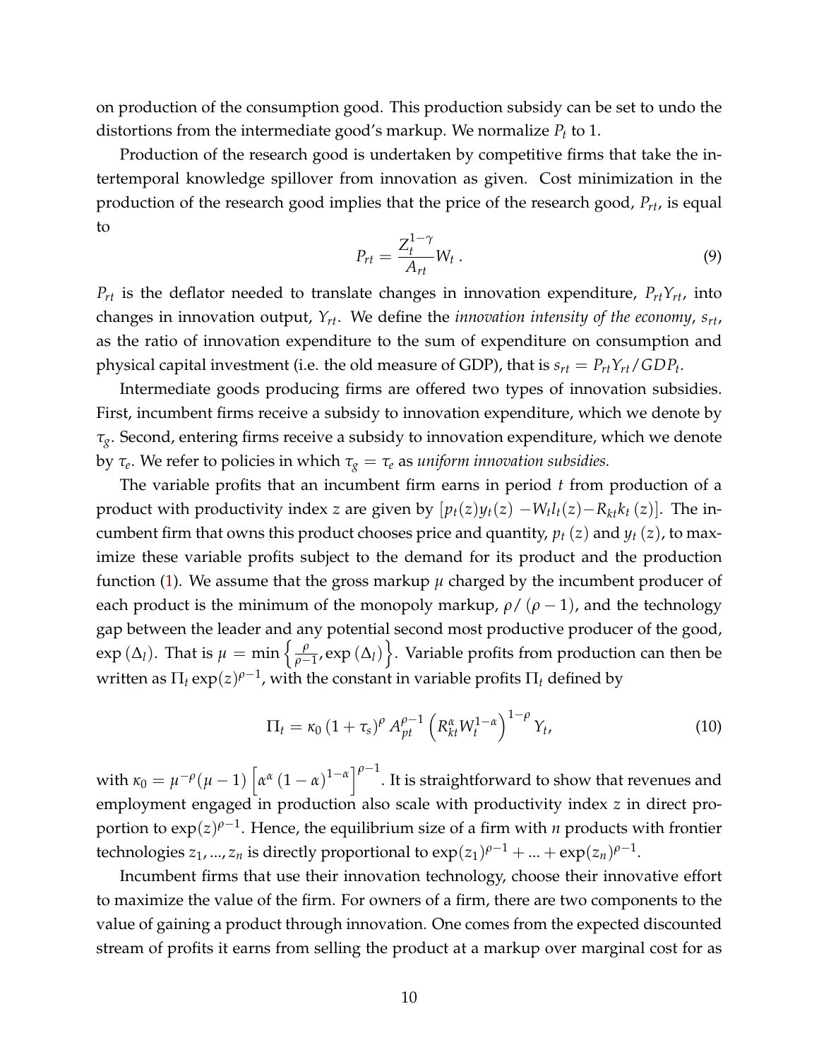on production of the consumption good. This production subsidy can be set to undo the distortions from the intermediate good's markup. We normalize $P_t$ to 1.

Production of the research good is undertaken by competitive firms that take the intertemporal knowledge spillover from innovation as given. Cost minimization in the production of the research good implies that the price of the research good, $P_{rt}$, is equal to

$$P_{rt} = \frac{Z_t^{1-\gamma}}{A_{rt}} W_t \, . \tag{9}$$

$P_{rt}$ is the deflator needed to translate changes in innovation expenditure, $P_{rt}Y_{rt}$, into changes in innovation output, $Y_{rt}$. We define the *innovation intensity of the economy*, $s_{rt}$, as the ratio of innovation expenditure to the sum of expenditure on consumption and physical capital investment (i.e. the old measure of GDP), that is $s_{rt} = P_{rt}Y_{rt}/GDP_t$.

Intermediate goods producing firms are offered two types of innovation subsidies. First, incumbent firms receive a subsidy to innovation expenditure, which we denote by $\tau_g$. Second, entering firms receive a subsidy to innovation expenditure, which we denote by $\tau_e$. We refer to policies in which $\tau_g = \tau_e$ as *uniform innovation subsidies.*

The variable profits that an incumbent firm earns in period $t$ from production of a product with productivity index $z$ are given by $[p_t(z)y_t(z) - W_t l_t(z) - R_{kt}k_t(z)]$. The incumbent firm that owns this product chooses price and quantity, $p_t(z)$ and $y_t(z)$, to maximize these variable profits subject to the demand for its product and the production function (1). We assume that the gross markup $\mu$ charged by the incumbent producer of each product is the minimum of the monopoly markup, $\rho/(\rho-1)$, and the technology gap between the leader and any potential second most productive producer of the good, $\exp(\Delta_l)$. That is $\mu = \min\left\{\frac{\rho}{\rho-1}, \exp(\Delta_l)\right\}$. Variable profits from production can then be written as $\Pi_t \exp(z)^{\rho-1}$, with the constant in variable profits $\Pi_t$ defined by

$$\Pi_t = \kappa_0 \left(1+\tau_s\right)^{\rho} A_{pt}^{\rho-1} \left(R_{kt}^{\alpha} W_t^{1-\alpha}\right)^{1-\rho} Y_t, \tag{10}$$

with $\kappa_0 = \mu^{-\rho}(\mu-1)\left[\alpha^{\alpha}\left(1-\alpha\right)^{1-\alpha}\right]^{\rho-1}$. It is straightforward to show that revenues and employment engaged in production also scale with productivity index $z$ in direct proportion to $\exp(z)^{\rho-1}$. Hence, the equilibrium size of a firm with $n$ products with frontier technologies $z_1, ..., z_n$ is directly proportional to $\exp(z_1)^{\rho-1} + ... + \exp(z_n)^{\rho-1}$.

Incumbent firms that use their innovation technology, choose their innovative effort to maximize the value of the firm. For owners of a firm, there are two components to the value of gaining a product through innovation. One comes from the expected discounted stream of profits it earns from selling the product at a markup over marginal cost for as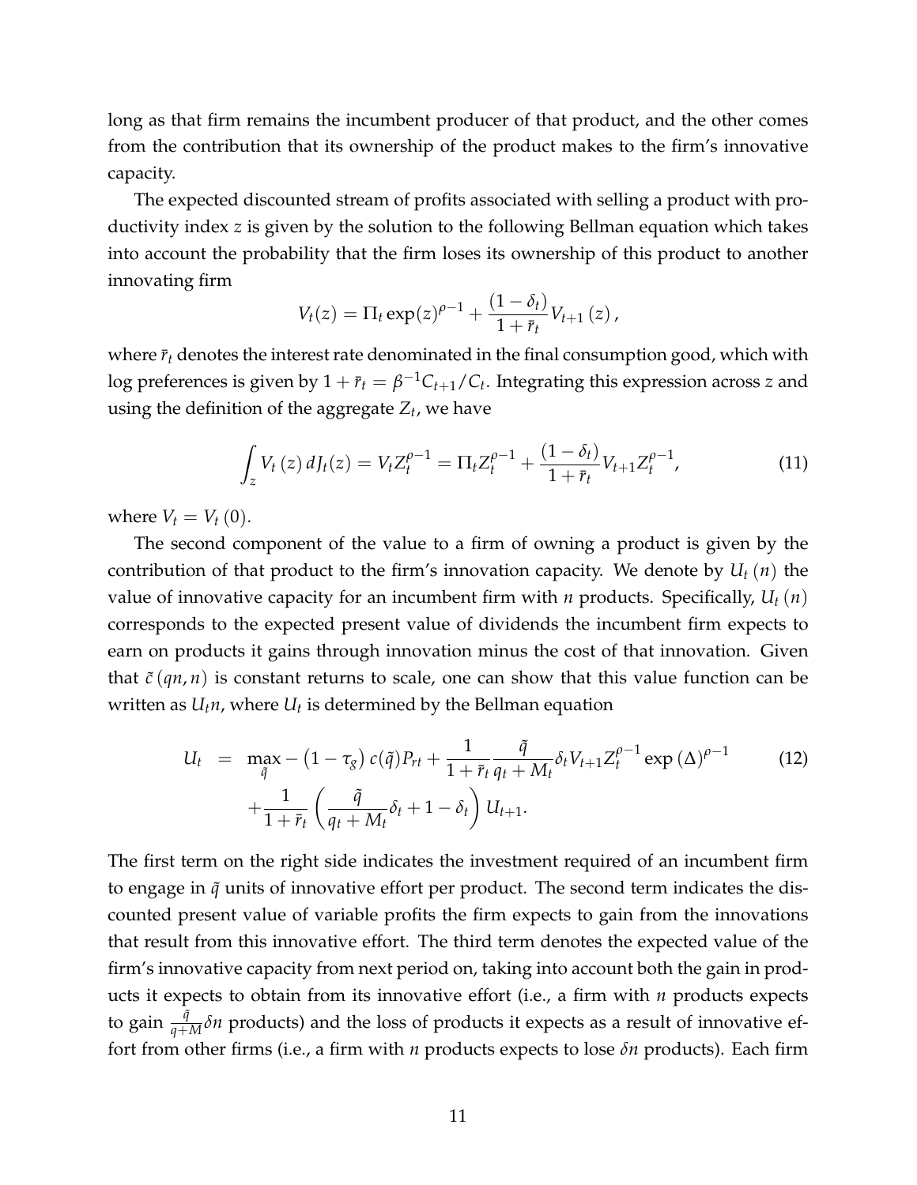long as that firm remains the incumbent producer of that product, and the other comes from the contribution that its ownership of the product makes to the firm's innovative capacity.

The expected discounted stream of profits associated with selling a product with productivity index $z$ is given by the solution to the following Bellman equation which takes into account the probability that the firm loses its ownership of this product to another innovating firm

$$V_t(z) = \Pi_t \exp(z)^{\rho-1} + \frac{(1-\delta_t)}{1+\bar{r}_t} V_{t+1}(z),$$

where $\bar{r}_t$ denotes the interest rate denominated in the final consumption good, which with log preferences is given by $1 + \bar{r}_t = \beta^{-1} C_{t+1}/C_t$. Integrating this expression across $z$ and using the definition of the aggregate $Z_t$, we have

$$\int_z V_t(z)\, dJ_t(z) = V_t Z_t^{\rho-1} = \Pi_t Z_t^{\rho-1} + \frac{(1-\delta_t)}{1+\bar{r}_t} V_{t+1} Z_t^{\rho-1}, \tag{11}$$

where $V_t = V_t(0)$.

The second component of the value to a firm of owning a product is given by the contribution of that product to the firm's innovation capacity. We denote by $U_t(n)$ the value of innovative capacity for an incumbent firm with $n$ products. Specifically, $U_t(n)$ corresponds to the expected present value of dividends the incumbent firm expects to earn on products it gains through innovation minus the cost of that innovation. Given that $\tilde{c}(qn, n)$ is constant returns to scale, one can show that this value function can be written as $U_t n$, where $U_t$ is determined by the Bellman equation

$$\begin{aligned} U_t &= \max_{\tilde{q}} -\left(1-\tau_g\right) c(\tilde{q}) P_{rt} + \frac{1}{1+\bar{r}_t} \frac{\tilde{q}}{q_t + M_t} \delta_t V_{t+1} Z_t^{\rho-1} \exp(\Delta)^{\rho-1} \\ &\quad + \frac{1}{1+\bar{r}_t} \left( \frac{\tilde{q}}{q_t + M_t} \delta_t + 1 - \delta_t \right) U_{t+1}. \end{aligned} \tag{12}$$

The first term on the right side indicates the investment required of an incumbent firm to engage in $\tilde{q}$ units of innovative effort per product. The second term indicates the discounted present value of variable profits the firm expects to gain from the innovations that result from this innovative effort. The third term denotes the expected value of the firm's innovative capacity from next period on, taking into account both the gain in products it expects to obtain from its innovative effort (i.e., a firm with $n$ products expects to gain $\frac{\tilde{q}}{q+M} \delta n$ products) and the loss of products it expects as a result of innovative effort from other firms (i.e., a firm with $n$ products expects to lose $\delta n$ products). Each firm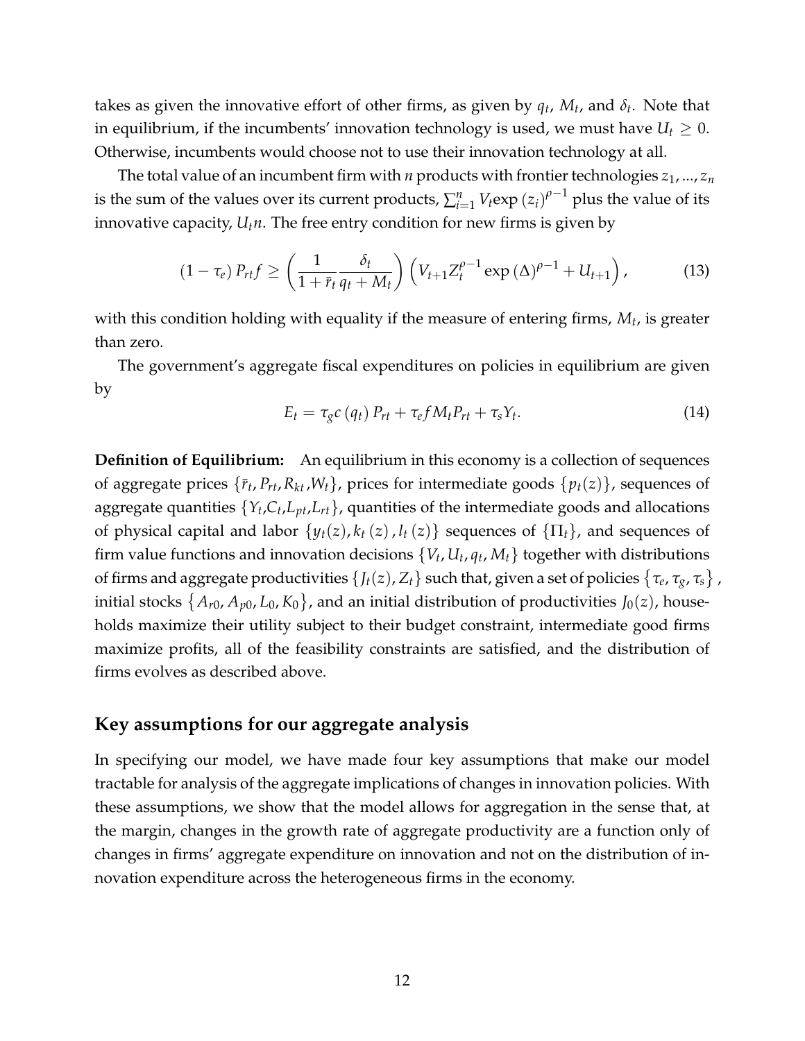takes as given the innovative effort of other firms, as given by $q_t$, $M_t$, and $\delta_t$. Note that in equilibrium, if the incumbents' innovation technology is used, we must have $U_t \geq 0$. Otherwise, incumbents would choose not to use their innovation technology at all.

The total value of an incumbent firm with $n$ products with frontier technologies $z_1, ..., z_n$ is the sum of the values over its current products, $\sum_{i=1}^{n} V_t \exp(z_i)^{\rho-1}$ plus the value of its innovative capacity, $U_t n$. The free entry condition for new firms is given by

$$(1-\tau_e) P_{rt} f \geq \left( \frac{1}{1+\bar{r}_t} \frac{\delta_t}{q_t + M_t} \right) \left( V_{t+1} Z_t^{\rho-1} \exp(\Delta)^{\rho-1} + U_{t+1} \right), \tag{13}$$

with this condition holding with equality if the measure of entering firms, $M_t$, is greater than zero.

The government's aggregate fiscal expenditures on policies in equilibrium are given by

$$E_t = \tau_g c(q_t) P_{rt} + \tau_e f M_t P_{rt} + \tau_s Y_t. \tag{14}$$

**Definition of Equilibrium:** An equilibrium in this economy is a collection of sequences of aggregate prices $\{\bar{r}_t, P_{rt}, R_{kt}, W_t\}$, prices for intermediate goods $\{p_t(z)\}$, sequences of aggregate quantities $\{Y_t, C_t, L_{pt}, L_{rt}\}$, quantities of the intermediate goods and allocations of physical capital and labor $\{y_t(z), k_t(z), l_t(z)\}$ sequences of $\{\Pi_t\}$, and sequences of firm value functions and innovation decisions $\{V_t, U_t, q_t, M_t\}$ together with distributions of firms and aggregate productivities $\{J_t(z), Z_t\}$ such that, given a set of policies $\{\tau_e, \tau_g, \tau_s\}$, initial stocks $\{A_{r0}, A_{p0}, L_0, K_0\}$, and an initial distribution of productivities $J_0(z)$, households maximize their utility subject to their budget constraint, intermediate good firms maximize profits, all of the feasibility constraints are satisfied, and the distribution of firms evolves as described above.

## Key assumptions for our aggregate analysis

In specifying our model, we have made four key assumptions that make our model tractable for analysis of the aggregate implications of changes in innovation policies. With these assumptions, we show that the model allows for aggregation in the sense that, at the margin, changes in the growth rate of aggregate productivity are a function only of changes in firms' aggregate expenditure on innovation and not on the distribution of innovation expenditure across the heterogeneous firms in the economy.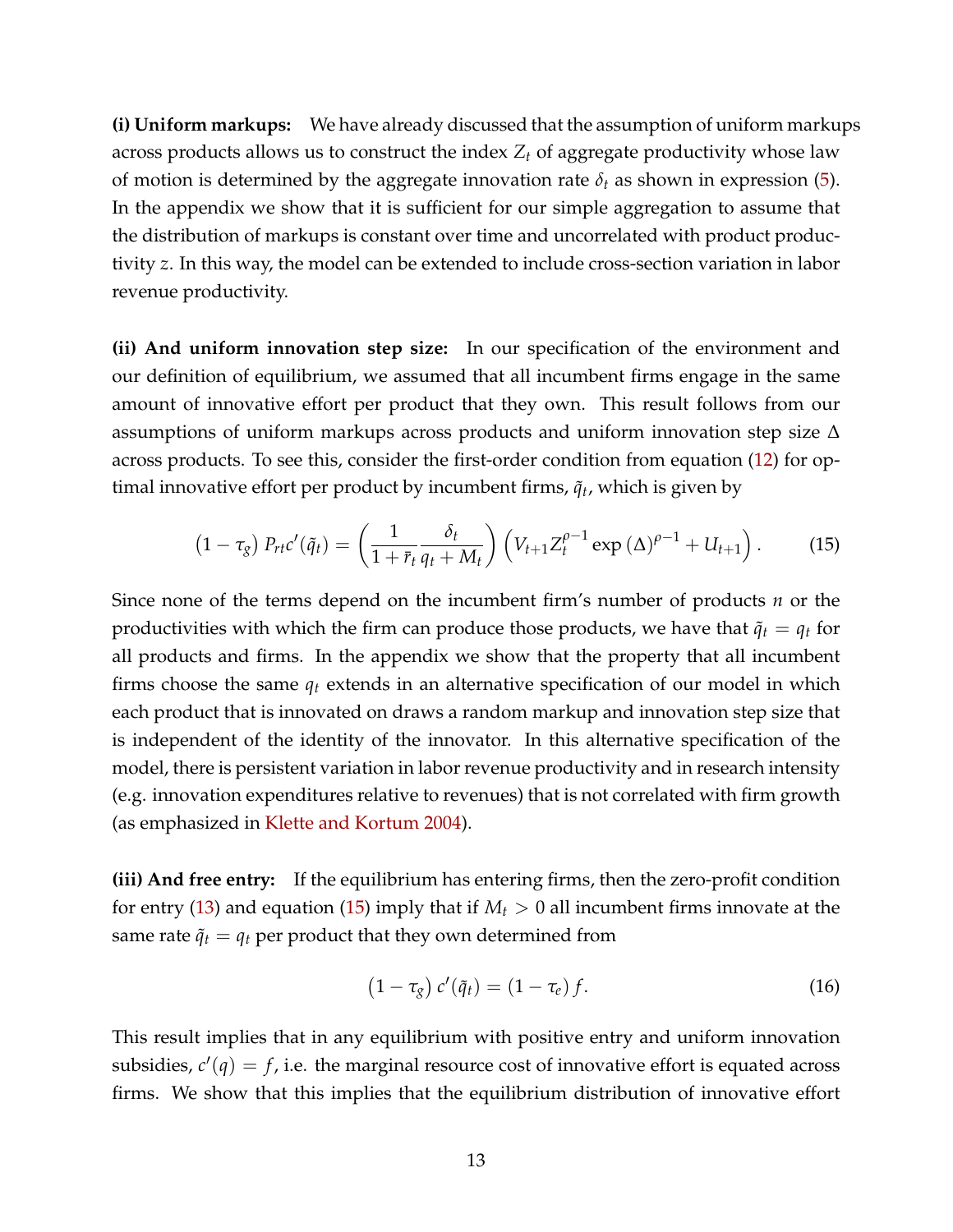**(i) Uniform markups:** We have already discussed that the assumption of uniform markups across products allows us to construct the index $Z_t$ of aggregate productivity whose law of motion is determined by the aggregate innovation rate $\delta_t$ as shown in expression (5). In the appendix we show that it is sufficient for our simple aggregation to assume that the distribution of markups is constant over time and uncorrelated with product productivity $z$. In this way, the model can be extended to include cross-section variation in labor revenue productivity.

**(ii) And uniform innovation step size:** In our specification of the environment and our definition of equilibrium, we assumed that all incumbent firms engage in the same amount of innovative effort per product that they own. This result follows from our assumptions of uniform markups across products and uniform innovation step size $\Delta$ across products. To see this, consider the first-order condition from equation (12) for optimal innovative effort per product by incumbent firms, $\tilde{q}_t$, which is given by

$$\left(1-\tau_g\right) P_{rt} c'(\tilde{q}_t) = \left(\frac{1}{1+\bar{r}_t}\frac{\delta_t}{q_t+M_t}\right)\left(V_{t+1}Z_t^{\rho-1}\exp\left(\Delta\right)^{\rho-1}+U_{t+1}\right). \tag{15}$$

Since none of the terms depend on the incumbent firm's number of products $n$ or the productivities with which the firm can produce those products, we have that $\tilde{q}_t = q_t$ for all products and firms. In the appendix we show that the property that all incumbent firms choose the same $q_t$ extends in an alternative specification of our model in which each product that is innovated on draws a random markup and innovation step size that is independent of the identity of the innovator. In this alternative specification of the model, there is persistent variation in labor revenue productivity and in research intensity (e.g. innovation expenditures relative to revenues) that is not correlated with firm growth (as emphasized in Klette and Kortum 2004).

**(iii) And free entry:** If the equilibrium has entering firms, then the zero-profit condition for entry (13) and equation (15) imply that if $M_t > 0$ all incumbent firms innovate at the same rate $\tilde{q}_t = q_t$ per product that they own determined from

$$\left(1-\tau_g\right) c'(\tilde{q}_t) = \left(1-\tau_e\right) f. \tag{16}$$

This result implies that in any equilibrium with positive entry and uniform innovation subsidies, $c'(q) = f$, i.e. the marginal resource cost of innovative effort is equated across firms. We show that this implies that the equilibrium distribution of innovative effort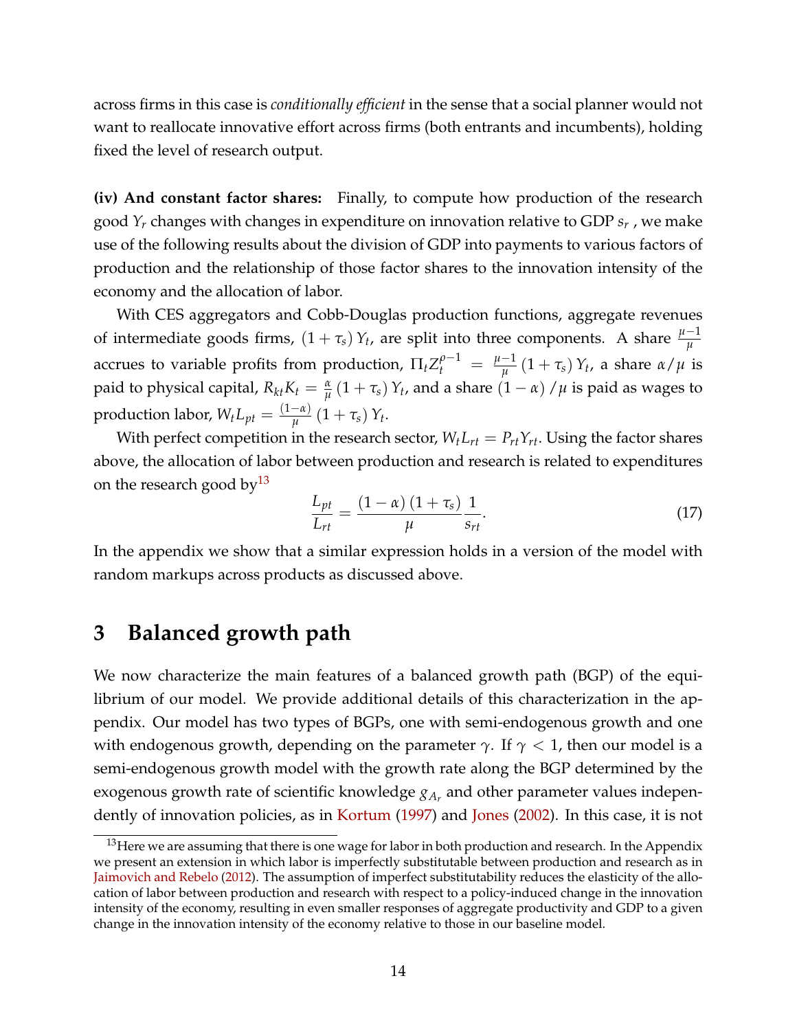across firms in this case is *conditionally efficient* in the sense that a social planner would not want to reallocate innovative effort across firms (both entrants and incumbents), holding fixed the level of research output.

**(iv) And constant factor shares:** Finally, to compute how production of the research good $Y_r$ changes with changes in expenditure on innovation relative to GDP $s_r$ , we make use of the following results about the division of GDP into payments to various factors of production and the relationship of those factor shares to the innovation intensity of the economy and the allocation of labor.

With CES aggregators and Cobb-Douglas production functions, aggregate revenues of intermediate goods firms, $(1+\tau_s) Y_t$, are split into three components. A share $\frac{\mu-1}{\mu}$ accrues to variable profits from production, $\Pi_t Z_t^{\rho-1} = \frac{\mu-1}{\mu}(1+\tau_s) Y_t$, a share $\alpha/\mu$ is paid to physical capital, $R_{kt} K_t = \frac{\alpha}{\mu}(1+\tau_s) Y_t$, and a share $(1-\alpha)/\mu$ is paid as wages to production labor, $W_t L_{pt} = \frac{(1-\alpha)}{\mu}(1+\tau_s) Y_t$.

With perfect competition in the research sector, $W_t L_{rt} = P_{rt} Y_{rt}$. Using the factor shares above, the allocation of labor between production and research is related to expenditures on the research good by[13]

$$\frac{L_{pt}}{L_{rt}} = \frac{(1-\alpha)(1+\tau_s)}{\mu} \frac{1}{s_{rt}}. \tag{17}$$

In the appendix we show that a similar expression holds in a version of the model with random markups across products as discussed above.

# 3 Balanced growth path

We now characterize the main features of a balanced growth path (BGP) of the equilibrium of our model. We provide additional details of this characterization in the appendix. Our model has two types of BGPs, one with semi-endogenous growth and one with endogenous growth, depending on the parameter $\gamma$. If $\gamma < 1$, then our model is a semi-endogenous growth model with the growth rate along the BGP determined by the exogenous growth rate of scientific knowledge $g_{A_r}$ and other parameter values independently of innovation policies, as in Kortum (1997) and Jones (2002). In this case, it is not

[13] Here we are assuming that there is one wage for labor in both production and research. In the Appendix we present an extension in which labor is imperfectly substitutable between production and research as in Jaimovich and Rebelo (2012). The assumption of imperfect substitutability reduces the elasticity of the allocation of labor between production and research with respect to a policy-induced change in the innovation intensity of the economy, resulting in even smaller responses of aggregate productivity and GDP to a given change in the innovation intensity of the economy relative to those in our baseline model.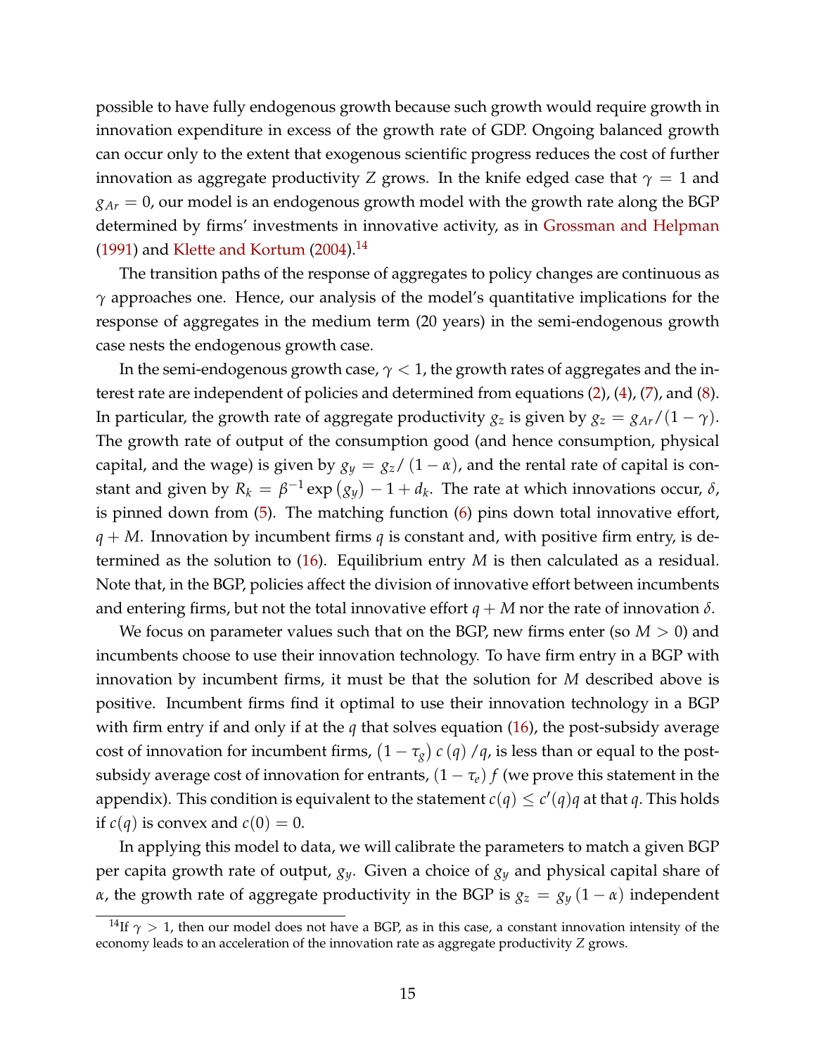possible to have fully endogenous growth because such growth would require growth in innovation expenditure in excess of the growth rate of GDP. Ongoing balanced growth can occur only to the extent that exogenous scientific progress reduces the cost of further innovation as aggregate productivity $Z$ grows. In the knife edged case that $\gamma = 1$ and $g_{Ar} = 0$, our model is an endogenous growth model with the growth rate along the BGP determined by firms' investments in innovative activity, as in Grossman and Helpman (1991) and Klette and Kortum (2004).[14]

The transition paths of the response of aggregates to policy changes are continuous as $\gamma$ approaches one. Hence, our analysis of the model's quantitative implications for the response of aggregates in the medium term (20 years) in the semi-endogenous growth case nests the endogenous growth case.

In the semi-endogenous growth case, $\gamma < 1$, the growth rates of aggregates and the interest rate are independent of policies and determined from equations (2), (4), (7), and (8). In particular, the growth rate of aggregate productivity $g_z$ is given by $g_z = g_{Ar}/(1-\gamma)$. The growth rate of output of the consumption good (and hence consumption, physical capital, and the wage) is given by $g_y = g_z/(1-\alpha)$, and the rental rate of capital is constant and given by $R_k = \beta^{-1}\exp\left(g_y\right) - 1 + d_k$. The rate at which innovations occur, $\delta$, is pinned down from (5). The matching function (6) pins down total innovative effort, $q + M$. Innovation by incumbent firms $q$ is constant and, with positive firm entry, is determined as the solution to (16). Equilibrium entry $M$ is then calculated as a residual. Note that, in the BGP, policies affect the division of innovative effort between incumbents and entering firms, but not the total innovative effort $q + M$ nor the rate of innovation $\delta$.

We focus on parameter values such that on the BGP, new firms enter (so $M > 0$) and incumbents choose to use their innovation technology. To have firm entry in a BGP with innovation by incumbent firms, it must be that the solution for $M$ described above is positive. Incumbent firms find it optimal to use their innovation technology in a BGP with firm entry if and only if at the $q$ that solves equation (16), the post-subsidy average cost of innovation for incumbent firms, $\left(1-\tau_g\right)c\left(q\right)/q$, is less than or equal to the post-subsidy average cost of innovation for entrants, $\left(1-\tau_e\right)f$ (we prove this statement in the appendix). This condition is equivalent to the statement $c(q) \leq c'(q)q$ at that $q$. This holds if $c(q)$ is convex and $c(0) = 0$.

In applying this model to data, we will calibrate the parameters to match a given BGP per capita growth rate of output, $g_y$. Given a choice of $g_y$ and physical capital share of $\alpha$, the growth rate of aggregate productivity in the BGP is $g_z = g_y\left(1-\alpha\right)$ independent

[14] If $\gamma > 1$, then our model does not have a BGP, as in this case, a constant innovation intensity of the economy leads to an acceleration of the innovation rate as aggregate productivity $Z$ grows.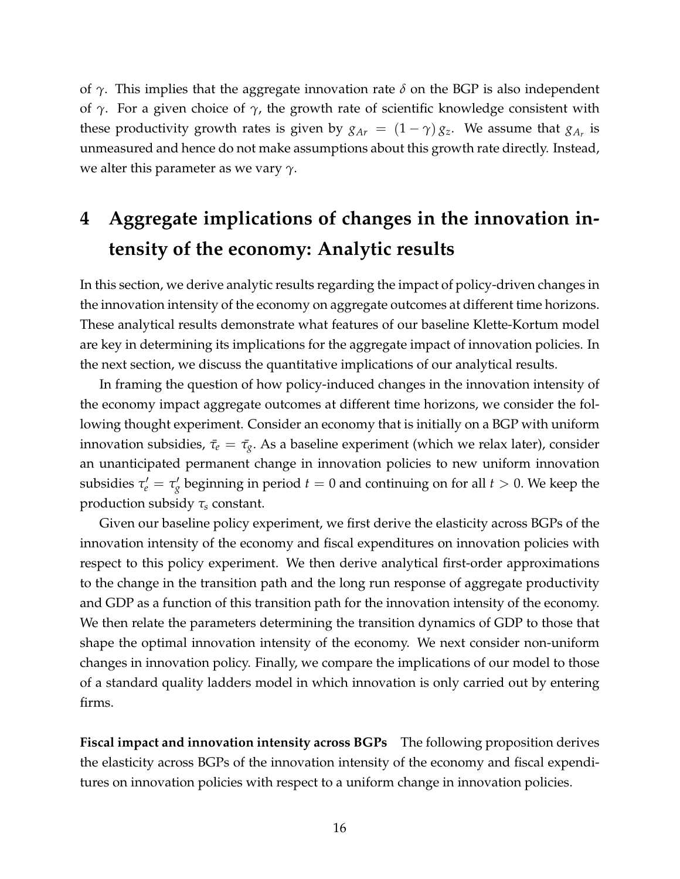of $\gamma$. This implies that the aggregate innovation rate $\delta$ on the BGP is also independent of $\gamma$. For a given choice of $\gamma$, the growth rate of scientific knowledge consistent with these productivity growth rates is given by $g_{Ar} = (1 - \gamma) g_z$. We assume that $g_{A_r}$ is unmeasured and hence do not make assumptions about this growth rate directly. Instead, we alter this parameter as we vary $\gamma$.

# 4 Aggregate implications of changes in the innovation intensity of the economy: Analytic results

In this section, we derive analytic results regarding the impact of policy-driven changes in the innovation intensity of the economy on aggregate outcomes at different time horizons. These analytical results demonstrate what features of our baseline Klette-Kortum model are key in determining its implications for the aggregate impact of innovation policies. In the next section, we discuss the quantitative implications of our analytical results.

In framing the question of how policy-induced changes in the innovation intensity of the economy impact aggregate outcomes at different time horizons, we consider the following thought experiment. Consider an economy that is initially on a BGP with uniform innovation subsidies, $\bar{\tau}_e = \bar{\tau}_g$. As a baseline experiment (which we relax later), consider an unanticipated permanent change in innovation policies to new uniform innovation subsidies $\tau_e' = \tau_g'$ beginning in period $t = 0$ and continuing on for all $t > 0$. We keep the production subsidy $\tau_s$ constant.

Given our baseline policy experiment, we first derive the elasticity across BGPs of the innovation intensity of the economy and fiscal expenditures on innovation policies with respect to this policy experiment. We then derive analytical first-order approximations to the change in the transition path and the long run response of aggregate productivity and GDP as a function of this transition path for the innovation intensity of the economy. We then relate the parameters determining the transition dynamics of GDP to those that shape the optimal innovation intensity of the economy. We next consider non-uniform changes in innovation policy. Finally, we compare the implications of our model to those of a standard quality ladders model in which innovation is only carried out by entering firms.

**Fiscal impact and innovation intensity across BGPs** The following proposition derives the elasticity across BGPs of the innovation intensity of the economy and fiscal expenditures on innovation policies with respect to a uniform change in innovation policies.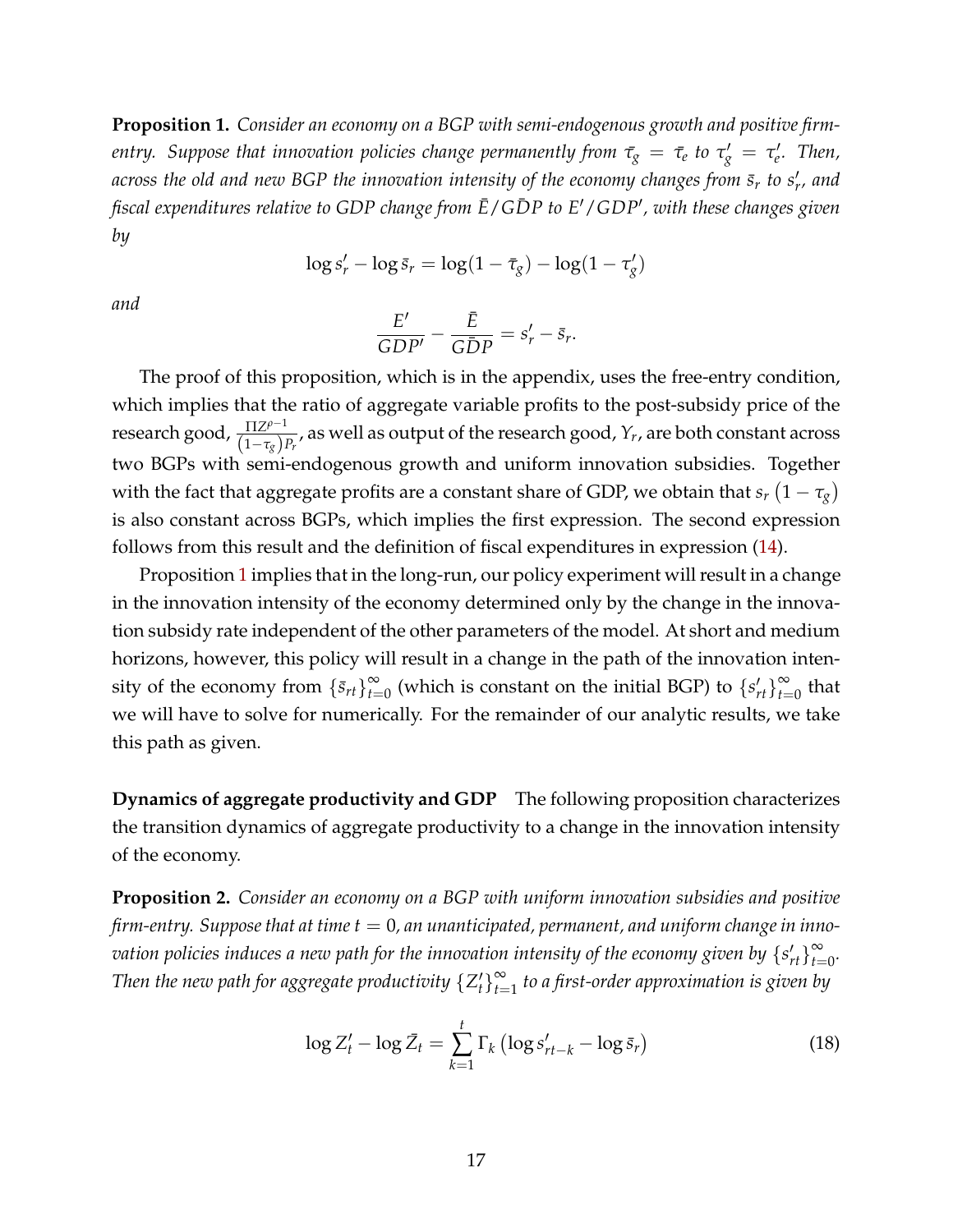**Proposition 1.** *Consider an economy on a BGP with semi-endogenous growth and positive firm-entry. Suppose that innovation policies change permanently from $\bar{\tau}_g = \bar{\tau}_e$ to $\tau_g' = \tau_e'$. Then, across the old and new BGP the innovation intensity of the economy changes from $\bar{s}_r$ to $s_r'$, and fiscal expenditures relative to GDP change from $\bar{E}/G\bar{D}P$ to $E'/GDP'$, with these changes given by*

$$\log s_r' - \log \bar{s}_r = \log(1 - \bar{\tau}_g) - \log(1 - \tau_g')$$

*and*

$$\frac{E'}{GDP'} - \frac{\bar{E}}{G\bar{D}P} = s_r' - \bar{s}_r.$$

The proof of this proposition, which is in the appendix, uses the free-entry condition, which implies that the ratio of aggregate variable profits to the post-subsidy price of the research good, $\frac{\Pi Z^{\rho-1}}{(1-\tau_g)P_r}$, as well as output of the research good, $Y_r$, are both constant across two BGPs with semi-endogenous growth and uniform innovation subsidies. Together with the fact that aggregate profits are a constant share of GDP, we obtain that $s_r\left(1 - \tau_g\right)$ is also constant across BGPs, which implies the first expression. The second expression follows from this result and the definition of fiscal expenditures in expression (14).

Proposition 1 implies that in the long-run, our policy experiment will result in a change in the innovation intensity of the economy determined only by the change in the innovation subsidy rate independent of the other parameters of the model. At short and medium horizons, however, this policy will result in a change in the path of the innovation intensity of the economy from $\{\bar{s}_{rt}\}_{t=0}^{\infty}$ (which is constant on the initial BGP) to $\{s_{rt}'\}_{t=0}^{\infty}$ that we will have to solve for numerically. For the remainder of our analytic results, we take this path as given.

**Dynamics of aggregate productivity and GDP** The following proposition characterizes the transition dynamics of aggregate productivity to a change in the innovation intensity of the economy.

**Proposition 2.** *Consider an economy on a BGP with uniform innovation subsidies and positive firm-entry. Suppose that at time $t = 0$, an unanticipated, permanent, and uniform change in innovation policies induces a new path for the innovation intensity of the economy given by $\{s_{rt}'\}_{t=0}^{\infty}$. Then the new path for aggregate productivity $\{Z_t'\}_{t=1}^{\infty}$ to a first-order approximation is given by*

$$\log Z_t' - \log \bar{Z}_t = \sum_{k=1}^{t} \Gamma_k \left(\log s_{rt-k}' - \log \bar{s}_r\right) \tag{18}$$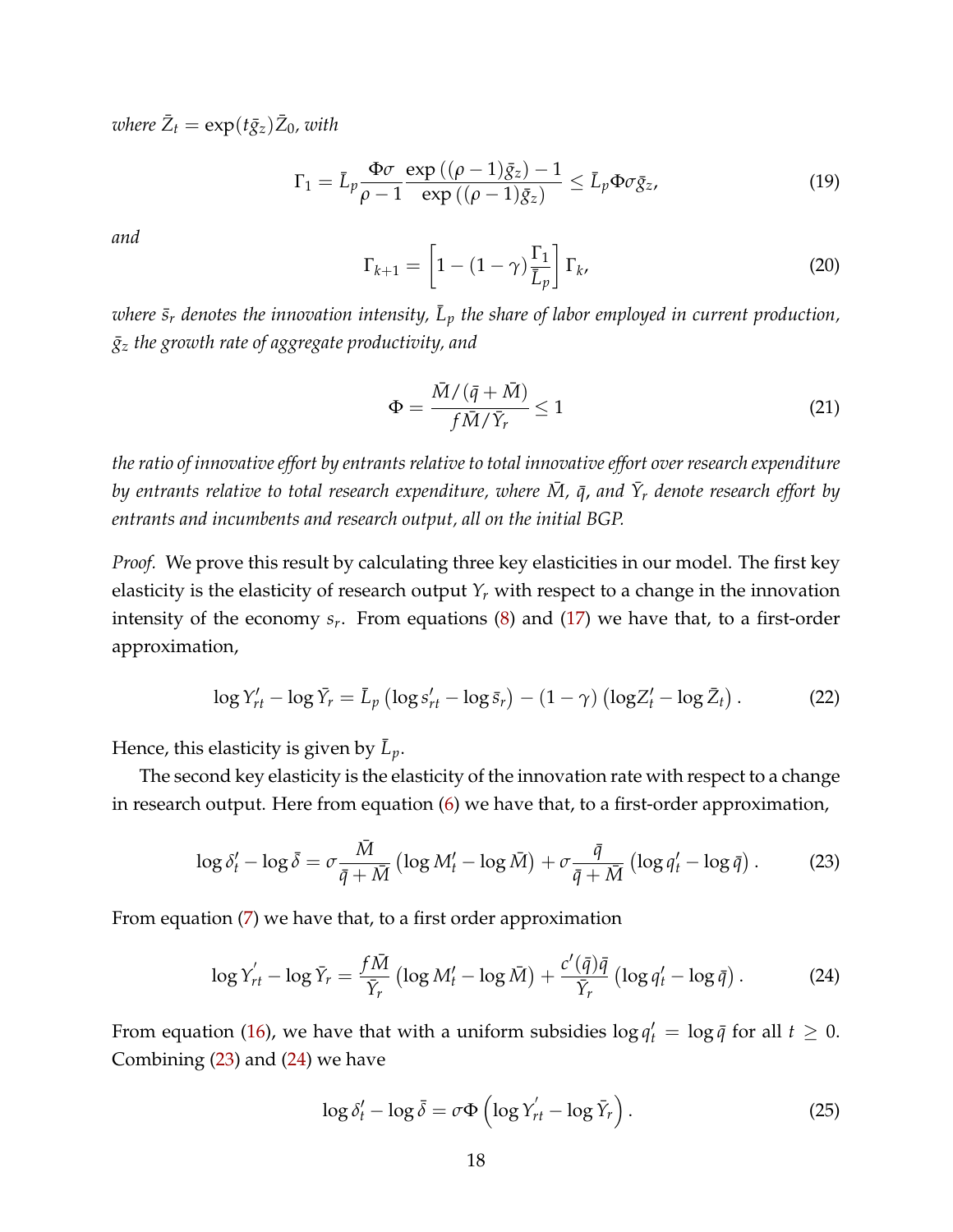*where $\bar{Z}_t = \exp(t\bar{g}_z)\bar{Z}_0$, with*

$$\Gamma_1 = \bar{L}_p \frac{\Phi\sigma}{\rho - 1} \frac{\exp\left((\rho-1)\bar{g}_z\right) - 1}{\exp\left((\rho-1)\bar{g}_z\right)} \leq \bar{L}_p \Phi \sigma \bar{g}_z, \tag{19}$$

*and*

$$\Gamma_{k+1} = \left[1 - (1-\gamma)\frac{\Gamma_1}{\bar{L}_p}\right]\Gamma_k, \tag{20}$$

*where $\bar{s}_r$ denotes the innovation intensity, $\bar{L}_p$ the share of labor employed in current production, $\bar{g}_z$ the growth rate of aggregate productivity, and*

$$\Phi = \frac{\bar{M}/(\bar{q}+\bar{M})}{f\bar{M}/\bar{Y}_r} \leq 1 \tag{21}$$

*the ratio of innovative effort by entrants relative to total innovative effort over research expenditure by entrants relative to total research expenditure, where $\bar{M}$, $\bar{q}$, and $\bar{Y}_r$ denote research effort by entrants and incumbents and research output, all on the initial BGP.*

*Proof.* We prove this result by calculating three key elasticities in our model. The first key elasticity is the elasticity of research output $Y_r$ with respect to a change in the innovation intensity of the economy $s_r$. From equations (8) and (17) we have that, to a first-order approximation,

$$\log Y'_{rt} - \log \bar{Y}_r = \bar{L}_p \left(\log s'_{rt} - \log \bar{s}_r\right) - (1-\gamma)\left(\log Z'_t - \log \bar{Z}_t\right). \tag{22}$$

Hence, this elasticity is given by $\bar{L}_p$.

The second key elasticity is the elasticity of the innovation rate with respect to a change in research output. Here from equation (6) we have that, to a first-order approximation,

$$\log \delta'_t - \log \bar{\delta} = \sigma \frac{\bar{M}}{\bar{q}+\bar{M}}\left(\log M'_t - \log \bar{M}\right) + \sigma \frac{\bar{q}}{\bar{q}+\bar{M}}\left(\log q'_t - \log \bar{q}\right). \tag{23}$$

From equation (7) we have that, to a first order approximation

$$\log Y'_{rt} - \log \bar{Y}_r = \frac{f\bar{M}}{\bar{Y}_r}\left(\log M'_t - \log \bar{M}\right) + \frac{c'(\bar{q})\bar{q}}{\bar{Y}_r}\left(\log q'_t - \log \bar{q}\right). \tag{24}$$

From equation (16), we have that with a uniform subsidies $\log q'_t = \log \bar{q}$ for all $t \geq 0$. Combining (23) and (24) we have

$$\log \delta'_t - \log \bar{\delta} = \sigma\Phi\left(\log Y'_{rt} - \log \bar{Y}_r\right). \tag{25}$$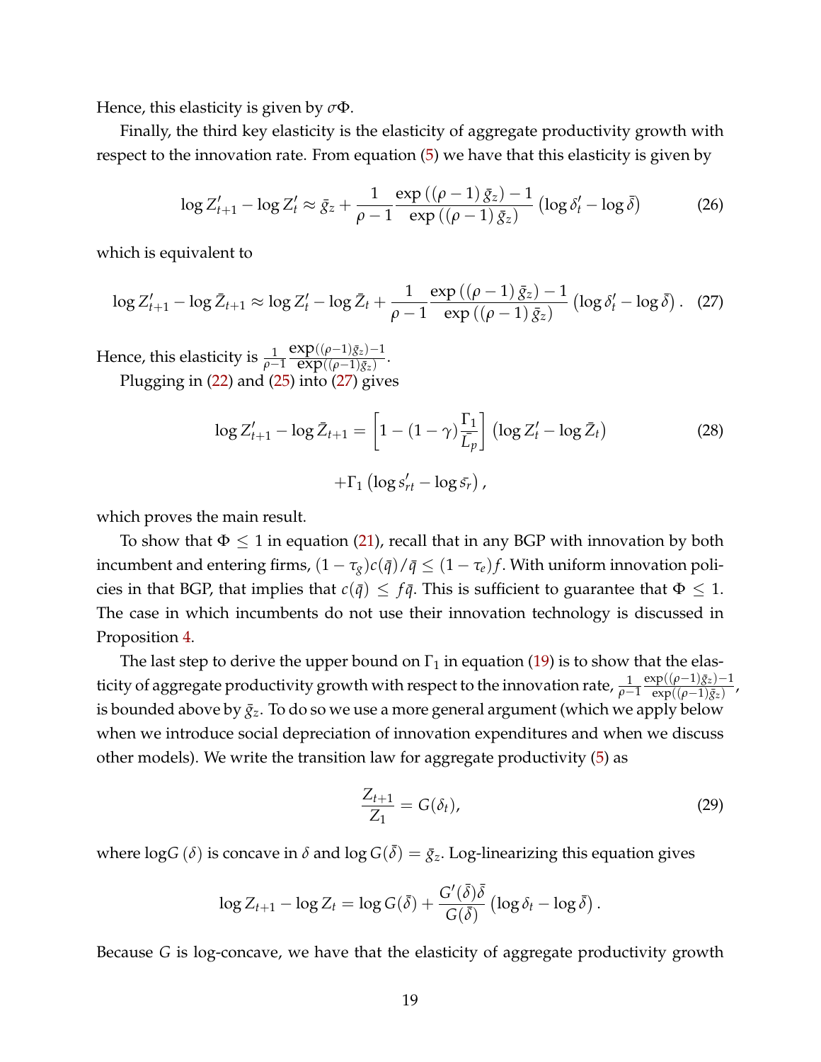Hence, this elasticity is given by $\sigma\Phi$.

Finally, the third key elasticity is the elasticity of aggregate productivity growth with respect to the innovation rate. From equation (5) we have that this elasticity is given by

$$\log Z'_{t+1} - \log Z'_t \approx \bar{g}_z + \frac{1}{\rho - 1} \frac{\exp\left((\rho-1)\,\bar{g}_z\right) - 1}{\exp\left((\rho-1)\,\bar{g}_z\right)} \left(\log \delta'_t - \log \bar{\delta}\right) \tag{26}$$

which is equivalent to

$$\log Z'_{t+1} - \log \bar{Z}_{t+1} \approx \log Z'_t - \log \bar{Z}_t + \frac{1}{\rho - 1} \frac{\exp\left((\rho-1)\,\bar{g}_z\right) - 1}{\exp\left((\rho-1)\,\bar{g}_z\right)} \left(\log \delta'_t - \log \bar{\delta}\right). \tag{27}$$

Hence, this elasticity is $\frac{1}{\rho-1}\frac{\exp((\rho-1)\bar{g}_z)-1}{\exp((\rho-1)\bar{g}_z)}$.

Plugging in (22) and (25) into (27) gives

$$\log Z'_{t+1} - \log \bar{Z}_{t+1} = \left[1 - (1-\gamma)\frac{\Gamma_1}{\bar{L}_p}\right]\left(\log Z'_t - \log \bar{Z}_t\right) \tag{28}$$

$$+\Gamma_1\left(\log s'_{rt} - \log \bar{s_r}\right),$$

which proves the main result.

To show that $\Phi \leq 1$ in equation (21), recall that in any BGP with innovation by both incumbent and entering firms, $(1-\tau_g)c(\bar{q})/\bar{q} \leq (1-\tau_e)f$. With uniform innovation policies in that BGP, that implies that $c(\bar{q}) \leq f\bar{q}$. This is sufficient to guarantee that $\Phi \leq 1$. The case in which incumbents do not use their innovation technology is discussed in Proposition 4.

The last step to derive the upper bound on $\Gamma_1$ in equation (19) is to show that the elasticity of aggregate productivity growth with respect to the innovation rate, $\frac{1}{\rho-1}\frac{\exp((\rho-1)\bar{g}_z)-1}{\exp((\rho-1)\bar{g}_z)}$, is bounded above by $\bar{g}_z$. To do so we use a more general argument (which we apply below when we introduce social depreciation of innovation expenditures and when we discuss other models). We write the transition law for aggregate productivity (5) as

$$\frac{Z_{t+1}}{Z_1} = G(\delta_t), \tag{29}$$

where $\log G(\delta)$ is concave in $\delta$ and $\log G(\bar{\delta}) = \bar{g}_z$. Log-linearizing this equation gives

$$\log Z_{t+1} - \log Z_t = \log G(\bar{\delta}) + \frac{G'(\bar{\delta})\bar{\delta}}{G(\bar{\delta})}\left(\log \delta_t - \log \bar{\delta}\right).$$

Because $G$ is log-concave, we have that the elasticity of aggregate productivity growth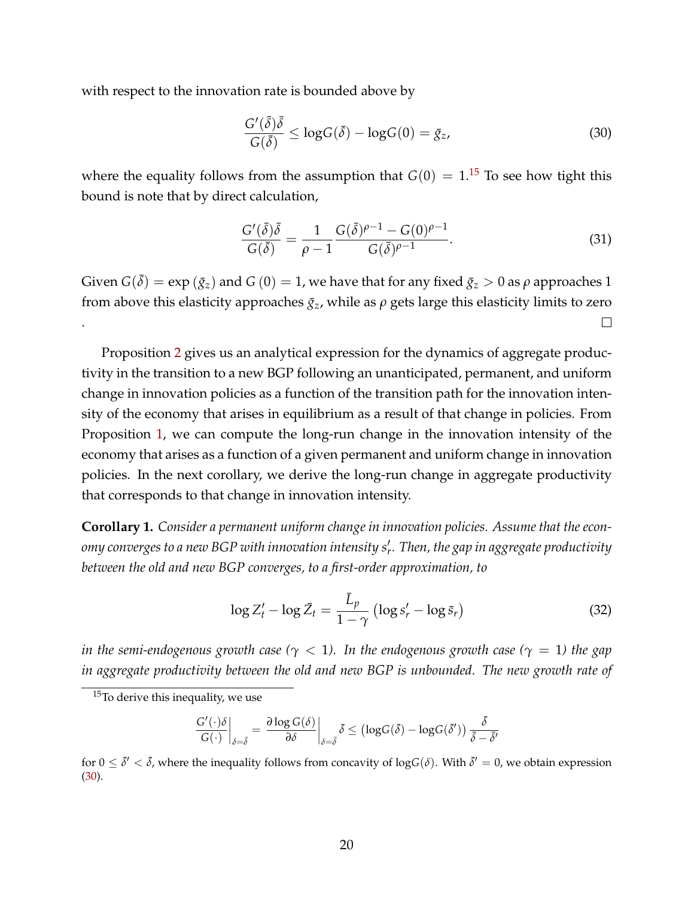with respect to the innovation rate is bounded above by

$$\frac{G'(\bar{\delta})\bar{\delta}}{G(\bar{\delta})} \leq \log G(\bar{\delta}) - \log G(0) = \bar{g}_z, \tag{30}$$

where the equality follows from the assumption that $G(0) = 1$.[15] To see how tight this bound is note that by direct calculation,

$$\frac{G'(\bar{\delta})\bar{\delta}}{G(\bar{\delta})} = \frac{1}{\rho - 1} \frac{G(\bar{\delta})^{\rho-1} - G(0)^{\rho-1}}{G(\bar{\delta})^{\rho-1}}. \tag{31}$$

Given $G(\bar{\delta}) = \exp(\bar{g}_z)$ and $G(0) = 1$, we have that for any fixed $\bar{g}_z > 0$ as $\rho$ approaches 1 from above this elasticity approaches $\bar{g}_z$, while as $\rho$ gets large this elasticity limits to zero . □

Proposition 2 gives us an analytical expression for the dynamics of aggregate productivity in the transition to a new BGP following an unanticipated, permanent, and uniform change in innovation policies as a function of the transition path for the innovation intensity of the economy that arises in equilibrium as a result of that change in policies. From Proposition 1, we can compute the long-run change in the innovation intensity of the economy that arises as a function of a given permanent and uniform change in innovation policies. In the next corollary, we derive the long-run change in aggregate productivity that corresponds to that change in innovation intensity.

**Corollary 1.** *Consider a permanent uniform change in innovation policies. Assume that the economy converges to a new BGP with innovation intensity $s_r'$. Then, the gap in aggregate productivity between the old and new BGP converges, to a first-order approximation, to*

$$\log Z_t' - \log \bar{Z}_t = \frac{\bar{L}_p}{1-\gamma} \left( \log s_r' - \log \bar{s}_r \right) \tag{32}$$

*in the semi-endogenous growth case ($\gamma < 1$). In the endogenous growth case ($\gamma = 1$) the gap in aggregate productivity between the old and new BGP is unbounded. The new growth rate of*

[15] To derive this inequality, we use

$$\left.\frac{G'(\cdot)\delta}{G(\cdot)}\right|_{\delta=\bar{\delta}} = \left.\frac{\partial \log G(\delta)}{\partial \delta}\right|_{\delta=\bar{\delta}} \bar{\delta} \leq \left(\log G(\bar{\delta}) - \log G(\bar{\delta}')\right) \frac{\bar{\delta}}{\bar{\delta} - \bar{\delta}'}$$

for $0 \leq \bar{\delta}' < \bar{\delta}$, where the inequality follows from concavity of $\log G(\delta)$. With $\bar{\delta}' = 0$, we obtain expression (30).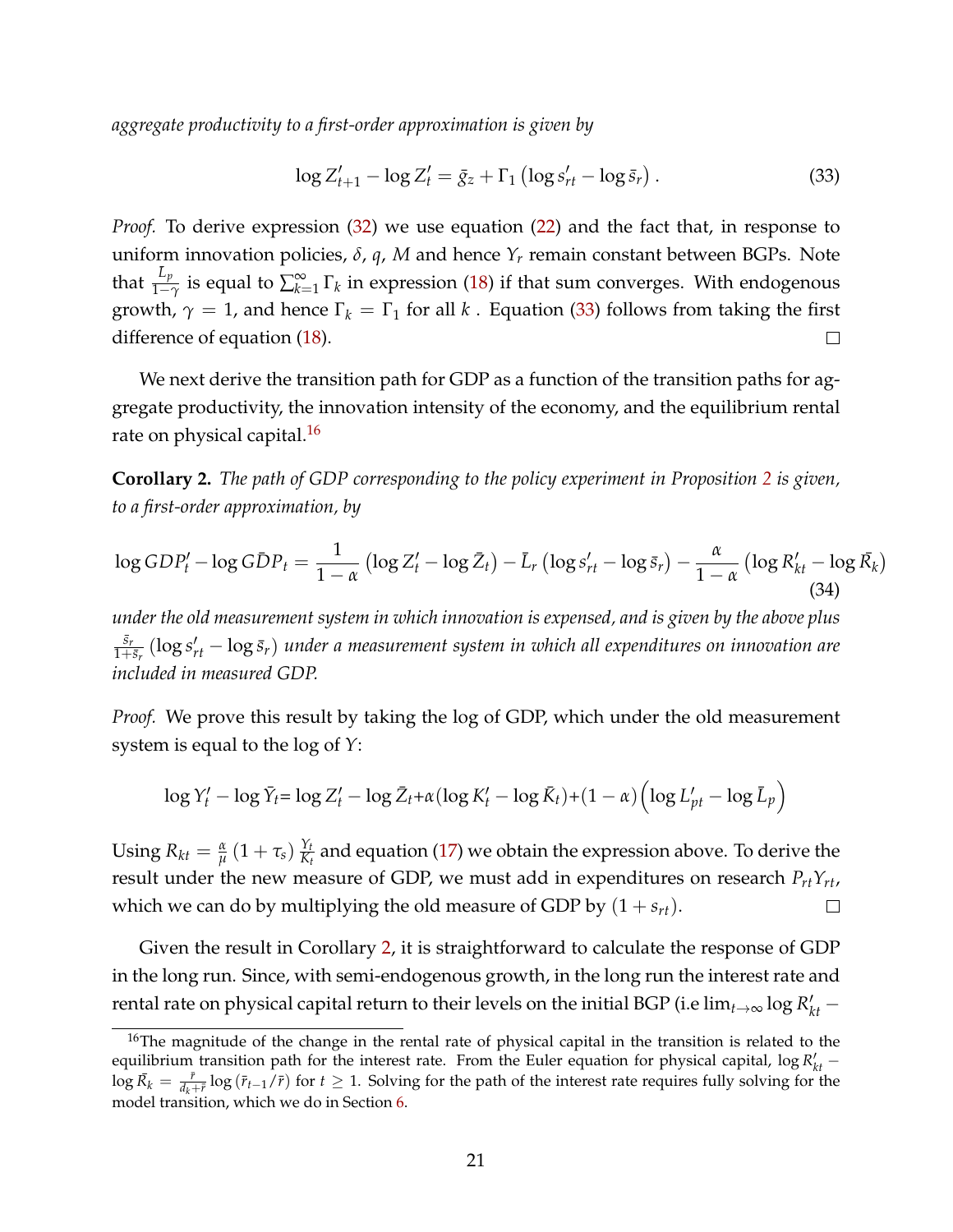*aggregate productivity to a first-order approximation is given by*

$$\log Z'_{t+1} - \log Z'_t = \bar{g}_z + \Gamma_1 \left( \log s'_{rt} - \log \bar{s}_r \right). \tag{33}$$

*Proof.* To derive expression (32) we use equation (22) and the fact that, in response to uniform innovation policies, $\delta$, $q$, $M$ and hence $Y_r$ remain constant between BGPs. Note that $\frac{L_p}{1-\gamma}$ is equal to $\sum_{k=1}^{\infty} \Gamma_k$ in expression (18) if that sum converges. With endogenous growth, $\gamma = 1$, and hence $\Gamma_k = \Gamma_1$ for all $k$. Equation (33) follows from taking the first difference of equation (18). □

We next derive the transition path for GDP as a function of the transition paths for aggregate productivity, the innovation intensity of the economy, and the equilibrium rental rate on physical capital.[16]

**Corollary 2.** *The path of GDP corresponding to the policy experiment in Proposition 2 is given, to a first-order approximation, by*

$$\log GDP'_t - \log G\bar{D}P_t = \frac{1}{1-\alpha} \left( \log Z'_t - \log \bar{Z}_t \right) - \bar{L}_r \left( \log s'_{rt} - \log \bar{s}_r \right) - \frac{\alpha}{1-\alpha} \left( \log R'_{kt} - \log \bar{R}_k \right) \tag{34}$$

*under the old measurement system in which innovation is expensed, and is given by the above plus* $\frac{\bar{s}_r}{1+\bar{s}_r} \left( \log s'_{rt} - \log \bar{s}_r \right)$ *under a measurement system in which all expenditures on innovation are included in measured GDP.*

*Proof.* We prove this result by taking the log of GDP, which under the old measurement system is equal to the log of $Y$:

$$\log Y'_t - \log \bar{Y}_t = \log Z'_t - \log \bar{Z}_t + \alpha (\log K'_t - \log \bar{K}_t) + (1-\alpha) \left( \log L'_{pt} - \log \bar{L}_p \right)$$

Using $R_{kt} = \frac{\alpha}{\mu} (1 + \tau_s) \frac{Y_t}{K_t}$ and equation (17) we obtain the expression above. To derive the result under the new measure of GDP, we must add in expenditures on research $P_{rt} Y_{rt}$, which we can do by multiplying the old measure of GDP by $(1 + s_{rt})$. □

Given the result in Corollary 2, it is straightforward to calculate the response of GDP in the long run. Since, with semi-endogenous growth, in the long run the interest rate and rental rate on physical capital return to their levels on the initial BGP (i.e $\lim_{t \to \infty} \log R'_{kt} -$

[16] The magnitude of the change in the rental rate of physical capital in the transition is related to the equilibrium transition path for the interest rate. From the Euler equation for physical capital, $\log R'_{kt} - \log \bar{R}_k = \frac{\bar{r}}{d_k + \bar{r}} \log \left( \bar{r}_{t-1} / \bar{r} \right)$ for $t \geq 1$. Solving for the path of the interest rate requires fully solving for the model transition, which we do in Section 6.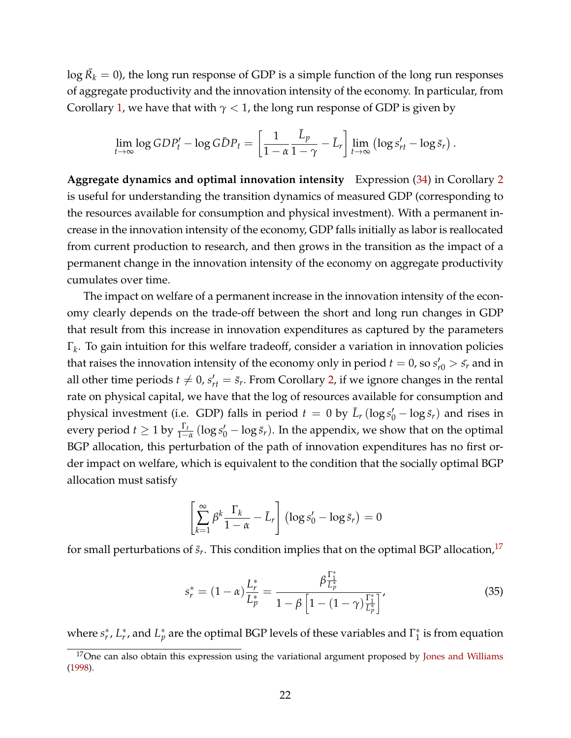$\log \bar{R}_k = 0$), the long run response of GDP is a simple function of the long run responses of aggregate productivity and the innovation intensity of the economy. In particular, from Corollary 1, we have that with $\gamma < 1$, the long run response of GDP is given by

$$\lim_{t\to\infty} \log GDP'_t - \log G\bar{D}P_t = \left[\frac{1}{1-\alpha}\frac{\bar{L}_p}{1-\gamma} - \bar{L}_r\right] \lim_{t\to\infty} \left(\log s'_{rt} - \log \bar{s}_r\right).$$

**Aggregate dynamics and optimal innovation intensity** Expression (34) in Corollary 2 is useful for understanding the transition dynamics of measured GDP (corresponding to the resources available for consumption and physical investment). With a permanent increase in the innovation intensity of the economy, GDP falls initially as labor is reallocated from current production to research, and then grows in the transition as the impact of a permanent change in the innovation intensity of the economy on aggregate productivity cumulates over time.

The impact on welfare of a permanent increase in the innovation intensity of the economy clearly depends on the trade-off between the short and long run changes in GDP that result from this increase in innovation expenditures as captured by the parameters $\Gamma_k$. To gain intuition for this welfare tradeoff, consider a variation in innovation policies that raises the innovation intensity of the economy only in period $t = 0$, so $s'_{r0} > \bar{s}_r$ and in all other time periods $t \neq 0$, $s'_{rt} = \bar{s}_r$. From Corollary 2, if we ignore changes in the rental rate on physical capital, we have that the log of resources available for consumption and physical investment (i.e. GDP) falls in period $t = 0$ by $\bar{L}_r \left(\log s'_0 - \log \bar{s}_r\right)$ and rises in every period $t \geq 1$ by $\frac{\Gamma_t}{1-\alpha}\left(\log s'_0 - \log \bar{s}_r\right)$. In the appendix, we show that on the optimal BGP allocation, this perturbation of the path of innovation expenditures has no first order impact on welfare, which is equivalent to the condition that the socially optimal BGP allocation must satisfy

$$\left[\sum_{k=1}^{\infty} \beta^k \frac{\Gamma_k}{1-\alpha} - \bar{L}_r\right] \left(\log s'_0 - \log \bar{s}_r\right) = 0$$

for small perturbations of $\bar{s}_r$. This condition implies that on the optimal BGP allocation,[17]

$$s^*_r = (1-\alpha)\frac{L^*_r}{L^*_p} = \frac{\beta \frac{\Gamma^*_1}{L^*_p}}{1 - \beta\left[1 - (1-\gamma)\frac{\Gamma^*_1}{L^*_p}\right]}, \tag{35}$$

where $s^*_r$, $L^*_r$, and $L^*_p$ are the optimal BGP levels of these variables and $\Gamma^*_1$ is from equation

[17] One can also obtain this expression using the variational argument proposed by Jones and Williams (1998).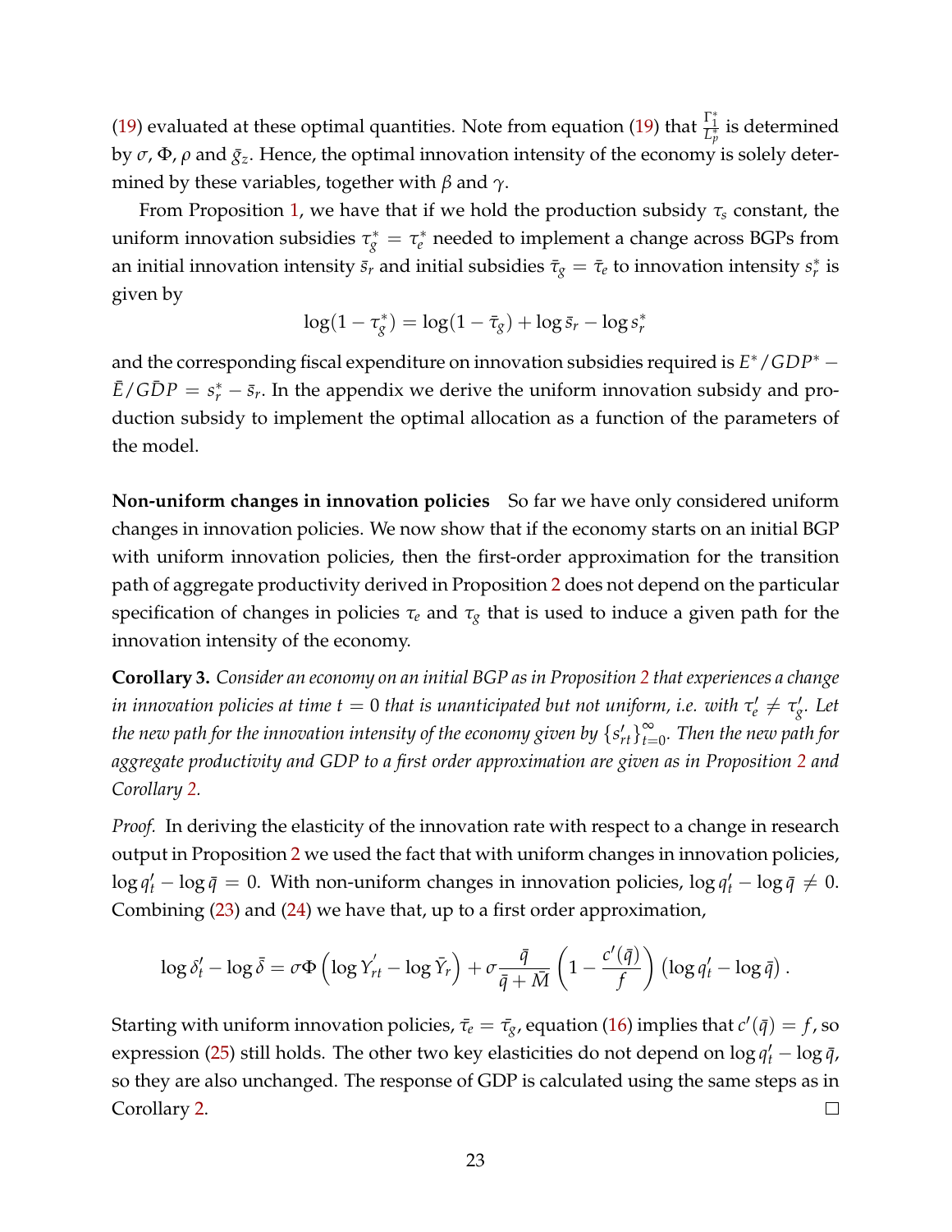(19) evaluated at these optimal quantities. Note from equation (19) that $\frac{\Gamma_1^*}{L_p^*}$ is determined by $\sigma$, $\Phi$, $\rho$ and $\bar{g}_z$. Hence, the optimal innovation intensity of the economy is solely determined by these variables, together with $\beta$ and $\gamma$.

From Proposition 1, we have that if we hold the production subsidy $\tau_s$ constant, the uniform innovation subsidies $\tau_g^* = \tau_e^*$ needed to implement a change across BGPs from an initial innovation intensity $\bar{s}_r$ and initial subsidies $\bar{\tau}_g = \bar{\tau}_e$ to innovation intensity $s_r^*$ is given by

$$\log(1 - \tau_g^*) = \log(1 - \bar{\tau}_g) + \log \bar{s}_r - \log s_r^*$$

and the corresponding fiscal expenditure on innovation subsidies required is $E^*/GDP^* - \bar{E}/G\bar{D}P = s_r^* - \bar{s}_r$. In the appendix we derive the uniform innovation subsidy and production subsidy to implement the optimal allocation as a function of the parameters of the model.

**Non-uniform changes in innovation policies** So far we have only considered uniform changes in innovation policies. We now show that if the economy starts on an initial BGP with uniform innovation policies, then the first-order approximation for the transition path of aggregate productivity derived in Proposition 2 does not depend on the particular specification of changes in policies $\tau_e$ and $\tau_g$ that is used to induce a given path for the innovation intensity of the economy.

**Corollary 3.** *Consider an economy on an initial BGP as in Proposition 2 that experiences a change in innovation policies at time $t = 0$ that is unanticipated but not uniform, i.e. with $\tau_e' \neq \tau_g'$. Let the new path for the innovation intensity of the economy given by $\{s_{rt}'\}_{t=0}^{\infty}$. Then the new path for aggregate productivity and GDP to a first order approximation are given as in Proposition 2 and Corollary 2.*

*Proof.* In deriving the elasticity of the innovation rate with respect to a change in research output in Proposition 2 we used the fact that with uniform changes in innovation policies, $\log q_t' - \log \bar{q} = 0$. With non-uniform changes in innovation policies, $\log q_t' - \log \bar{q} \neq 0$. Combining (23) and (24) we have that, up to a first order approximation,

$$\log \delta_t' - \log \bar{\delta} = \sigma \Phi \left( \log Y_{rt}' - \log \bar{Y}_r \right) + \sigma \frac{\bar{q}}{\bar{q} + \bar{M}} \left( 1 - \frac{c'(\bar{q})}{f} \right) \left( \log q_t' - \log \bar{q} \right).$$

Starting with uniform innovation policies, $\bar{\tau}_e = \bar{\tau}_g$, equation (16) implies that $c'(\bar{q}) = f$, so expression (25) still holds. The other two key elasticities do not depend on $\log q_t' - \log \bar{q}$, so they are also unchanged. The response of GDP is calculated using the same steps as in Corollary 2. □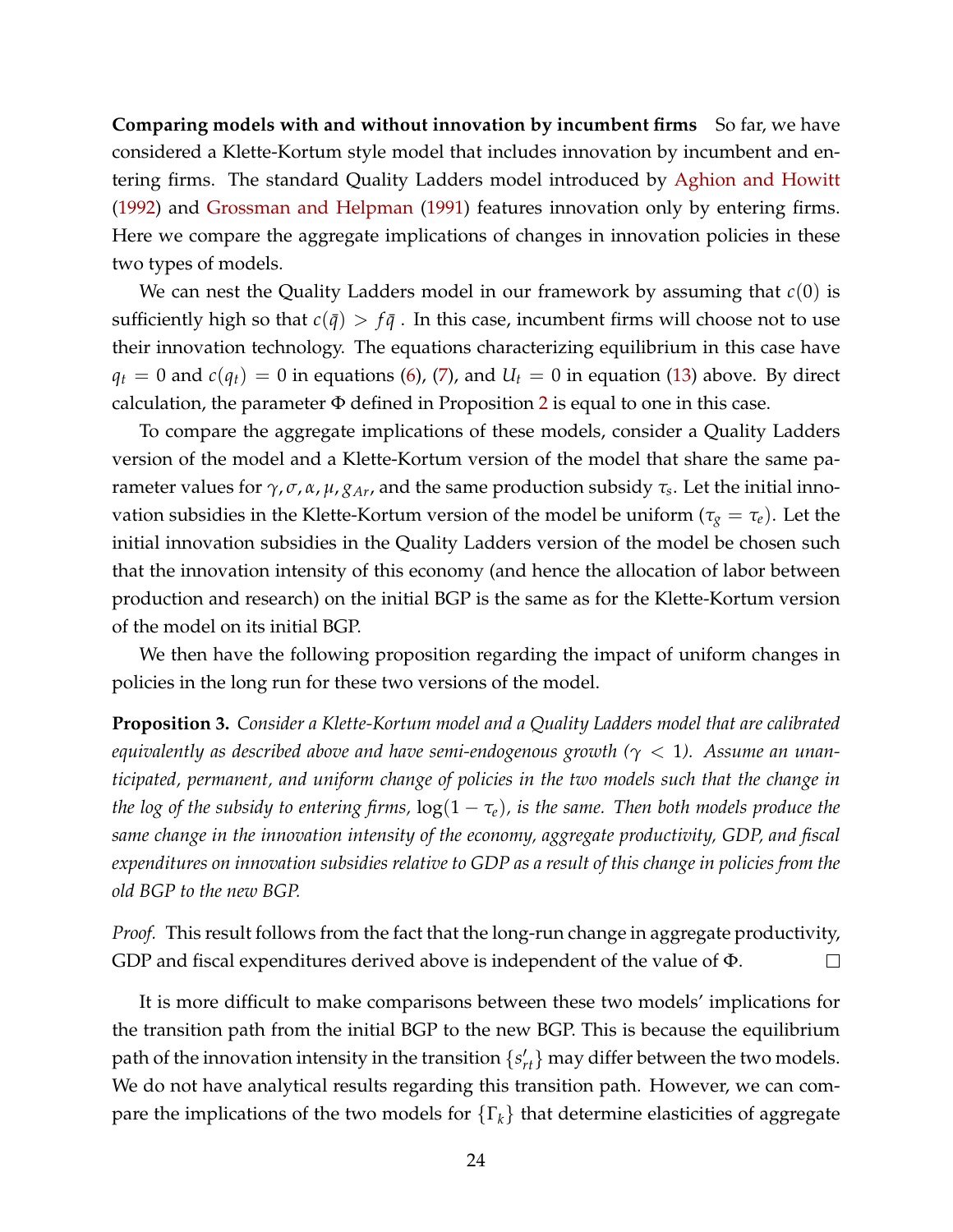**Comparing models with and without innovation by incumbent firms** So far, we have considered a Klette-Kortum style model that includes innovation by incumbent and entering firms. The standard Quality Ladders model introduced by Aghion and Howitt (1992) and Grossman and Helpman (1991) features innovation only by entering firms. Here we compare the aggregate implications of changes in innovation policies in these two types of models.

We can nest the Quality Ladders model in our framework by assuming that $c(0)$ is sufficiently high so that $c(\bar{q}) > f\bar{q}$ . In this case, incumbent firms will choose not to use their innovation technology. The equations characterizing equilibrium in this case have $q_t = 0$ and $c(q_t) = 0$ in equations (6), (7), and $U_t = 0$ in equation (13) above. By direct calculation, the parameter $\Phi$ defined in Proposition 2 is equal to one in this case.

To compare the aggregate implications of these models, consider a Quality Ladders version of the model and a Klette-Kortum version of the model that share the same parameter values for $\gamma, \sigma, \alpha, \mu, g_{Ar}$, and the same production subsidy $\tau_s$. Let the initial innovation subsidies in the Klette-Kortum version of the model be uniform ($\tau_g = \tau_e$). Let the initial innovation subsidies in the Quality Ladders version of the model be chosen such that the innovation intensity of this economy (and hence the allocation of labor between production and research) on the initial BGP is the same as for the Klette-Kortum version of the model on its initial BGP.

We then have the following proposition regarding the impact of uniform changes in policies in the long run for these two versions of the model.

**Proposition 3.** *Consider a Klette-Kortum model and a Quality Ladders model that are calibrated equivalently as described above and have semi-endogenous growth ($\gamma < 1$). Assume an unanticipated, permanent, and uniform change of policies in the two models such that the change in the log of the subsidy to entering firms, $\log(1 - \tau_e)$, is the same. Then both models produce the same change in the innovation intensity of the economy, aggregate productivity, GDP, and fiscal expenditures on innovation subsidies relative to GDP as a result of this change in policies from the old BGP to the new BGP.*

*Proof.* This result follows from the fact that the long-run change in aggregate productivity, GDP and fiscal expenditures derived above is independent of the value of $\Phi$. □

It is more difficult to make comparisons between these two models' implications for the transition path from the initial BGP to the new BGP. This is because the equilibrium path of the innovation intensity in the transition $\{s'_{rt}\}$ may differ between the two models. We do not have analytical results regarding this transition path. However, we can compare the implications of the two models for $\{\Gamma_k\}$ that determine elasticities of aggregate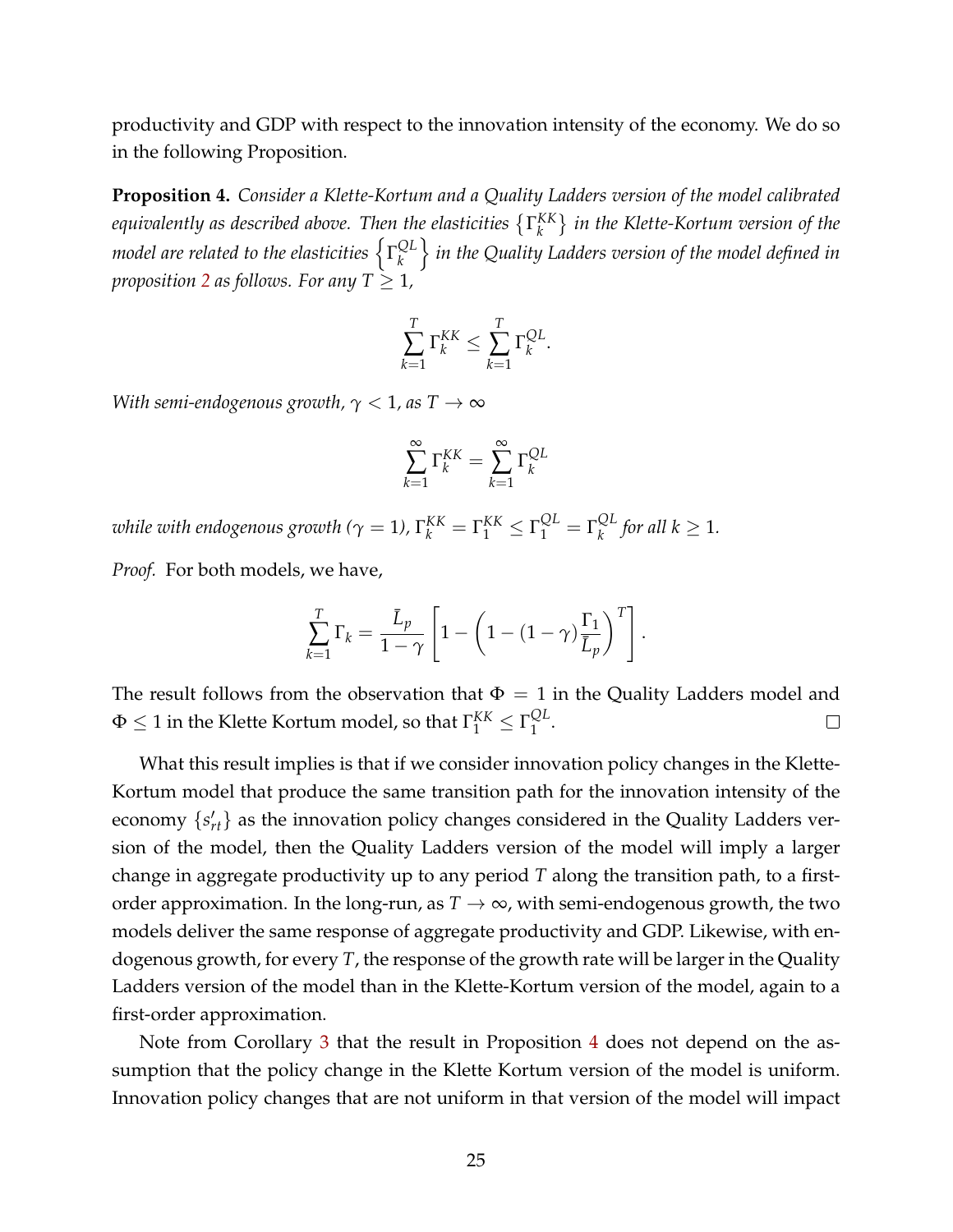productivity and GDP with respect to the innovation intensity of the economy. We do so in the following Proposition.

**Proposition 4.** *Consider a Klette-Kortum and a Quality Ladders version of the model calibrated equivalently as described above. Then the elasticities* $\{\Gamma_k^{KK}\}$ *in the Klette-Kortum version of the model are related to the elasticities* $\left\{\Gamma_k^{QL}\right\}$ *in the Quality Ladders version of the model defined in proposition 2 as follows. For any* $T \geq 1$,

$$\sum_{k=1}^{T} \Gamma_k^{KK} \leq \sum_{k=1}^{T} \Gamma_k^{QL}.$$

*With semi-endogenous growth,* $\gamma < 1$, *as* $T \to \infty$

$$\sum_{k=1}^{\infty} \Gamma_k^{KK} = \sum_{k=1}^{\infty} \Gamma_k^{QL}$$

*while with endogenous growth* ($\gamma = 1$), $\Gamma_k^{KK} = \Gamma_1^{KK} \leq \Gamma_1^{QL} = \Gamma_k^{QL}$ *for all* $k \geq 1$.

*Proof.* For both models, we have,

$$\sum_{k=1}^{T} \Gamma_k = \frac{\bar{L}_p}{1-\gamma} \left[ 1 - \left( 1 - (1-\gamma) \frac{\Gamma_1}{\bar{L}_p} \right)^T \right].$$

The result follows from the observation that $\Phi = 1$ in the Quality Ladders model and $\Phi \leq 1$ in the Klette Kortum model, so that $\Gamma_1^{KK} \leq \Gamma_1^{QL}$. □

What this result implies is that if we consider innovation policy changes in the Klette-Kortum model that produce the same transition path for the innovation intensity of the economy $\{s'_{rt}\}$ as the innovation policy changes considered in the Quality Ladders version of the model, then the Quality Ladders version of the model will imply a larger change in aggregate productivity up to any period $T$ along the transition path, to a first-order approximation. In the long-run, as $T \to \infty$, with semi-endogenous growth, the two models deliver the same response of aggregate productivity and GDP. Likewise, with endogenous growth, for every $T$, the response of the growth rate will be larger in the Quality Ladders version of the model than in the Klette-Kortum version of the model, again to a first-order approximation.

Note from Corollary 3 that the result in Proposition 4 does not depend on the assumption that the policy change in the Klette Kortum version of the model is uniform. Innovation policy changes that are not uniform in that version of the model will impact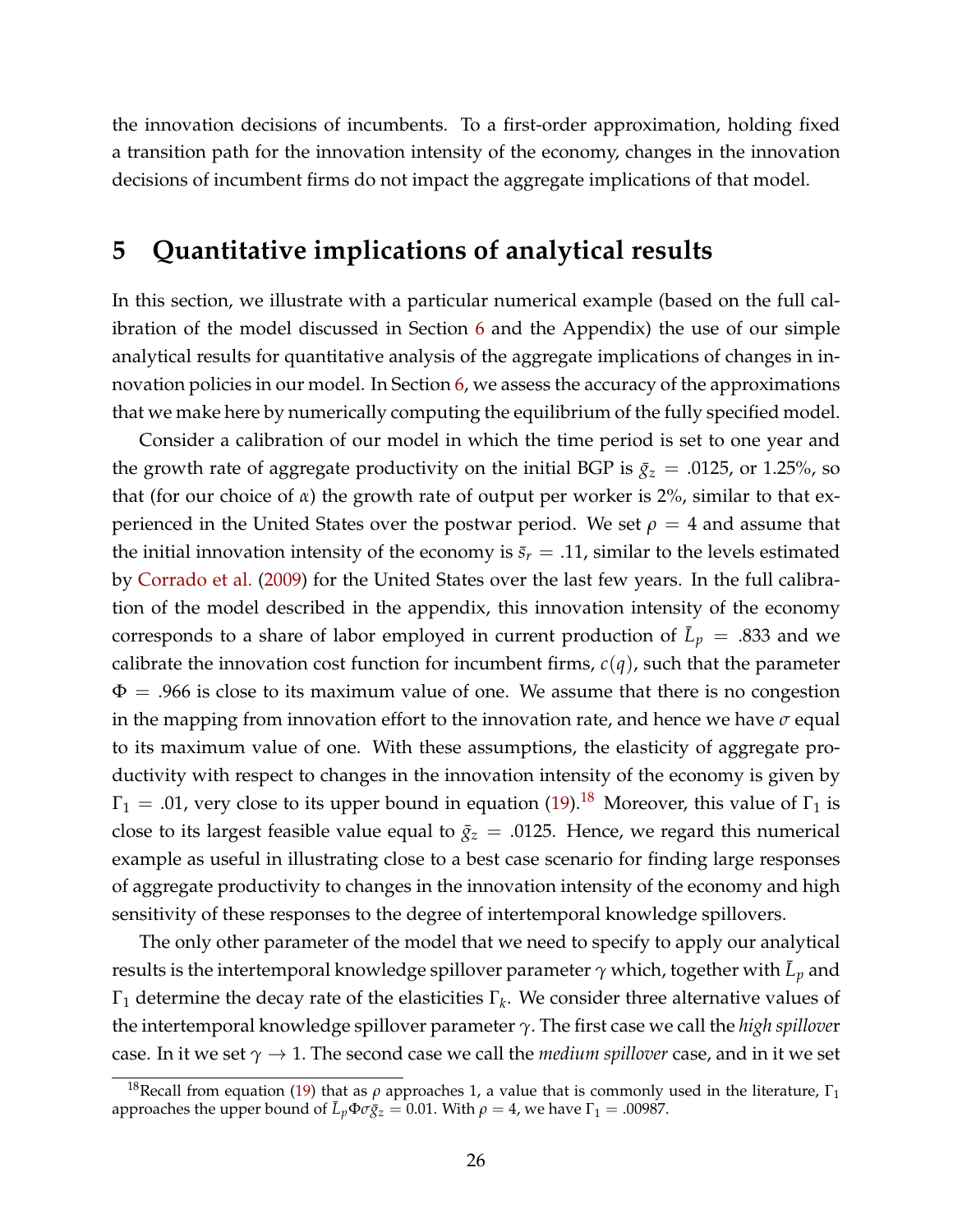the innovation decisions of incumbents. To a first-order approximation, holding fixed a transition path for the innovation intensity of the economy, changes in the innovation decisions of incumbent firms do not impact the aggregate implications of that model.

# 5 Quantitative implications of analytical results

In this section, we illustrate with a particular numerical example (based on the full calibration of the model discussed in Section 6 and the Appendix) the use of our simple analytical results for quantitative analysis of the aggregate implications of changes in innovation policies in our model. In Section 6, we assess the accuracy of the approximations that we make here by numerically computing the equilibrium of the fully specified model.

Consider a calibration of our model in which the time period is set to one year and the growth rate of aggregate productivity on the initial BGP is $\bar{g}_z = .0125$, or 1.25%, so that (for our choice of $\alpha$) the growth rate of output per worker is 2%, similar to that experienced in the United States over the postwar period. We set $\rho = 4$ and assume that the initial innovation intensity of the economy is $\bar{s}_r = .11$, similar to the levels estimated by Corrado et al. (2009) for the United States over the last few years. In the full calibration of the model described in the appendix, this innovation intensity of the economy corresponds to a share of labor employed in current production of $\bar{L}_p = .833$ and we calibrate the innovation cost function for incumbent firms, $c(q)$, such that the parameter $\Phi = .966$ is close to its maximum value of one. We assume that there is no congestion in the mapping from innovation effort to the innovation rate, and hence we have $\sigma$ equal to its maximum value of one. With these assumptions, the elasticity of aggregate productivity with respect to changes in the innovation intensity of the economy is given by $\Gamma_1 = .01$, very close to its upper bound in equation (19).[18] Moreover, this value of $\Gamma_1$ is close to its largest feasible value equal to $\bar{g}_z = .0125$. Hence, we regard this numerical example as useful in illustrating close to a best case scenario for finding large responses of aggregate productivity to changes in the innovation intensity of the economy and high sensitivity of these responses to the degree of intertemporal knowledge spillovers.

The only other parameter of the model that we need to specify to apply our analytical results is the intertemporal knowledge spillover parameter $\gamma$ which, together with $\bar{L}_p$ and $\Gamma_1$ determine the decay rate of the elasticities $\Gamma_k$. We consider three alternative values of the intertemporal knowledge spillover parameter $\gamma$. The first case we call the *high spillover* case. In it we set $\gamma \to 1$. The second case we call the *medium spillover* case, and in it we set

[18] Recall from equation (19) that as $\rho$ approaches 1, a value that is commonly used in the literature, $\Gamma_1$ approaches the upper bound of $\bar{L}_p \Phi \sigma \bar{g}_z = 0.01$. With $\rho = 4$, we have $\Gamma_1 = .00987$.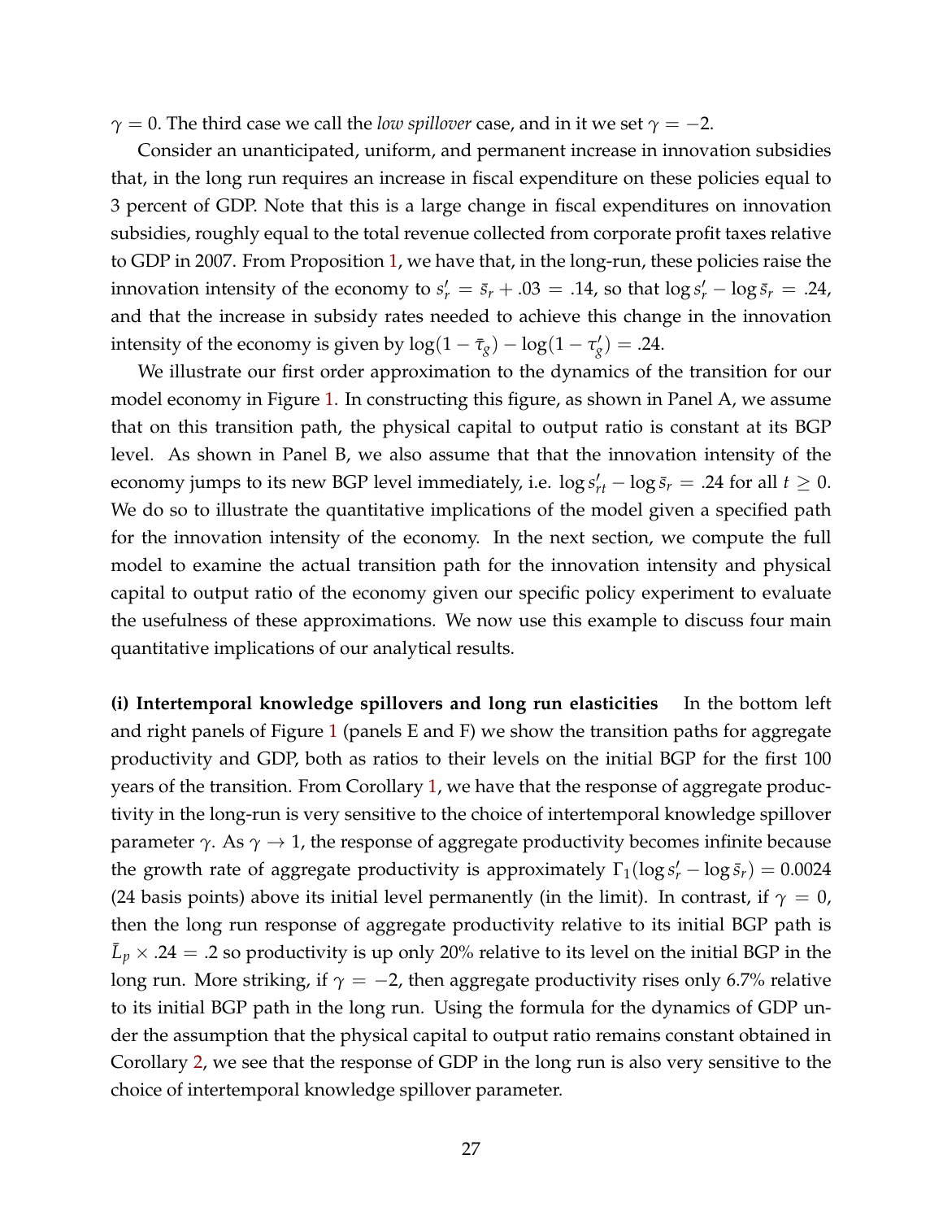$\gamma = 0$. The third case we call the *low spillover* case, and in it we set $\gamma = -2$.

Consider an unanticipated, uniform, and permanent increase in innovation subsidies that, in the long run requires an increase in fiscal expenditure on these policies equal to 3 percent of GDP. Note that this is a large change in fiscal expenditures on innovation subsidies, roughly equal to the total revenue collected from corporate profit taxes relative to GDP in 2007. From Proposition 1, we have that, in the long-run, these policies raise the innovation intensity of the economy to $s_r' = \bar{s}_r + .03 = .14$, so that $\log s_r' - \log \bar{s}_r = .24$, and that the increase in subsidy rates needed to achieve this change in the innovation intensity of the economy is given by $\log(1 - \bar{\tau}_g) - \log(1 - \tau_g') = .24$.

We illustrate our first order approximation to the dynamics of the transition for our model economy in Figure 1. In constructing this figure, as shown in Panel A, we assume that on this transition path, the physical capital to output ratio is constant at its BGP level. As shown in Panel B, we also assume that that the innovation intensity of the economy jumps to its new BGP level immediately, i.e. $\log s_{rt}' - \log \bar{s}_r = .24$ for all $t \geq 0$. We do so to illustrate the quantitative implications of the model given a specified path for the innovation intensity of the economy. In the next section, we compute the full model to examine the actual transition path for the innovation intensity and physical capital to output ratio of the economy given our specific policy experiment to evaluate the usefulness of these approximations. We now use this example to discuss four main quantitative implications of our analytical results.

**(i) Intertemporal knowledge spillovers and long run elasticities** In the bottom left and right panels of Figure 1 (panels E and F) we show the transition paths for aggregate productivity and GDP, both as ratios to their levels on the initial BGP for the first 100 years of the transition. From Corollary 1, we have that the response of aggregate productivity in the long-run is very sensitive to the choice of intertemporal knowledge spillover parameter $\gamma$. As $\gamma \to 1$, the response of aggregate productivity becomes infinite because the growth rate of aggregate productivity is approximately $\Gamma_1(\log s_r' - \log \bar{s}_r) = 0.0024$ (24 basis points) above its initial level permanently (in the limit). In contrast, if $\gamma = 0$, then the long run response of aggregate productivity relative to its initial BGP path is $\bar{L}_p \times .24 = .2$ so productivity is up only 20% relative to its level on the initial BGP in the long run. More striking, if $\gamma = -2$, then aggregate productivity rises only 6.7% relative to its initial BGP path in the long run. Using the formula for the dynamics of GDP under the assumption that the physical capital to output ratio remains constant obtained in Corollary 2, we see that the response of GDP in the long run is also very sensitive to the choice of intertemporal knowledge spillover parameter.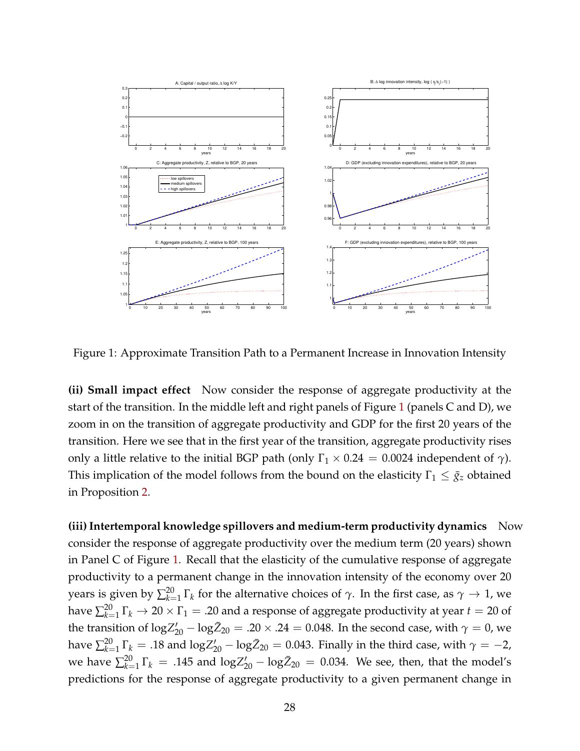Figure 1: Approximate Transition Path to a Permanent Increase in Innovation Intensity

**(ii) Small impact effect** Now consider the response of aggregate productivity at the start of the transition. In the middle left and right panels of Figure 1 (panels C and D), we zoom in on the transition of aggregate productivity and GDP for the first 20 years of the transition. Here we see that in the first year of the transition, aggregate productivity rises only a little relative to the initial BGP path (only $\Gamma_1 \times 0.24 = 0.0024$ independent of $\gamma$). This implication of the model follows from the bound on the elasticity $\Gamma_1 \leq \bar{g}_z$ obtained in Proposition 2.

**(iii) Intertemporal knowledge spillovers and medium-term productivity dynamics** Now consider the response of aggregate productivity over the medium term (20 years) shown in Panel C of Figure 1. Recall that the elasticity of the cumulative response of aggregate productivity to a permanent change in the innovation intensity of the economy over 20 years is given by $\sum_{k=1}^{20} \Gamma_k$ for the alternative choices of $\gamma$. In the first case, as $\gamma \to 1$, we have $\sum_{k=1}^{20} \Gamma_k \to 20 \times \Gamma_1 = .20$ and a response of aggregate productivity at year $t = 20$ of the transition of $\log Z'_{20} - \log \bar{Z}_{20} = .20 \times .24 = 0.048$. In the second case, with $\gamma = 0$, we have $\sum_{k=1}^{20} \Gamma_k = .18$ and $\log Z'_{20} - \log \bar{Z}_{20} = 0.043$. Finally in the third case, with $\gamma = -2$, we have $\sum_{k=1}^{20} \Gamma_k = .145$ and $\log Z'_{20} - \log \bar{Z}_{20} = 0.034$. We see, then, that the model's predictions for the response of aggregate productivity to a given permanent change in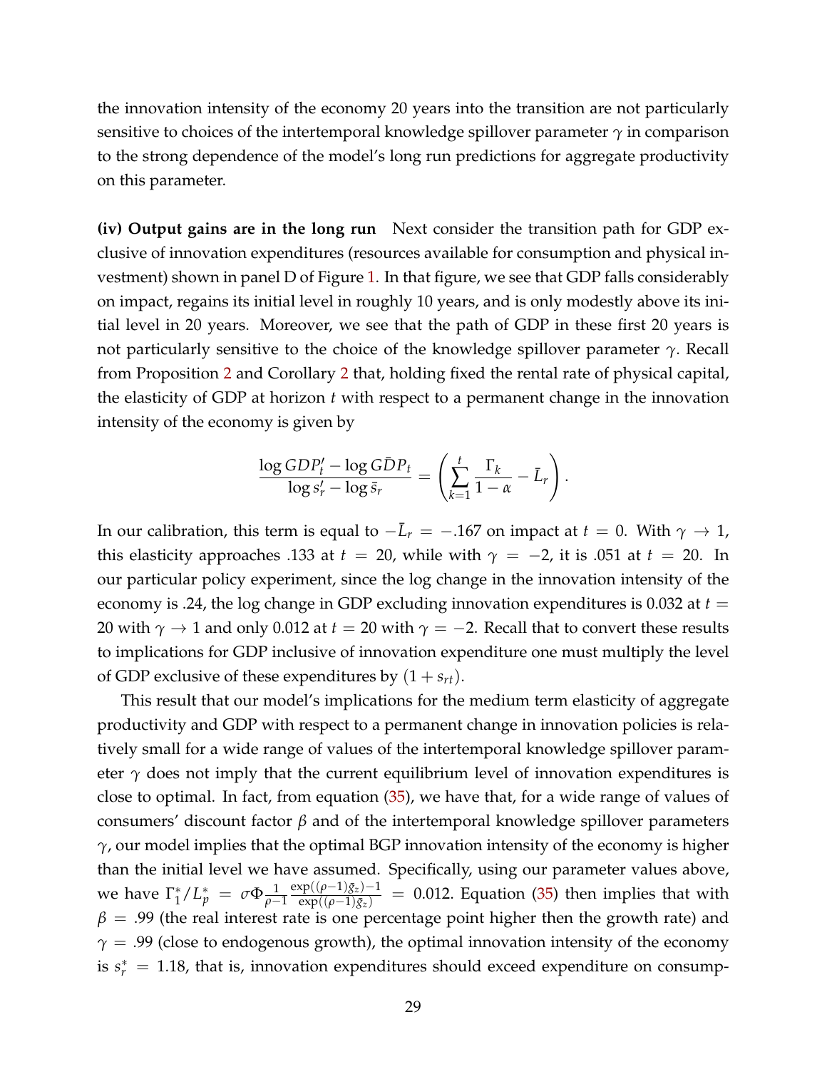the innovation intensity of the economy 20 years into the transition are not particularly sensitive to choices of the intertemporal knowledge spillover parameter $\gamma$ in comparison to the strong dependence of the model's long run predictions for aggregate productivity on this parameter.

**(iv) Output gains are in the long run** Next consider the transition path for GDP exclusive of innovation expenditures (resources available for consumption and physical investment) shown in panel D of Figure 1. In that figure, we see that GDP falls considerably on impact, regains its initial level in roughly 10 years, and is only modestly above its initial level in 20 years. Moreover, we see that the path of GDP in these first 20 years is not particularly sensitive to the choice of the knowledge spillover parameter $\gamma$. Recall from Proposition 2 and Corollary 2 that, holding fixed the rental rate of physical capital, the elasticity of GDP at horizon $t$ with respect to a permanent change in the innovation intensity of the economy is given by

$$\frac{\log GDP_t' - \log G\bar{D}P_t}{\log s_r' - \log \bar{s}_r} = \left( \sum_{k=1}^{t} \frac{\Gamma_k}{1-\alpha} - \bar{L}_r \right).$$

In our calibration, this term is equal to $-\bar{L}_r = -.167$ on impact at $t = 0$. With $\gamma \to 1$, this elasticity approaches .133 at $t = 20$, while with $\gamma = -2$, it is .051 at $t = 20$. In our particular policy experiment, since the log change in the innovation intensity of the economy is .24, the log change in GDP excluding innovation expenditures is 0.032 at $t = 20$ with $\gamma \to 1$ and only 0.012 at $t = 20$ with $\gamma = -2$. Recall that to convert these results to implications for GDP inclusive of innovation expenditure one must multiply the level of GDP exclusive of these expenditures by $(1 + s_{rt})$.

This result that our model's implications for the medium term elasticity of aggregate productivity and GDP with respect to a permanent change in innovation policies is relatively small for a wide range of values of the intertemporal knowledge spillover parameter $\gamma$ does not imply that the current equilibrium level of innovation expenditures is close to optimal. In fact, from equation (35), we have that, for a wide range of values of consumers' discount factor $\beta$ and of the intertemporal knowledge spillover parameters $\gamma$, our model implies that the optimal BGP innovation intensity of the economy is higher than the initial level we have assumed. Specifically, using our parameter values above, we have $\Gamma_1^*/L_p^* = \sigma \Phi \frac{1}{\rho-1} \frac{\exp((\rho-1)\bar{g}_z)-1}{\exp((\rho-1)\bar{g}_z)} = 0.012$. Equation (35) then implies that with $\beta = .99$ (the real interest rate is one percentage point higher then the growth rate) and $\gamma = .99$ (close to endogenous growth), the optimal innovation intensity of the economy is $s_r^* = 1.18$, that is, innovation expenditures should exceed expenditure on consump-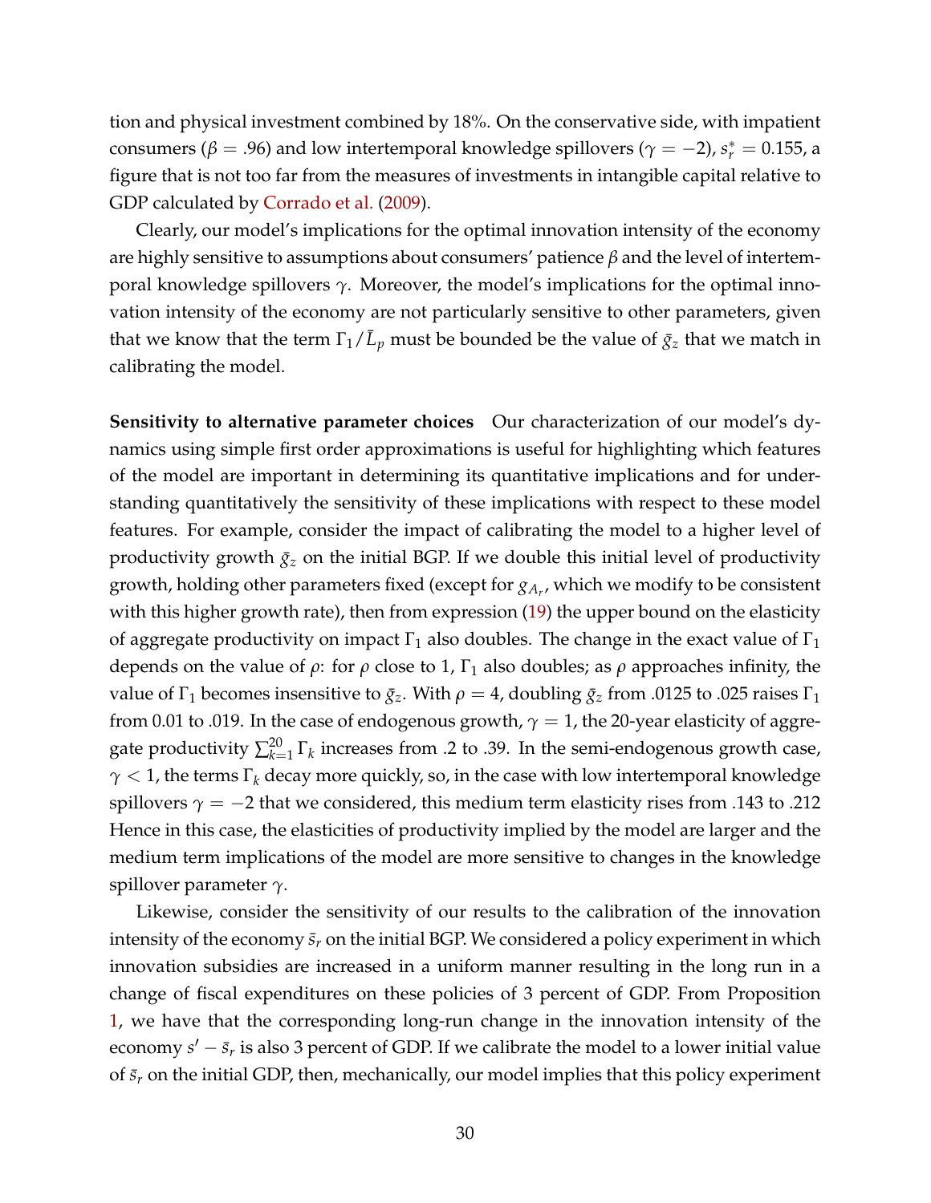tion and physical investment combined by 18%. On the conservative side, with impatient consumers ($\beta = .96$) and low intertemporal knowledge spillovers ($\gamma = -2$), $s_r^* = 0.155$, a figure that is not too far from the measures of investments in intangible capital relative to GDP calculated by Corrado et al. (2009).

Clearly, our model's implications for the optimal innovation intensity of the economy are highly sensitive to assumptions about consumers' patience $\beta$ and the level of intertemporal knowledge spillovers $\gamma$. Moreover, the model's implications for the optimal innovation intensity of the economy are not particularly sensitive to other parameters, given that we know that the term $\Gamma_1/\bar{L}_p$ must be bounded be the value of $\bar{g}_z$ that we match in calibrating the model.

**Sensitivity to alternative parameter choices** Our characterization of our model's dynamics using simple first order approximations is useful for highlighting which features of the model are important in determining its quantitative implications and for understanding quantitatively the sensitivity of these implications with respect to these model features. For example, consider the impact of calibrating the model to a higher level of productivity growth $\bar{g}_z$ on the initial BGP. If we double this initial level of productivity growth, holding other parameters fixed (except for $g_{A_r}$, which we modify to be consistent with this higher growth rate), then from expression (19) the upper bound on the elasticity of aggregate productivity on impact $\Gamma_1$ also doubles. The change in the exact value of $\Gamma_1$ depends on the value of $\rho$: for $\rho$ close to 1, $\Gamma_1$ also doubles; as $\rho$ approaches infinity, the value of $\Gamma_1$ becomes insensitive to $\bar{g}_z$. With $\rho = 4$, doubling $\bar{g}_z$ from .0125 to .025 raises $\Gamma_1$ from 0.01 to .019. In the case of endogenous growth, $\gamma = 1$, the 20-year elasticity of aggregate productivity $\sum_{k=1}^{20} \Gamma_k$ increases from .2 to .39. In the semi-endogenous growth case, $\gamma < 1$, the terms $\Gamma_k$ decay more quickly, so, in the case with low intertemporal knowledge spillovers $\gamma = -2$ that we considered, this medium term elasticity rises from .143 to .212 Hence in this case, the elasticities of productivity implied by the model are larger and the medium term implications of the model are more sensitive to changes in the knowledge spillover parameter $\gamma$.

Likewise, consider the sensitivity of our results to the calibration of the innovation intensity of the economy $\bar{s}_r$ on the initial BGP. We considered a policy experiment in which innovation subsidies are increased in a uniform manner resulting in the long run in a change of fiscal expenditures on these policies of 3 percent of GDP. From Proposition 1, we have that the corresponding long-run change in the innovation intensity of the economy $s' - \bar{s}_r$ is also 3 percent of GDP. If we calibrate the model to a lower initial value of $\bar{s}_r$ on the initial GDP, then, mechanically, our model implies that this policy experiment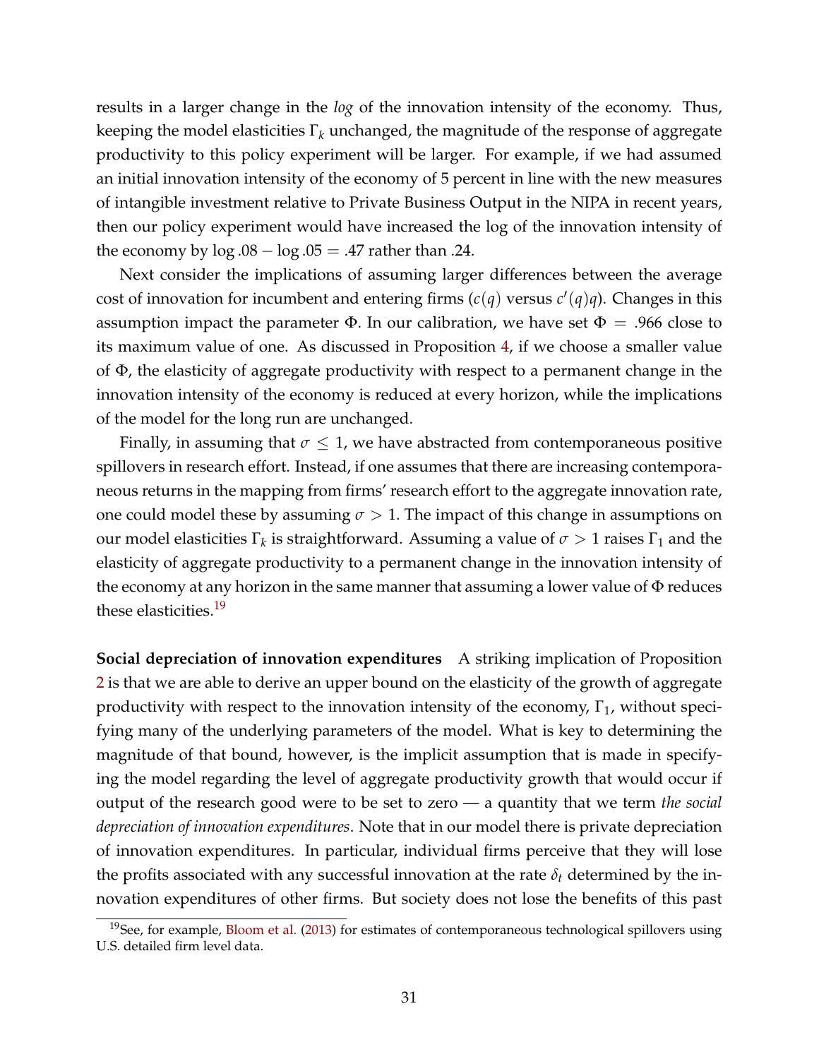results in a larger change in the *log* of the innovation intensity of the economy. Thus, keeping the model elasticities $\Gamma_k$ unchanged, the magnitude of the response of aggregate productivity to this policy experiment will be larger. For example, if we had assumed an initial innovation intensity of the economy of 5 percent in line with the new measures of intangible investment relative to Private Business Output in the NIPA in recent years, then our policy experiment would have increased the log of the innovation intensity of the economy by $\log .08 - \log .05 = .47$ rather than .24.

Next consider the implications of assuming larger differences between the average cost of innovation for incumbent and entering firms ($c(q)$ versus $c'(q)q$). Changes in this assumption impact the parameter $\Phi$. In our calibration, we have set $\Phi = .966$ close to its maximum value of one. As discussed in Proposition 4, if we choose a smaller value of $\Phi$, the elasticity of aggregate productivity with respect to a permanent change in the innovation intensity of the economy is reduced at every horizon, while the implications of the model for the long run are unchanged.

Finally, in assuming that $\sigma \leq 1$, we have abstracted from contemporaneous positive spillovers in research effort. Instead, if one assumes that there are increasing contemporaneous returns in the mapping from firms' research effort to the aggregate innovation rate, one could model these by assuming $\sigma > 1$. The impact of this change in assumptions on our model elasticities $\Gamma_k$ is straightforward. Assuming a value of $\sigma > 1$ raises $\Gamma_1$ and the elasticity of aggregate productivity to a permanent change in the innovation intensity of the economy at any horizon in the same manner that assuming a lower value of $\Phi$ reduces these elasticities.[19]

**Social depreciation of innovation expenditures** A striking implication of Proposition 2 is that we are able to derive an upper bound on the elasticity of the growth of aggregate productivity with respect to the innovation intensity of the economy, $\Gamma_1$, without specifying many of the underlying parameters of the model. What is key to determining the magnitude of that bound, however, is the implicit assumption that is made in specifying the model regarding the level of aggregate productivity growth that would occur if output of the research good were to be set to zero — a quantity that we term *the social depreciation of innovation expenditures*. Note that in our model there is private depreciation of innovation expenditures. In particular, individual firms perceive that they will lose the profits associated with any successful innovation at the rate $\delta_t$ determined by the innovation expenditures of other firms. But society does not lose the benefits of this past

[19] See, for example, Bloom et al. (2013) for estimates of contemporaneous technological spillovers using U.S. detailed firm level data.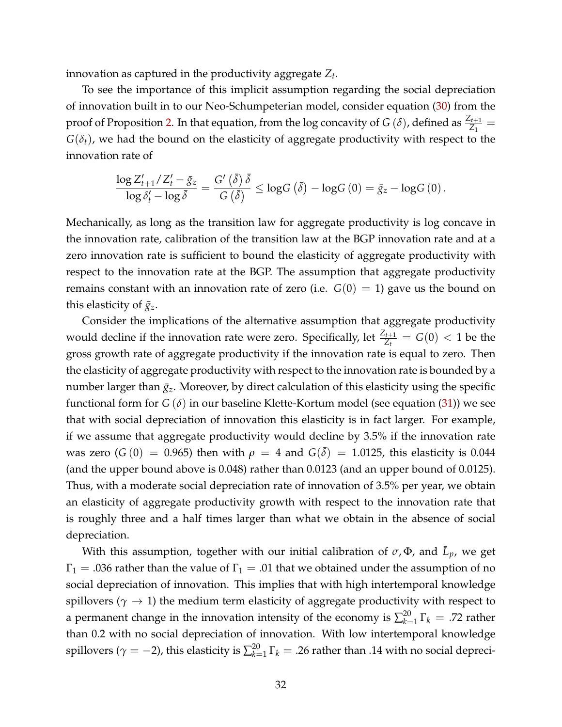innovation as captured in the productivity aggregate $Z_t$.

To see the importance of this implicit assumption regarding the social depreciation of innovation built in to our Neo-Schumpeterian model, consider equation (30) from the proof of Proposition 2. In that equation, from the log concavity of $G(\delta)$, defined as $\frac{Z_{t+1}}{Z_1} = G(\delta_t)$, we had the bound on the elasticity of aggregate productivity with respect to the innovation rate of

$$\frac{\log Z'_{t+1}/Z'_t - \bar{g}_z}{\log \delta'_t - \log \bar{\delta}} = \frac{G'\left(\bar{\delta}\right)\bar{\delta}}{G\left(\bar{\delta}\right)} \leq \log G\left(\bar{\delta}\right) - \log G\left(0\right) = \bar{g}_z - \log G\left(0\right).$$

Mechanically, as long as the transition law for aggregate productivity is log concave in the innovation rate, calibration of the transition law at the BGP innovation rate and at a zero innovation rate is sufficient to bound the elasticity of aggregate productivity with respect to the innovation rate at the BGP. The assumption that aggregate productivity remains constant with an innovation rate of zero (i.e. $G(0) = 1$) gave us the bound on this elasticity of $\bar{g}_z$.

Consider the implications of the alternative assumption that aggregate productivity would decline if the innovation rate were zero. Specifically, let $\frac{Z_{t+1}}{Z_t} = G(0) < 1$ be the gross growth rate of aggregate productivity if the innovation rate is equal to zero. Then the elasticity of aggregate productivity with respect to the innovation rate is bounded by a number larger than $\bar{g}_z$. Moreover, by direct calculation of this elasticity using the specific functional form for $G(\delta)$ in our baseline Klette-Kortum model (see equation (31)) we see that with social depreciation of innovation this elasticity is in fact larger. For example, if we assume that aggregate productivity would decline by 3.5% if the innovation rate was zero ($G(0) = 0.965$) then with $\rho = 4$ and $G(\bar{\delta}) = 1.0125$, this elasticity is 0.044 (and the upper bound above is 0.048) rather than 0.0123 (and an upper bound of 0.0125). Thus, with a moderate social depreciation rate of innovation of 3.5% per year, we obtain an elasticity of aggregate productivity growth with respect to the innovation rate that is roughly three and a half times larger than what we obtain in the absence of social depreciation.

With this assumption, together with our initial calibration of $\sigma, \Phi$, and $\bar{L}_p$, we get $\Gamma_1 = .036$ rather than the value of $\Gamma_1 = .01$ that we obtained under the assumption of no social depreciation of innovation. This implies that with high intertemporal knowledge spillovers ($\gamma \to 1$) the medium term elasticity of aggregate productivity with respect to a permanent change in the innovation intensity of the economy is $\sum_{k=1}^{20} \Gamma_k = .72$ rather than 0.2 with no social depreciation of innovation. With low intertemporal knowledge spillovers ($\gamma = -2$), this elasticity is $\sum_{k=1}^{20} \Gamma_k = .26$ rather than .14 with no social depreci-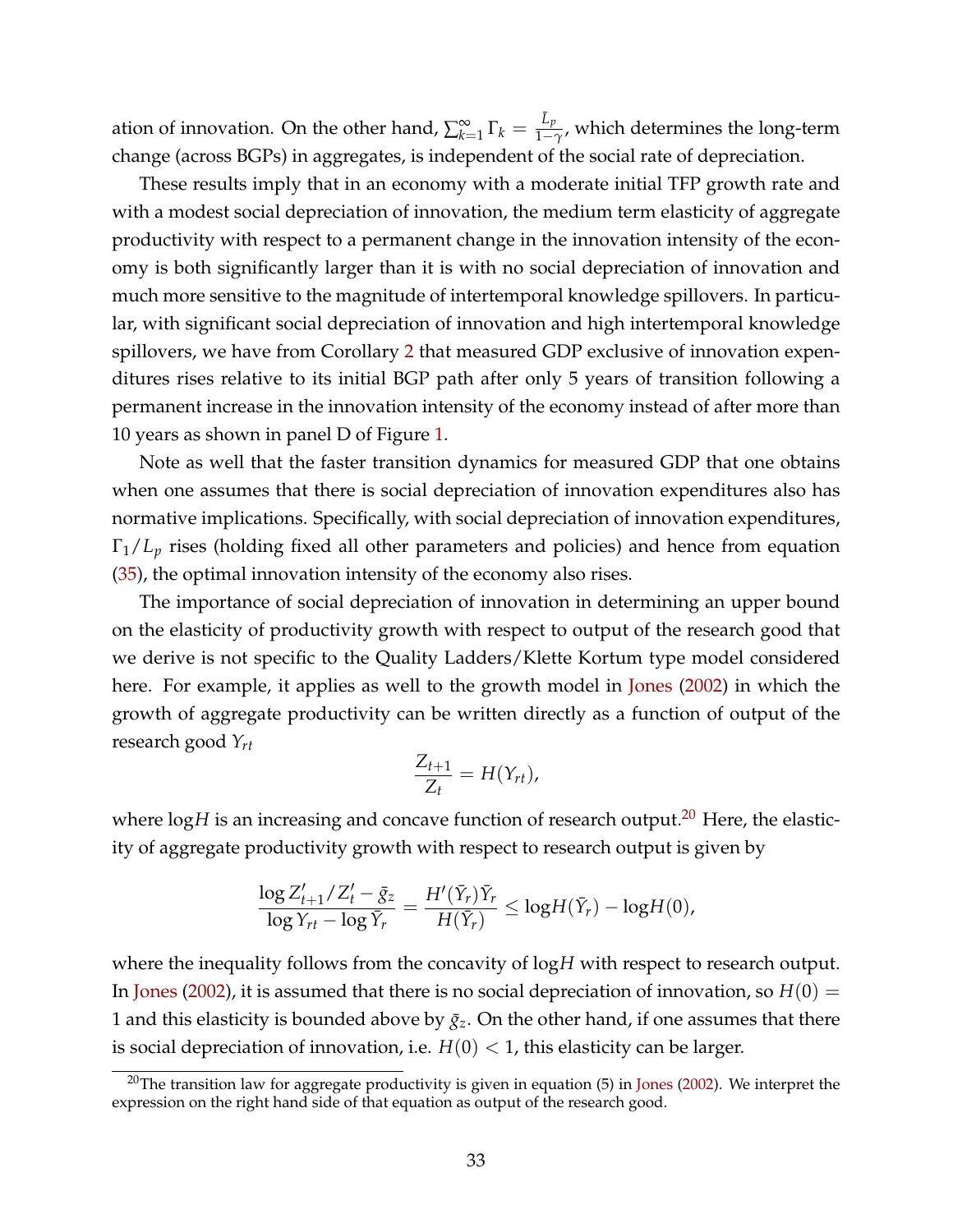ation of innovation. On the other hand, $\sum_{k=1}^{\infty} \Gamma_k = \frac{\bar{L}_p}{1-\gamma}$, which determines the long-term change (across BGPs) in aggregates, is independent of the social rate of depreciation.

These results imply that in an economy with a moderate initial TFP growth rate and with a modest social depreciation of innovation, the medium term elasticity of aggregate productivity with respect to a permanent change in the innovation intensity of the economy is both significantly larger than it is with no social depreciation of innovation and much more sensitive to the magnitude of intertemporal knowledge spillovers. In particular, with significant social depreciation of innovation and high intertemporal knowledge spillovers, we have from Corollary 2 that measured GDP exclusive of innovation expenditures rises relative to its initial BGP path after only 5 years of transition following a permanent increase in the innovation intensity of the economy instead of after more than 10 years as shown in panel D of Figure 1.

Note as well that the faster transition dynamics for measured GDP that one obtains when one assumes that there is social depreciation of innovation expenditures also has normative implications. Specifically, with social depreciation of innovation expenditures, $\Gamma_1/L_p$ rises (holding fixed all other parameters and policies) and hence from equation (35), the optimal innovation intensity of the economy also rises.

The importance of social depreciation of innovation in determining an upper bound on the elasticity of productivity growth with respect to output of the research good that we derive is not specific to the Quality Ladders/Klette Kortum type model considered here. For example, it applies as well to the growth model in Jones (2002) in which the growth of aggregate productivity can be written directly as a function of output of the research good $Y_{rt}$

$$\frac{Z_{t+1}}{Z_t} = H(Y_{rt}),$$

where $\log H$ is an increasing and concave function of research output.[20] Here, the elasticity of aggregate productivity growth with respect to research output is given by

$$\frac{\log Z'_{t+1}/Z'_t - \bar{g}_z}{\log Y_{rt} - \log \bar{Y}_r} = \frac{H'(\bar{Y}_r)\bar{Y}_r}{H(\bar{Y}_r)} \leq \log H(\bar{Y}_r) - \log H(0),$$

where the inequality follows from the concavity of $\log H$ with respect to research output. In Jones (2002), it is assumed that there is no social depreciation of innovation, so $H(0) = 1$ and this elasticity is bounded above by $\bar{g}_z$. On the other hand, if one assumes that there is social depreciation of innovation, i.e. $H(0) < 1$, this elasticity can be larger.

[20] The transition law for aggregate productivity is given in equation (5) in Jones (2002). We interpret the expression on the right hand side of that equation as output of the research good.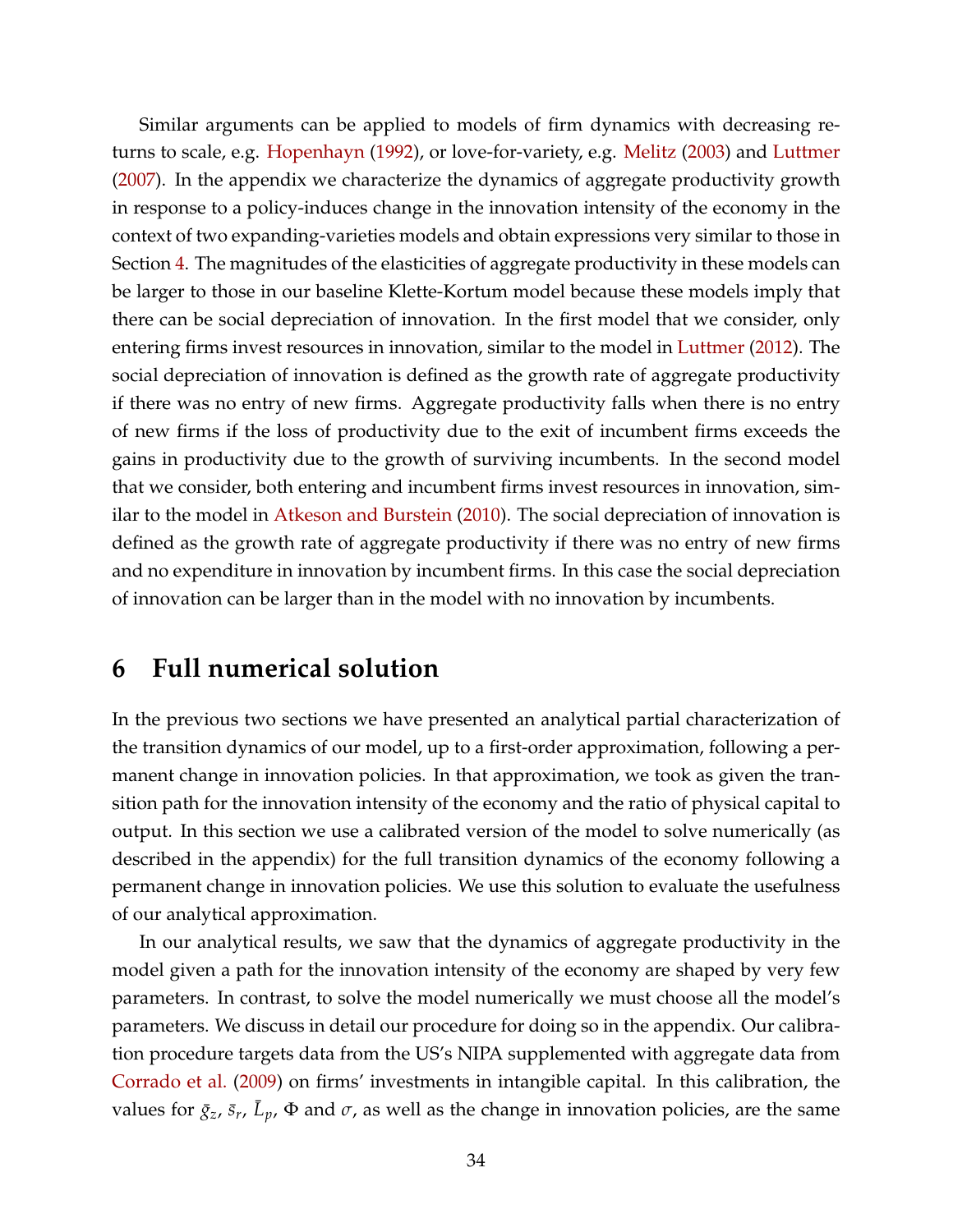Similar arguments can be applied to models of firm dynamics with decreasing returns to scale, e.g. Hopenhayn (1992), or love-for-variety, e.g. Melitz (2003) and Luttmer (2007). In the appendix we characterize the dynamics of aggregate productivity growth in response to a policy-induces change in the innovation intensity of the economy in the context of two expanding-varieties models and obtain expressions very similar to those in Section 4. The magnitudes of the elasticities of aggregate productivity in these models can be larger to those in our baseline Klette-Kortum model because these models imply that there can be social depreciation of innovation. In the first model that we consider, only entering firms invest resources in innovation, similar to the model in Luttmer (2012). The social depreciation of innovation is defined as the growth rate of aggregate productivity if there was no entry of new firms. Aggregate productivity falls when there is no entry of new firms if the loss of productivity due to the exit of incumbent firms exceeds the gains in productivity due to the growth of surviving incumbents. In the second model that we consider, both entering and incumbent firms invest resources in innovation, similar to the model in Atkeson and Burstein (2010). The social depreciation of innovation is defined as the growth rate of aggregate productivity if there was no entry of new firms and no expenditure in innovation by incumbent firms. In this case the social depreciation of innovation can be larger than in the model with no innovation by incumbents.

# 6 Full numerical solution

In the previous two sections we have presented an analytical partial characterization of the transition dynamics of our model, up to a first-order approximation, following a permanent change in innovation policies. In that approximation, we took as given the transition path for the innovation intensity of the economy and the ratio of physical capital to output. In this section we use a calibrated version of the model to solve numerically (as described in the appendix) for the full transition dynamics of the economy following a permanent change in innovation policies. We use this solution to evaluate the usefulness of our analytical approximation.

In our analytical results, we saw that the dynamics of aggregate productivity in the model given a path for the innovation intensity of the economy are shaped by very few parameters. In contrast, to solve the model numerically we must choose all the model's parameters. We discuss in detail our procedure for doing so in the appendix. Our calibration procedure targets data from the US's NIPA supplemented with aggregate data from Corrado et al. (2009) on firms' investments in intangible capital. In this calibration, the values for $\bar{g}_z$, $\bar{s}_r$, $\bar{L}_p$, $\Phi$ and $\sigma$, as well as the change in innovation policies, are the same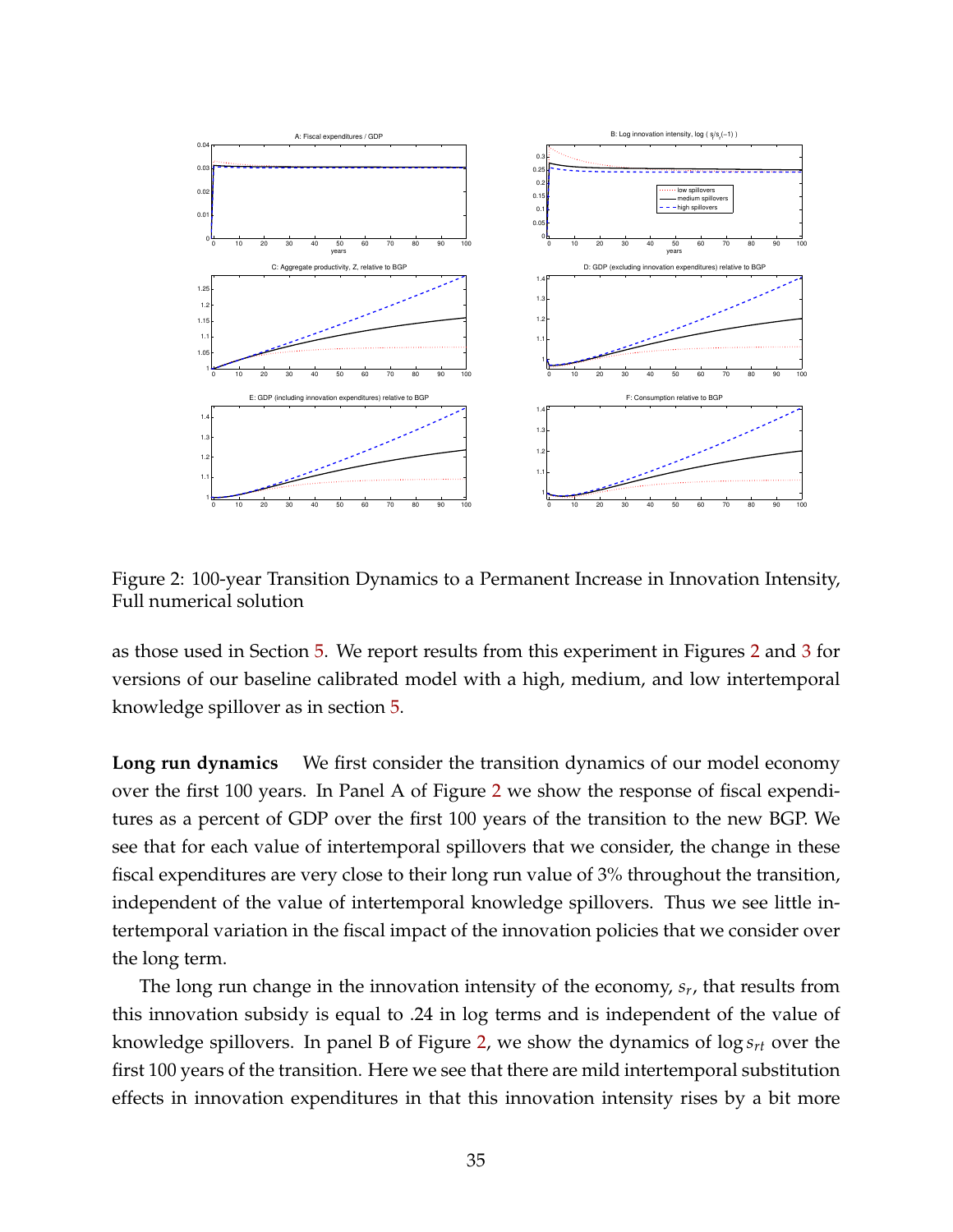Figure 2: 100-year Transition Dynamics to a Permanent Increase in Innovation Intensity, Full numerical solution

as those used in Section 5. We report results from this experiment in Figures 2 and 3 for versions of our baseline calibrated model with a high, medium, and low intertemporal knowledge spillover as in section 5.

**Long run dynamics** We first consider the transition dynamics of our model economy over the first 100 years. In Panel A of Figure 2 we show the response of fiscal expenditures as a percent of GDP over the first 100 years of the transition to the new BGP. We see that for each value of intertemporal spillovers that we consider, the change in these fiscal expenditures are very close to their long run value of 3% throughout the transition, independent of the value of intertemporal knowledge spillovers. Thus we see little intertemporal variation in the fiscal impact of the innovation policies that we consider over the long term.

The long run change in the innovation intensity of the economy, $s_r$, that results from this innovation subsidy is equal to .24 in log terms and is independent of the value of knowledge spillovers. In panel B of Figure 2, we show the dynamics of $\log s_{rt}$ over the first 100 years of the transition. Here we see that there are mild intertemporal substitution effects in innovation expenditures in that this innovation intensity rises by a bit more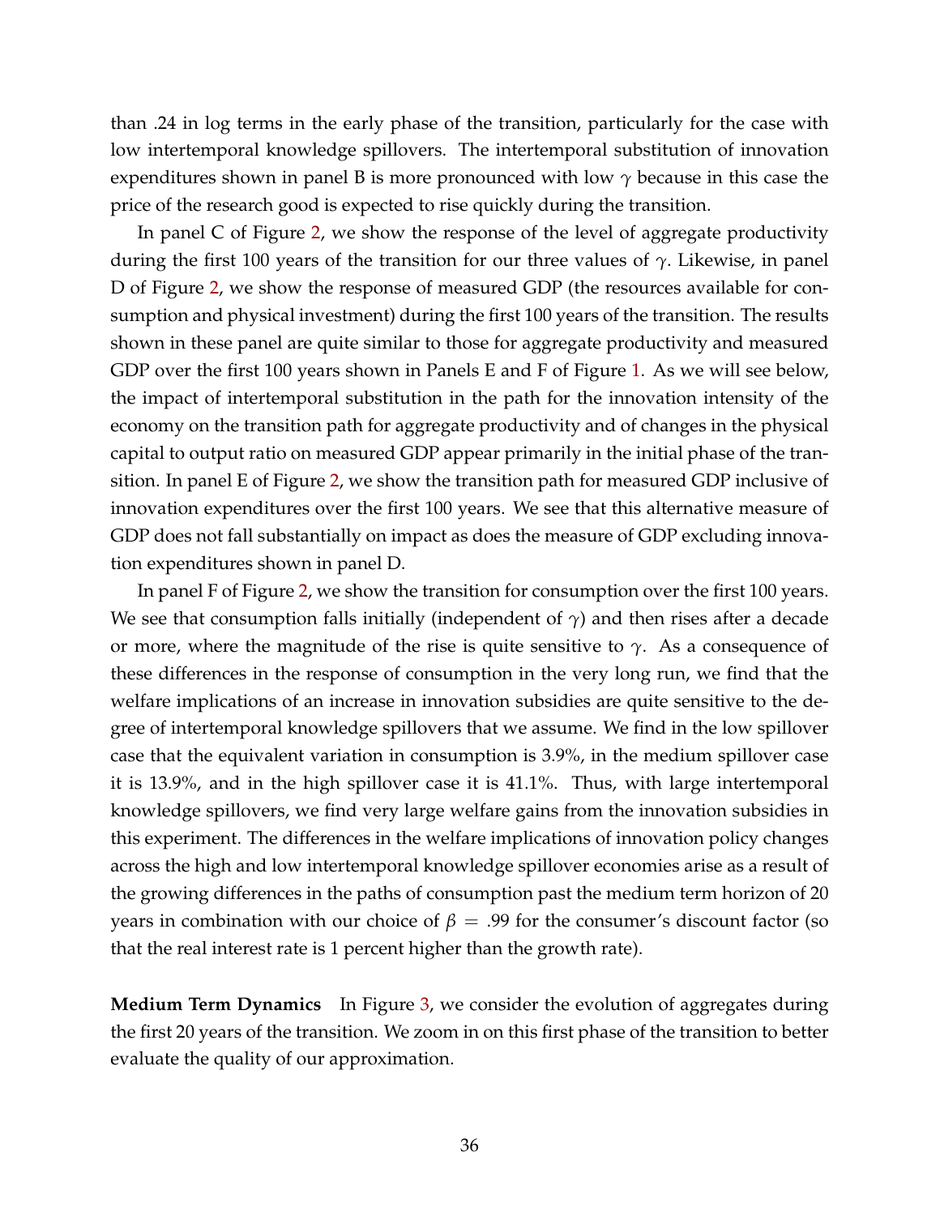than .24 in log terms in the early phase of the transition, particularly for the case with low intertemporal knowledge spillovers. The intertemporal substitution of innovation expenditures shown in panel B is more pronounced with low $\gamma$ because in this case the price of the research good is expected to rise quickly during the transition.

In panel C of Figure 2, we show the response of the level of aggregate productivity during the first 100 years of the transition for our three values of $\gamma$. Likewise, in panel D of Figure 2, we show the response of measured GDP (the resources available for consumption and physical investment) during the first 100 years of the transition. The results shown in these panel are quite similar to those for aggregate productivity and measured GDP over the first 100 years shown in Panels E and F of Figure 1. As we will see below, the impact of intertemporal substitution in the path for the innovation intensity of the economy on the transition path for aggregate productivity and of changes in the physical capital to output ratio on measured GDP appear primarily in the initial phase of the transition. In panel E of Figure 2, we show the transition path for measured GDP inclusive of innovation expenditures over the first 100 years. We see that this alternative measure of GDP does not fall substantially on impact as does the measure of GDP excluding innovation expenditures shown in panel D.

In panel F of Figure 2, we show the transition for consumption over the first 100 years. We see that consumption falls initially (independent of $\gamma$) and then rises after a decade or more, where the magnitude of the rise is quite sensitive to $\gamma$. As a consequence of these differences in the response of consumption in the very long run, we find that the welfare implications of an increase in innovation subsidies are quite sensitive to the degree of intertemporal knowledge spillovers that we assume. We find in the low spillover case that the equivalent variation in consumption is 3.9%, in the medium spillover case it is 13.9%, and in the high spillover case it is 41.1%. Thus, with large intertemporal knowledge spillovers, we find very large welfare gains from the innovation subsidies in this experiment. The differences in the welfare implications of innovation policy changes across the high and low intertemporal knowledge spillover economies arise as a result of the growing differences in the paths of consumption past the medium term horizon of 20 years in combination with our choice of $\beta = .99$ for the consumer's discount factor (so that the real interest rate is 1 percent higher than the growth rate).

**Medium Term Dynamics** In Figure 3, we consider the evolution of aggregates during the first 20 years of the transition. We zoom in on this first phase of the transition to better evaluate the quality of our approximation.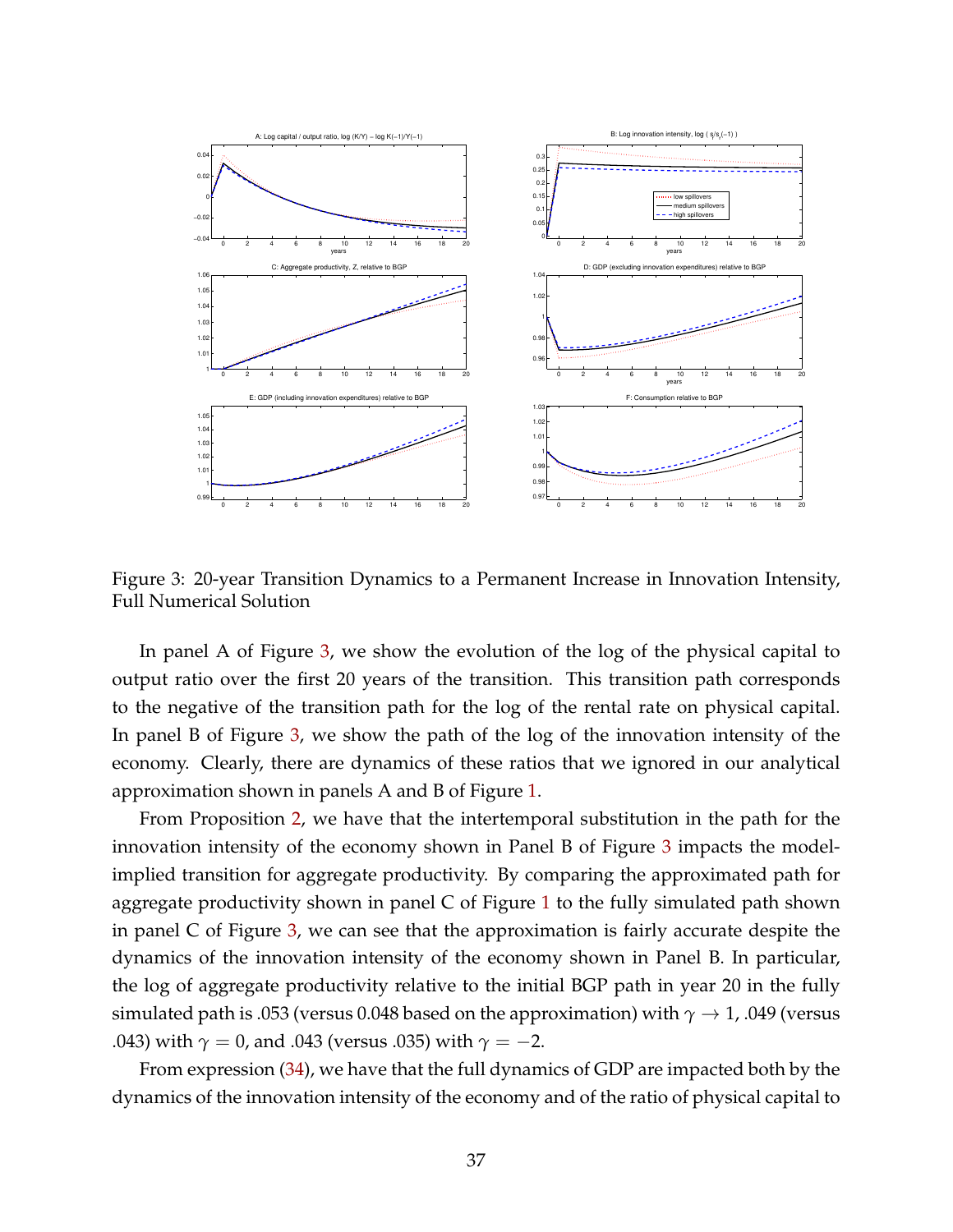Figure 3: 20-year Transition Dynamics to a Permanent Increase in Innovation Intensity, Full Numerical Solution

In panel A of Figure 3, we show the evolution of the log of the physical capital to output ratio over the first 20 years of the transition. This transition path corresponds to the negative of the transition path for the log of the rental rate on physical capital. In panel B of Figure 3, we show the path of the log of the innovation intensity of the economy. Clearly, there are dynamics of these ratios that we ignored in our analytical approximation shown in panels A and B of Figure 1.

From Proposition 2, we have that the intertemporal substitution in the path for the innovation intensity of the economy shown in Panel B of Figure 3 impacts the model-implied transition for aggregate productivity. By comparing the approximated path for aggregate productivity shown in panel C of Figure 1 to the fully simulated path shown in panel C of Figure 3, we can see that the approximation is fairly accurate despite the dynamics of the innovation intensity of the economy shown in Panel B. In particular, the log of aggregate productivity relative to the initial BGP path in year 20 in the fully simulated path is .053 (versus 0.048 based on the approximation) with $\gamma \to 1$, .049 (versus .043) with $\gamma = 0$, and .043 (versus .035) with $\gamma = -2$.

From expression (34), we have that the full dynamics of GDP are impacted both by the dynamics of the innovation intensity of the economy and of the ratio of physical capital to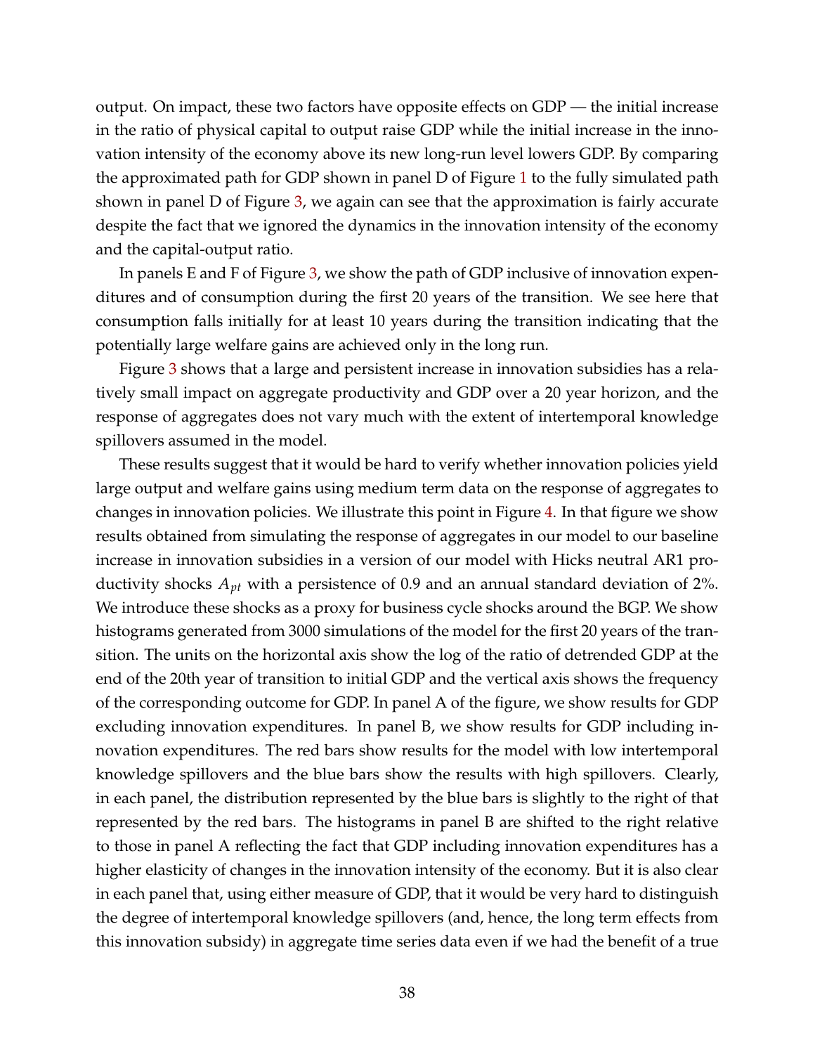output. On impact, these two factors have opposite effects on GDP — the initial increase in the ratio of physical capital to output raise GDP while the initial increase in the innovation intensity of the economy above its new long-run level lowers GDP. By comparing the approximated path for GDP shown in panel D of Figure 1 to the fully simulated path shown in panel D of Figure 3, we again can see that the approximation is fairly accurate despite the fact that we ignored the dynamics in the innovation intensity of the economy and the capital-output ratio.

In panels E and F of Figure 3, we show the path of GDP inclusive of innovation expenditures and of consumption during the first 20 years of the transition. We see here that consumption falls initially for at least 10 years during the transition indicating that the potentially large welfare gains are achieved only in the long run.

Figure 3 shows that a large and persistent increase in innovation subsidies has a relatively small impact on aggregate productivity and GDP over a 20 year horizon, and the response of aggregates does not vary much with the extent of intertemporal knowledge spillovers assumed in the model.

These results suggest that it would be hard to verify whether innovation policies yield large output and welfare gains using medium term data on the response of aggregates to changes in innovation policies. We illustrate this point in Figure 4. In that figure we show results obtained from simulating the response of aggregates in our model to our baseline increase in innovation subsidies in a version of our model with Hicks neutral AR1 productivity shocks $A_{pt}$ with a persistence of 0.9 and an annual standard deviation of 2%. We introduce these shocks as a proxy for business cycle shocks around the BGP. We show histograms generated from 3000 simulations of the model for the first 20 years of the transition. The units on the horizontal axis show the log of the ratio of detrended GDP at the end of the 20th year of transition to initial GDP and the vertical axis shows the frequency of the corresponding outcome for GDP. In panel A of the figure, we show results for GDP excluding innovation expenditures. In panel B, we show results for GDP including innovation expenditures. The red bars show results for the model with low intertemporal knowledge spillovers and the blue bars show the results with high spillovers. Clearly, in each panel, the distribution represented by the blue bars is slightly to the right of that represented by the red bars. The histograms in panel B are shifted to the right relative to those in panel A reflecting the fact that GDP including innovation expenditures has a higher elasticity of changes in the innovation intensity of the economy. But it is also clear in each panel that, using either measure of GDP, that it would be very hard to distinguish the degree of intertemporal knowledge spillovers (and, hence, the long term effects from this innovation subsidy) in aggregate time series data even if we had the benefit of a true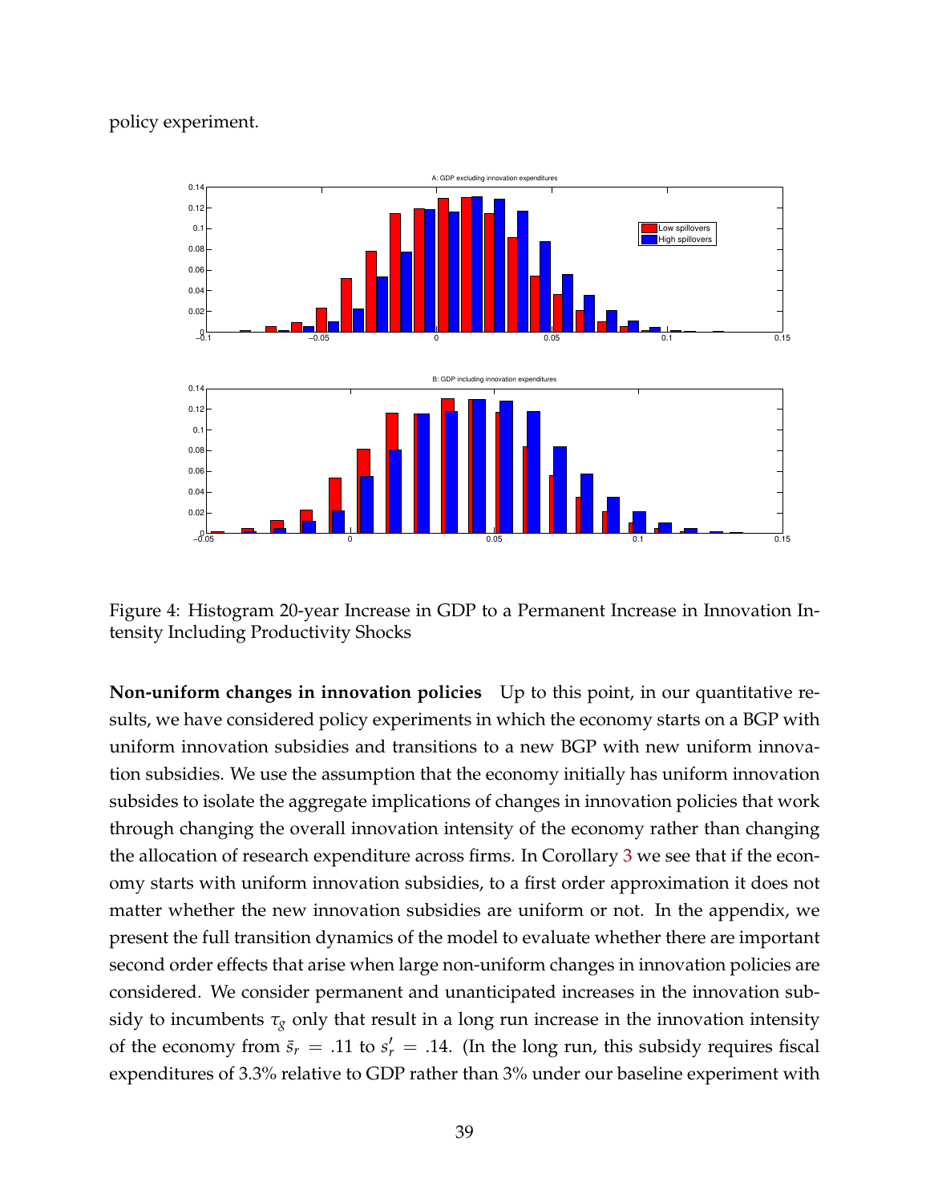policy experiment.

Figure 4: Histogram 20-year Increase in GDP to a Permanent Increase in Innovation Intensity Including Productivity Shocks

**Non-uniform changes in innovation policies** Up to this point, in our quantitative results, we have considered policy experiments in which the economy starts on a BGP with uniform innovation subsidies and transitions to a new BGP with new uniform innovation subsidies. We use the assumption that the economy initially has uniform innovation subsides to isolate the aggregate implications of changes in innovation policies that work through changing the overall innovation intensity of the economy rather than changing the allocation of research expenditure across firms. In Corollary 3 we see that if the economy starts with uniform innovation subsidies, to a first order approximation it does not matter whether the new innovation subsidies are uniform or not. In the appendix, we present the full transition dynamics of the model to evaluate whether there are important second order effects that arise when large non-uniform changes in innovation policies are considered. We consider permanent and unanticipated increases in the innovation subsidy to incumbents $\tau_g$ only that result in a long run increase in the innovation intensity of the economy from $\bar{s}_r = .11$ to $s_r' = .14$. (In the long run, this subsidy requires fiscal expenditures of 3.3% relative to GDP rather than 3% under our baseline experiment with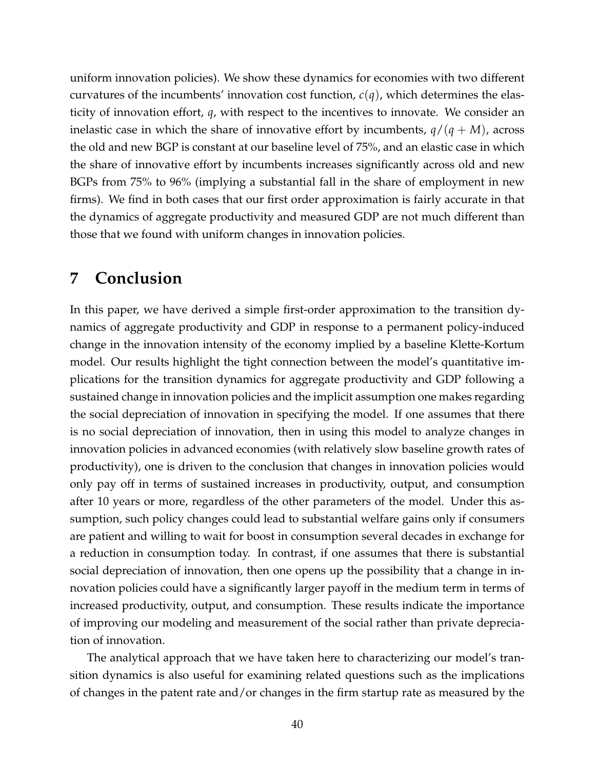uniform innovation policies). We show these dynamics for economies with two different curvatures of the incumbents' innovation cost function, $c(q)$, which determines the elasticity of innovation effort, $q$, with respect to the incentives to innovate. We consider an inelastic case in which the share of innovative effort by incumbents, $q/(q+M)$, across the old and new BGP is constant at our baseline level of 75%, and an elastic case in which the share of innovative effort by incumbents increases significantly across old and new BGPs from 75% to 96% (implying a substantial fall in the share of employment in new firms). We find in both cases that our first order approximation is fairly accurate in that the dynamics of aggregate productivity and measured GDP are not much different than those that we found with uniform changes in innovation policies.

# 7 Conclusion

In this paper, we have derived a simple first-order approximation to the transition dynamics of aggregate productivity and GDP in response to a permanent policy-induced change in the innovation intensity of the economy implied by a baseline Klette-Kortum model. Our results highlight the tight connection between the model's quantitative implications for the transition dynamics for aggregate productivity and GDP following a sustained change in innovation policies and the implicit assumption one makes regarding the social depreciation of innovation in specifying the model. If one assumes that there is no social depreciation of innovation, then in using this model to analyze changes in innovation policies in advanced economies (with relatively slow baseline growth rates of productivity), one is driven to the conclusion that changes in innovation policies would only pay off in terms of sustained increases in productivity, output, and consumption after 10 years or more, regardless of the other parameters of the model. Under this assumption, such policy changes could lead to substantial welfare gains only if consumers are patient and willing to wait for boost in consumption several decades in exchange for a reduction in consumption today. In contrast, if one assumes that there is substantial social depreciation of innovation, then one opens up the possibility that a change in innovation policies could have a significantly larger payoff in the medium term in terms of increased productivity, output, and consumption. These results indicate the importance of improving our modeling and measurement of the social rather than private depreciation of innovation.

The analytical approach that we have taken here to characterizing our model's transition dynamics is also useful for examining related questions such as the implications of changes in the patent rate and/or changes in the firm startup rate as measured by the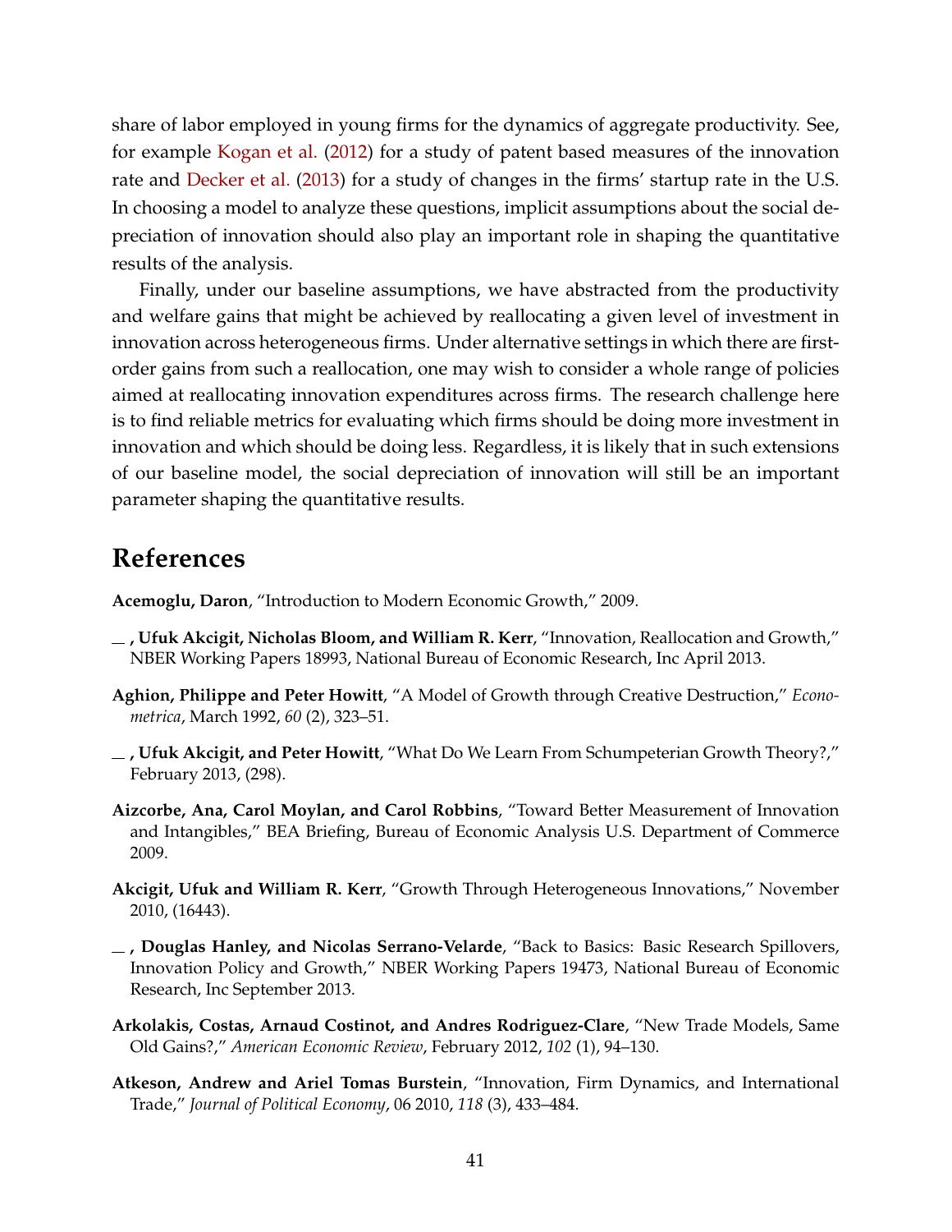share of labor employed in young firms for the dynamics of aggregate productivity. See, for example Kogan et al. (2012) for a study of patent based measures of the innovation rate and Decker et al. (2013) for a study of changes in the firms' startup rate in the U.S. In choosing a model to analyze these questions, implicit assumptions about the social depreciation of innovation should also play an important role in shaping the quantitative results of the analysis.

Finally, under our baseline assumptions, we have abstracted from the productivity and welfare gains that might be achieved by reallocating a given level of investment in innovation across heterogeneous firms. Under alternative settings in which there are first-order gains from such a reallocation, one may wish to consider a whole range of policies aimed at reallocating innovation expenditures across firms. The research challenge here is to find reliable metrics for evaluating which firms should be doing more investment in innovation and which should be doing less. Regardless, it is likely that in such extensions of our baseline model, the social depreciation of innovation will still be an important parameter shaping the quantitative results.

# References

**Acemoglu, Daron**, "Introduction to Modern Economic Growth," 2009.

**\_\_ , Ufuk Akcigit, Nicholas Bloom, and William R. Kerr**, "Innovation, Reallocation and Growth," NBER Working Papers 18993, National Bureau of Economic Research, Inc April 2013.

**Aghion, Philippe and Peter Howitt**, "A Model of Growth through Creative Destruction," *Econometrica*, March 1992, *60* (2), 323–51.

**\_\_ , Ufuk Akcigit, and Peter Howitt**, "What Do We Learn From Schumpeterian Growth Theory?," February 2013, (298).

**Aizcorbe, Ana, Carol Moylan, and Carol Robbins**, "Toward Better Measurement of Innovation and Intangibles," BEA Briefing, Bureau of Economic Analysis U.S. Department of Commerce 2009.

**Akcigit, Ufuk and William R. Kerr**, "Growth Through Heterogeneous Innovations," November 2010, (16443).

**\_\_ , Douglas Hanley, and Nicolas Serrano-Velarde**, "Back to Basics: Basic Research Spillovers, Innovation Policy and Growth," NBER Working Papers 19473, National Bureau of Economic Research, Inc September 2013.

**Arkolakis, Costas, Arnaud Costinot, and Andres Rodriguez-Clare**, "New Trade Models, Same Old Gains?," *American Economic Review*, February 2012, *102* (1), 94–130.

**Atkeson, Andrew and Ariel Tomas Burstein**, "Innovation, Firm Dynamics, and International Trade," *Journal of Political Economy*, 06 2010, *118* (3), 433–484.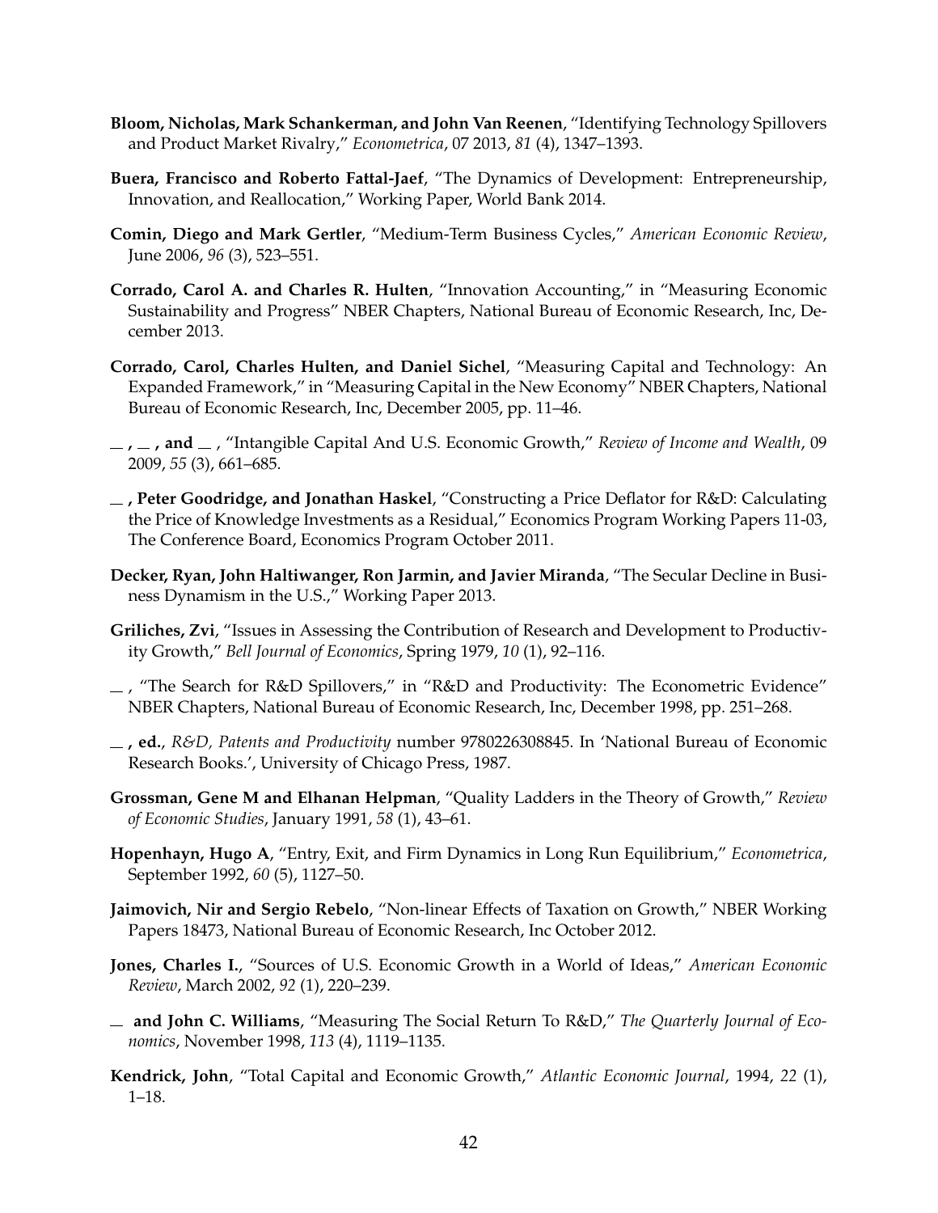**Bloom, Nicholas, Mark Schankerman, and John Van Reenen**, "Identifying Technology Spillovers and Product Market Rivalry," *Econometrica*, 07 2013, *81* (4), 1347–1393.

**Buera, Francisco and Roberto Fattal-Jaef**, "The Dynamics of Development: Entrepreneurship, Innovation, and Reallocation," Working Paper, World Bank 2014.

**Comin, Diego and Mark Gertler**, "Medium-Term Business Cycles," *American Economic Review*, June 2006, *96* (3), 523–551.

**Corrado, Carol A. and Charles R. Hulten**, "Innovation Accounting," in "Measuring Economic Sustainability and Progress" NBER Chapters, National Bureau of Economic Research, Inc, December 2013.

**Corrado, Carol, Charles Hulten, and Daniel Sichel**, "Measuring Capital and Technology: An Expanded Framework," in "Measuring Capital in the New Economy" NBER Chapters, National Bureau of Economic Research, Inc, December 2005, pp. 11–46.

**\_\_, \_\_, and \_\_**, "Intangible Capital And U.S. Economic Growth," *Review of Income and Wealth*, 09 2009, *55* (3), 661–685.

**\_\_, Peter Goodridge, and Jonathan Haskel**, "Constructing a Price Deflator for R&D: Calculating the Price of Knowledge Investments as a Residual," Economics Program Working Papers 11-03, The Conference Board, Economics Program October 2011.

**Decker, Ryan, John Haltiwanger, Ron Jarmin, and Javier Miranda**, "The Secular Decline in Business Dynamism in the U.S.," Working Paper 2013.

**Griliches, Zvi**, "Issues in Assessing the Contribution of Research and Development to Productivity Growth," *Bell Journal of Economics*, Spring 1979, *10* (1), 92–116.

\_\_, "The Search for R&D Spillovers," in "R&D and Productivity: The Econometric Evidence" NBER Chapters, National Bureau of Economic Research, Inc, December 1998, pp. 251–268.

**\_\_, ed.**, *R&D, Patents and Productivity* number 9780226308845. In 'National Bureau of Economic Research Books.', University of Chicago Press, 1987.

**Grossman, Gene M and Elhanan Helpman**, "Quality Ladders in the Theory of Growth," *Review of Economic Studies*, January 1991, *58* (1), 43–61.

**Hopenhayn, Hugo A**, "Entry, Exit, and Firm Dynamics in Long Run Equilibrium," *Econometrica*, September 1992, *60* (5), 1127–50.

**Jaimovich, Nir and Sergio Rebelo**, "Non-linear Effects of Taxation on Growth," NBER Working Papers 18473, National Bureau of Economic Research, Inc October 2012.

**Jones, Charles I.**, "Sources of U.S. Economic Growth in a World of Ideas," *American Economic Review*, March 2002, *92* (1), 220–239.

**\_\_ and John C. Williams**, "Measuring The Social Return To R&D," *The Quarterly Journal of Economics*, November 1998, *113* (4), 1119–1135.

**Kendrick, John**, "Total Capital and Economic Growth," *Atlantic Economic Journal*, 1994, *22* (1), 1–18.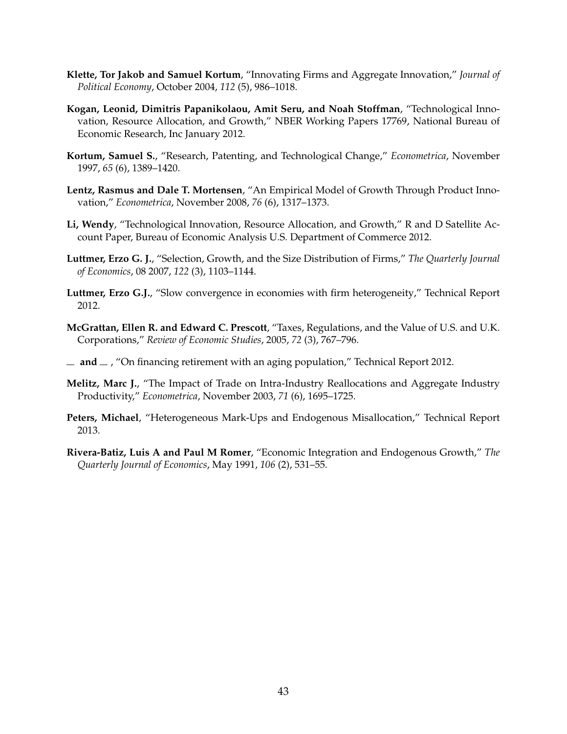**Klette, Tor Jakob and Samuel Kortum**, "Innovating Firms and Aggregate Innovation," *Journal of Political Economy*, October 2004, *112* (5), 986–1018.

**Kogan, Leonid, Dimitris Papanikolaou, Amit Seru, and Noah Stoffman**, "Technological Innovation, Resource Allocation, and Growth," NBER Working Papers 17769, National Bureau of Economic Research, Inc January 2012.

**Kortum, Samuel S.**, "Research, Patenting, and Technological Change," *Econometrica*, November 1997, *65* (6), 1389–1420.

**Lentz, Rasmus and Dale T. Mortensen**, "An Empirical Model of Growth Through Product Innovation," *Econometrica*, November 2008, *76* (6), 1317–1373.

**Li, Wendy**, "Technological Innovation, Resource Allocation, and Growth," R and D Satellite Account Paper, Bureau of Economic Analysis U.S. Department of Commerce 2012.

**Luttmer, Erzo G. J.**, "Selection, Growth, and the Size Distribution of Firms," *The Quarterly Journal of Economics*, 08 2007, *122* (3), 1103–1144.

**Luttmer, Erzo G.J.**, "Slow convergence in economies with firm heterogeneity," Technical Report 2012.

**McGrattan, Ellen R. and Edward C. Prescott**, "Taxes, Regulations, and the Value of U.S. and U.K. Corporations," *Review of Economic Studies*, 2005, *72* (3), 767–796.

__ **and** __ , "On financing retirement with an aging population," Technical Report 2012.

**Melitz, Marc J.**, "The Impact of Trade on Intra-Industry Reallocations and Aggregate Industry Productivity," *Econometrica*, November 2003, *71* (6), 1695–1725.

**Peters, Michael**, "Heterogeneous Mark-Ups and Endogenous Misallocation," Technical Report 2013.

**Rivera-Batiz, Luis A and Paul M Romer**, "Economic Integration and Endogenous Growth," *The Quarterly Journal of Economics*, May 1991, *106* (2), 531–55.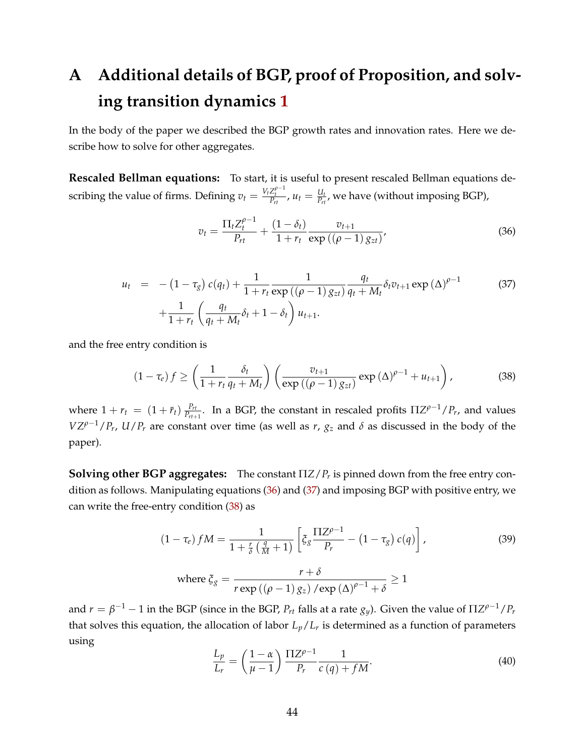# A Additional details of BGP, proof of Proposition, and solving transition dynamics 1

In the body of the paper we described the BGP growth rates and innovation rates. Here we describe how to solve for other aggregates.

**Rescaled Bellman equations:** To start, it is useful to present rescaled Bellman equations describing the value of firms. Defining $v_t = \frac{V_t Z_t^{\rho-1}}{P_{rt}}$, $u_t = \frac{U_t}{P_{rt}}$, we have (without imposing BGP),

$$v_t = \frac{\Pi_t Z_t^{\rho-1}}{P_{rt}} + \frac{(1-\delta_t)}{1+r_t} \frac{v_{t+1}}{\exp\left((\rho-1)\, g_{zt}\right)}, \tag{36}$$

$$\begin{aligned} u_t \;\; &= \;\; -\left(1-\tau_g\right) c(q_t) + \frac{1}{1+r_t} \frac{1}{\exp\left((\rho-1)\, g_{zt}\right)} \frac{q_t}{q_t + M_t} \delta_t v_{t+1} \exp\left(\Delta\right)^{\rho-1} \\ &\quad + \frac{1}{1+r_t}\left(\frac{q_t}{q_t+M_t}\delta_t + 1 - \delta_t\right) u_{t+1}. \end{aligned} \tag{37}$$

and the free entry condition is

$$\left(1-\tau_e\right) f \geq \left(\frac{1}{1+r_t} \frac{\delta_t}{q_t + M_t}\right)\left(\frac{v_{t+1}}{\exp\left((\rho-1)\, g_{zt}\right)} \exp\left(\Delta\right)^{\rho-1} + u_{t+1}\right), \tag{38}$$

where $1 + r_t = \left(1 + \bar{r}_t\right) \frac{P_{rt}}{P_{rt+1}}$. In a BGP, the constant in rescaled profits $\Pi Z^{\rho-1}/P_r$, and values $VZ^{\rho-1}/P_r$, $U/P_r$ are constant over time (as well as $r$, $g_z$ and $\delta$ as discussed in the body of the paper).

**Solving other BGP aggregates:** The constant $\Pi Z/P_r$ is pinned down from the free entry condition as follows. Manipulating equations (36) and (37) and imposing BGP with positive entry, we can write the free-entry condition (38) as

$$\left(1-\tau_e\right) f M = \frac{1}{1 + \frac{r}{\delta}\left(\frac{q}{M}+1\right)}\left[\xi_g \frac{\Pi Z^{\rho-1}}{P_r} - \left(1-\tau_g\right) c(q)\right], \tag{39}$$

$$\text{where } \xi_g = \frac{r+\delta}{r \exp\left((\rho-1)\, g_z\right)/\exp\left(\Delta\right)^{\rho-1} + \delta} \geq 1$$

and $r = \beta^{-1} - 1$ in the BGP (since in the BGP, $P_{rt}$ falls at a rate $g_y$). Given the value of $\Pi Z^{\rho-1}/P_r$ that solves this equation, the allocation of labor $L_p/L_r$ is determined as a function of parameters using

$$\frac{L_p}{L_r} = \left(\frac{1-\alpha}{\mu-1}\right) \frac{\Pi Z^{\rho-1}}{P_r} \frac{1}{c\left(q\right) + fM}. \tag{40}$$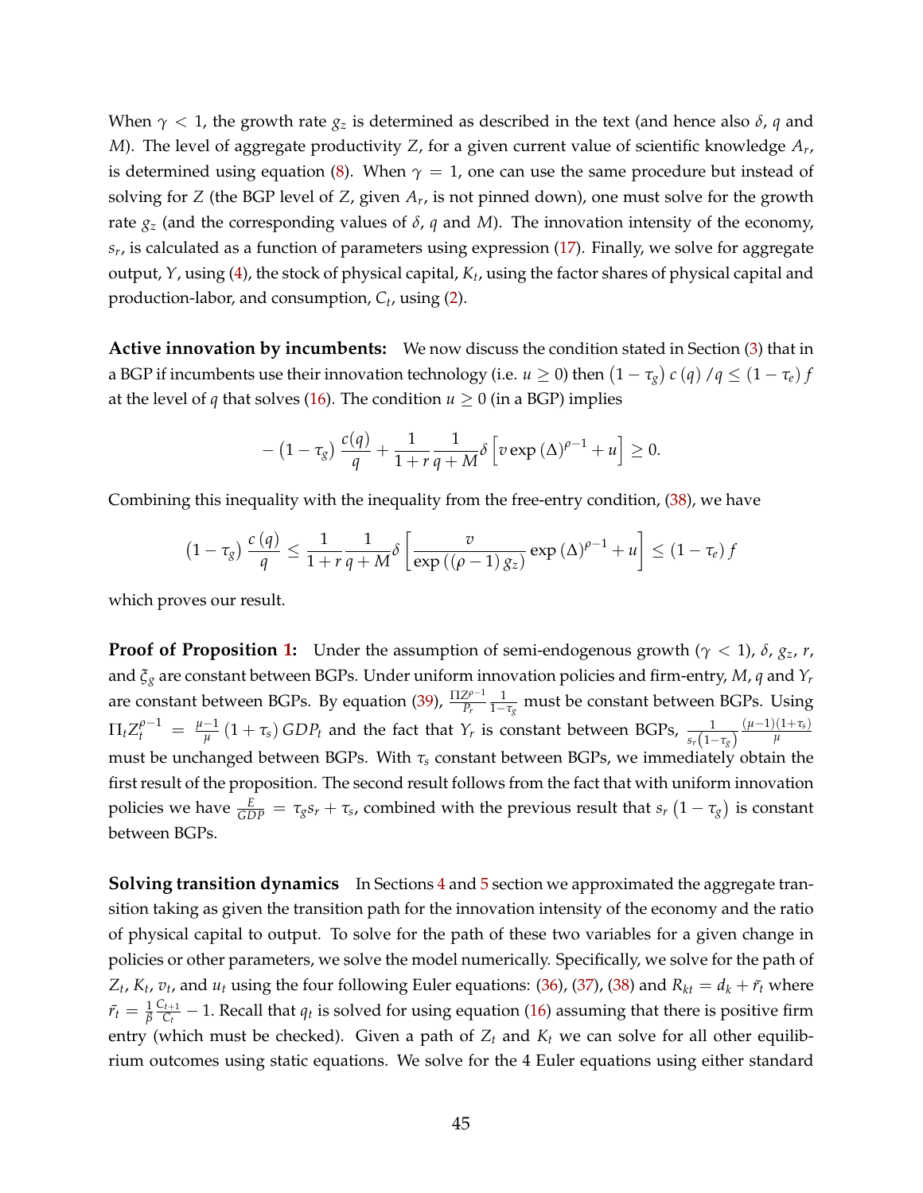When $\gamma < 1$, the growth rate $g_z$ is determined as described in the text (and hence also $\delta$, $q$ and $M$). The level of aggregate productivity $Z$, for a given current value of scientific knowledge $A_r$, is determined using equation (8). When $\gamma = 1$, one can use the same procedure but instead of solving for $Z$ (the BGP level of $Z$, given $A_r$, is not pinned down), one must solve for the growth rate $g_z$ (and the corresponding values of $\delta$, $q$ and $M$). The innovation intensity of the economy, $s_r$, is calculated as a function of parameters using expression (17). Finally, we solve for aggregate output, $Y$, using (4), the stock of physical capital, $K_t$, using the factor shares of physical capital and production-labor, and consumption, $C_t$, using (2).

**Active innovation by incumbents:** We now discuss the condition stated in Section (3) that in a BGP if incumbents use their innovation technology (i.e. $u \geq 0$) then $\left(1-\tau_g\right) c\left(q\right)/q \leq \left(1-\tau_e\right) f$ at the level of $q$ that solves (16). The condition $u \geq 0$ (in a BGP) implies

$$-\left(1-\tau_g\right)\frac{c(q)}{q} + \frac{1}{1+r}\frac{1}{q+M}\delta\left[v\exp\left(\Delta\right)^{\rho-1}+u\right] \geq 0.$$

Combining this inequality with the inequality from the free-entry condition, (38), we have

$$\left(1-\tau_g\right)\frac{c\left(q\right)}{q} \leq \frac{1}{1+r}\frac{1}{q+M}\delta\left[\frac{v}{\exp\left(\left(\rho-1\right)g_z\right)}\exp\left(\Delta\right)^{\rho-1}+u\right] \leq \left(1-\tau_e\right) f$$

which proves our result.

**Proof of Proposition 1:** Under the assumption of semi-endogenous growth ($\gamma < 1$), $\delta$, $g_z$, $r$, and $\xi_g$ are constant between BGPs. Under uniform innovation policies and firm-entry, $M$, $q$ and $Y_r$ are constant between BGPs. By equation (39), $\frac{\Pi Z^{\rho-1}}{P_r}\frac{1}{1-\tau_g}$ must be constant between BGPs. Using $\Pi_t Z_t^{\rho-1} = \frac{\mu-1}{\mu}\left(1+\tau_s\right) GDP_t$ and the fact that $Y_r$ is constant between BGPs, $\frac{1}{s_r\left(1-\tau_g\right)}\frac{(\mu-1)(1+\tau_s)}{\mu}$ must be unchanged between BGPs. With $\tau_s$ constant between BGPs, we immediately obtain the first result of the proposition. The second result follows from the fact that with uniform innovation policies we have $\frac{E}{GDP} = \tau_g s_r + \tau_s$, combined with the previous result that $s_r\left(1-\tau_g\right)$ is constant between BGPs.

**Solving transition dynamics** In Sections 4 and 5 section we approximated the aggregate transition taking as given the transition path for the innovation intensity of the economy and the ratio of physical capital to output. To solve for the path of these two variables for a given change in policies or other parameters, we solve the model numerically. Specifically, we solve for the path of $Z_t$, $K_t$, $v_t$, and $u_t$ using the four following Euler equations: (36), (37), (38) and $R_{kt} = d_k + \bar{r}_t$ where $\bar{r}_t = \frac{1}{\beta}\frac{C_{t+1}}{C_t} - 1$. Recall that $q_t$ is solved for using equation (16) assuming that there is positive firm entry (which must be checked). Given a path of $Z_t$ and $K_t$ we can solve for all other equilibrium outcomes using static equations. We solve for the 4 Euler equations using either standard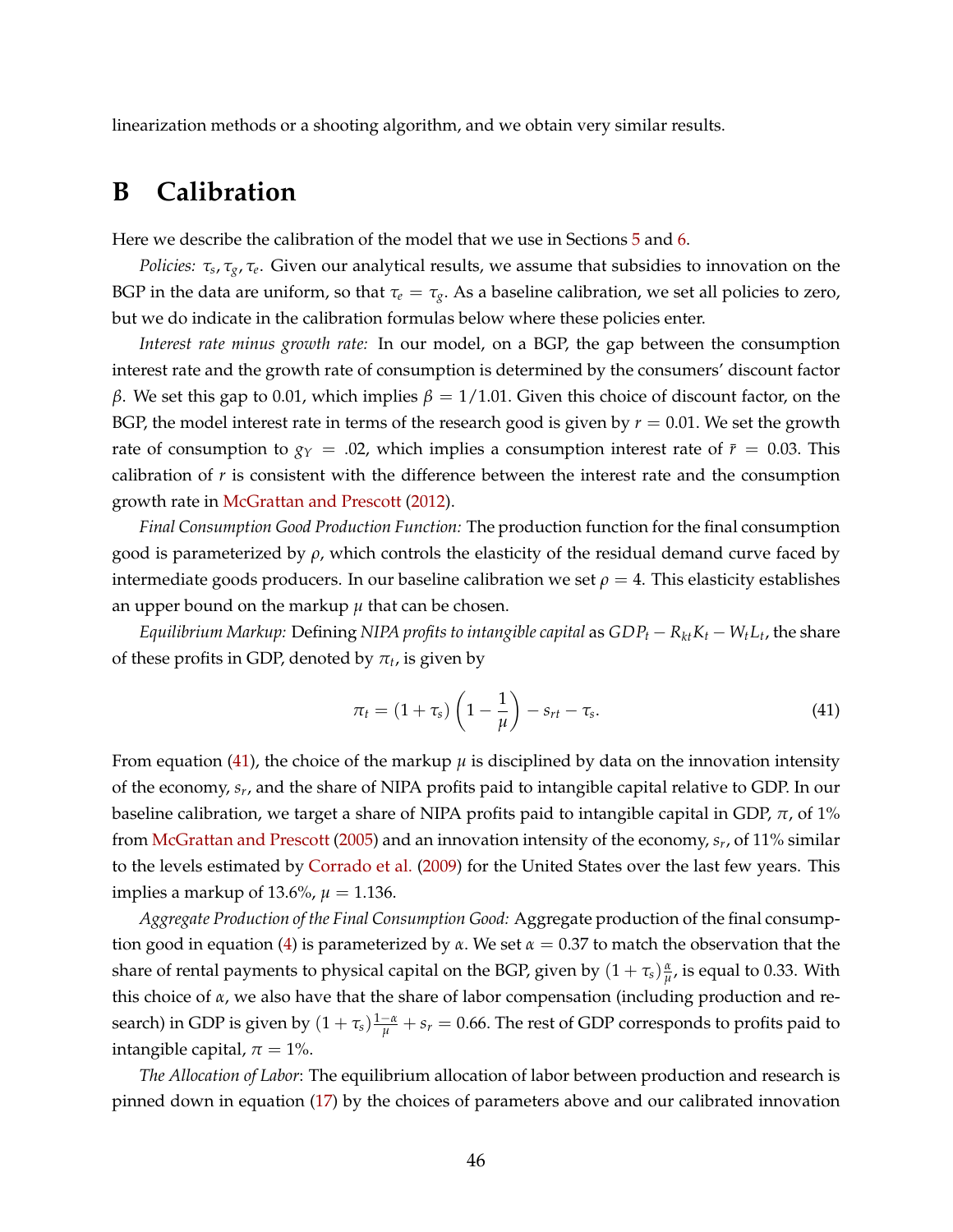linearization methods or a shooting algorithm, and we obtain very similar results.

# B Calibration

Here we describe the calibration of the model that we use in Sections 5 and 6.

*Policies:* $\tau_s, \tau_g, \tau_e$. Given our analytical results, we assume that subsidies to innovation on the BGP in the data are uniform, so that $\tau_e = \tau_g$. As a baseline calibration, we set all policies to zero, but we do indicate in the calibration formulas below where these policies enter.

*Interest rate minus growth rate:* In our model, on a BGP, the gap between the consumption interest rate and the growth rate of consumption is determined by the consumers' discount factor $\beta$. We set this gap to 0.01, which implies $\beta = 1/1.01$. Given this choice of discount factor, on the BGP, the model interest rate in terms of the research good is given by $r = 0.01$. We set the growth rate of consumption to $g_Y = .02$, which implies a consumption interest rate of $\bar{r} = 0.03$. This calibration of $r$ is consistent with the difference between the interest rate and the consumption growth rate in McGrattan and Prescott (2012).

*Final Consumption Good Production Function:* The production function for the final consumption good is parameterized by $\rho$, which controls the elasticity of the residual demand curve faced by intermediate goods producers. In our baseline calibration we set $\rho = 4$. This elasticity establishes an upper bound on the markup $\mu$ that can be chosen.

*Equilibrium Markup:* Defining *NIPA profits to intangible capital* as $GDP_t - R_{kt}K_t - W_tL_t$, the share of these profits in GDP, denoted by $\pi_t$, is given by

$$\pi_t = (1 + \tau_s)\left(1 - \frac{1}{\mu}\right) - s_{rt} - \tau_s. \tag{41}$$

From equation (41), the choice of the markup $\mu$ is disciplined by data on the innovation intensity of the economy, $s_r$, and the share of NIPA profits paid to intangible capital relative to GDP. In our baseline calibration, we target a share of NIPA profits paid to intangible capital in GDP, $\pi$, of 1% from McGrattan and Prescott (2005) and an innovation intensity of the economy, $s_r$, of 11% similar to the levels estimated by Corrado et al. (2009) for the United States over the last few years. This implies a markup of 13.6%, $\mu = 1.136$.

*Aggregate Production of the Final Consumption Good:* Aggregate production of the final consumption good in equation (4) is parameterized by $\alpha$. We set $\alpha = 0.37$ to match the observation that the share of rental payments to physical capital on the BGP, given by $(1 + \tau_s)\frac{\alpha}{\mu}$, is equal to 0.33. With this choice of $\alpha$, we also have that the share of labor compensation (including production and research) in GDP is given by $(1 + \tau_s)\frac{1-\alpha}{\mu} + s_r = 0.66$. The rest of GDP corresponds to profits paid to intangible capital, $\pi = 1\%$.

*The Allocation of Labor*: The equilibrium allocation of labor between production and research is pinned down in equation (17) by the choices of parameters above and our calibrated innovation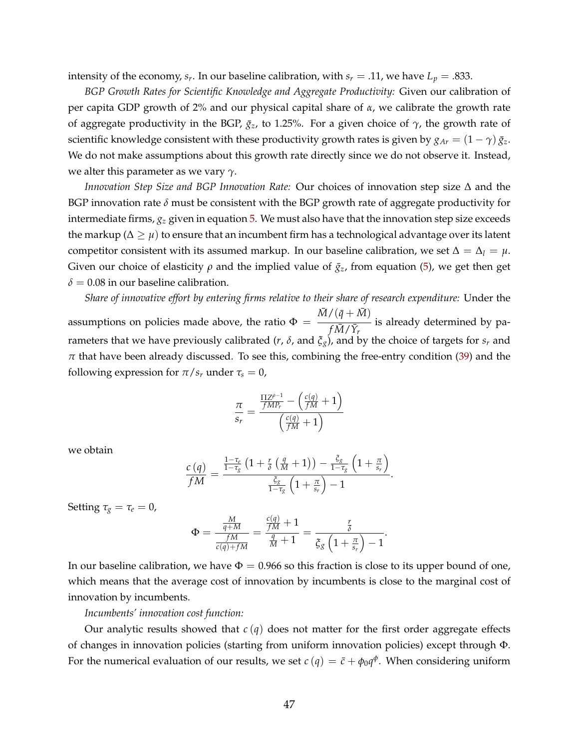intensity of the economy, $s_r$. In our baseline calibration, with $s_r = .11$, we have $L_p = .833$.

*BGP Growth Rates for Scientific Knowledge and Aggregate Productivity:* Given our calibration of per capita GDP growth of 2% and our physical capital share of $\alpha$, we calibrate the growth rate of aggregate productivity in the BGP, $\bar{g}_z$, to 1.25%. For a given choice of $\gamma$, the growth rate of scientific knowledge consistent with these productivity growth rates is given by $g_{Ar} = (1-\gamma)\,\bar{g}_z$. We do not make assumptions about this growth rate directly since we do not observe it. Instead, we alter this parameter as we vary $\gamma$.

*Innovation Step Size and BGP Innovation Rate:* Our choices of innovation step size $\Delta$ and the BGP innovation rate $\delta$ must be consistent with the BGP growth rate of aggregate productivity for intermediate firms, $g_z$ given in equation 5. We must also have that the innovation step size exceeds the markup ($\Delta \geq \mu$) to ensure that an incumbent firm has a technological advantage over its latent competitor consistent with its assumed markup. In our baseline calibration, we set $\Delta = \Delta_l = \mu$. Given our choice of elasticity $\rho$ and the implied value of $\bar{g}_z$, from equation (5), we get then get $\delta = 0.08$ in our baseline calibration.

*Share of innovative effort by entering firms relative to their share of research expenditure:* Under the assumptions on policies made above, the ratio $\Phi = \dfrac{\bar{M}/(\bar{q}+\bar{M})}{f\bar{M}/\bar{Y}_r}$ is already determined by parameters that we have previously calibrated ($r$, $\delta$, and $\xi_g$), and by the choice of targets for $s_r$ and $\pi$ that have been already discussed. To see this, combining the free-entry condition (39) and the following expression for $\pi/s_r$ under $\tau_s = 0$,

$$\frac{\pi}{s_r} = \frac{\frac{\Pi Z^{\rho-1}}{fMP_r} - \left(\frac{c(q)}{fM}+1\right)}{\left(\frac{c(q)}{fM}+1\right)}$$

we obtain

$$\frac{c\left(q\right)}{fM} = \frac{\frac{1-\tau_e}{1-\tau_g}\left(1+\frac{r}{\delta}\left(\frac{q}{M}+1\right)\right) - \frac{\xi_g}{1-\tau_g}\left(1+\frac{\pi}{s_r}\right)}{\frac{\xi_g}{1-\tau_g}\left(1+\frac{\pi}{s_r}\right)-1}.$$

Setting $\tau_g = \tau_e = 0$,

$$\Phi = \frac{\frac{M}{q+M}}{\frac{fM}{c(q)+fM}} = \frac{\frac{c(q)}{fM}+1}{\frac{q}{M}+1} = \frac{\frac{r}{\delta}}{\xi_g\left(1+\frac{\pi}{s_r}\right)-1}.$$

In our baseline calibration, we have $\Phi = 0.966$ so this fraction is close to its upper bound of one, which means that the average cost of innovation by incumbents is close to the marginal cost of innovation by incumbents.

*Incumbents' innovation cost function:*

Our analytic results showed that $c\left(q\right)$ does not matter for the first order aggregate effects of changes in innovation policies (starting from uniform innovation policies) except through $\Phi$. For the numerical evaluation of our results, we set $c\left(q\right) = \bar{c} + \phi_0 q^{\phi}$. When considering uniform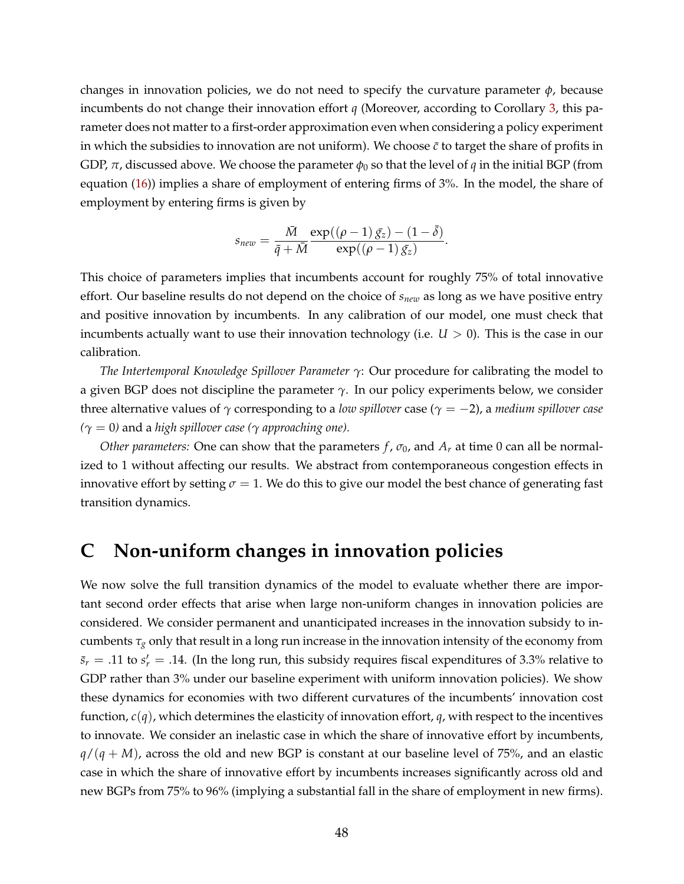changes in innovation policies, we do not need to specify the curvature parameter $\phi$, because incumbents do not change their innovation effort $q$ (Moreover, according to Corollary 3, this parameter does not matter to a first-order approximation even when considering a policy experiment in which the subsidies to innovation are not uniform). We choose $\bar{c}$ to target the share of profits in GDP, $\pi$, discussed above. We choose the parameter $\phi_0$ so that the level of $q$ in the initial BGP (from equation (16)) implies a share of employment of entering firms of 3%. In the model, the share of employment by entering firms is given by

$$s_{new} = \frac{\bar{M}}{\bar{q} + \bar{M}} \frac{\exp((\rho - 1)\,\bar{g_z}) - (1 - \bar{\delta})}{\exp((\rho - 1)\,\bar{g_z})}.$$

This choice of parameters implies that incumbents account for roughly 75% of total innovative effort. Our baseline results do not depend on the choice of $s_{new}$ as long as we have positive entry and positive innovation by incumbents. In any calibration of our model, one must check that incumbents actually want to use their innovation technology (i.e. $U > 0$). This is the case in our calibration.

*The Intertemporal Knowledge Spillover Parameter* $\gamma$: Our procedure for calibrating the model to a given BGP does not discipline the parameter $\gamma$. In our policy experiments below, we consider three alternative values of $\gamma$ corresponding to a *low spillover* case ($\gamma = -2$), a *medium spillover case ($\gamma = 0$)* and a *high spillover case ($\gamma$ approaching one).*

*Other parameters:* One can show that the parameters $f$, $\sigma_0$, and $A_r$ at time 0 can all be normalized to 1 without affecting our results. We abstract from contemporaneous congestion effects in innovative effort by setting $\sigma = 1$. We do this to give our model the best chance of generating fast transition dynamics.

# C Non-uniform changes in innovation policies

We now solve the full transition dynamics of the model to evaluate whether there are important second order effects that arise when large non-uniform changes in innovation policies are considered. We consider permanent and unanticipated increases in the innovation subsidy to incumbents $\tau_g$ only that result in a long run increase in the innovation intensity of the economy from $\bar{s}_r = .11$ to $s_r' = .14$. (In the long run, this subsidy requires fiscal expenditures of 3.3% relative to GDP rather than 3% under our baseline experiment with uniform innovation policies). We show these dynamics for economies with two different curvatures of the incumbents' innovation cost function, $c(q)$, which determines the elasticity of innovation effort, $q$, with respect to the incentives to innovate. We consider an inelastic case in which the share of innovative effort by incumbents, $q/(q + M)$, across the old and new BGP is constant at our baseline level of 75%, and an elastic case in which the share of innovative effort by incumbents increases significantly across old and new BGPs from 75% to 96% (implying a substantial fall in the share of employment in new firms).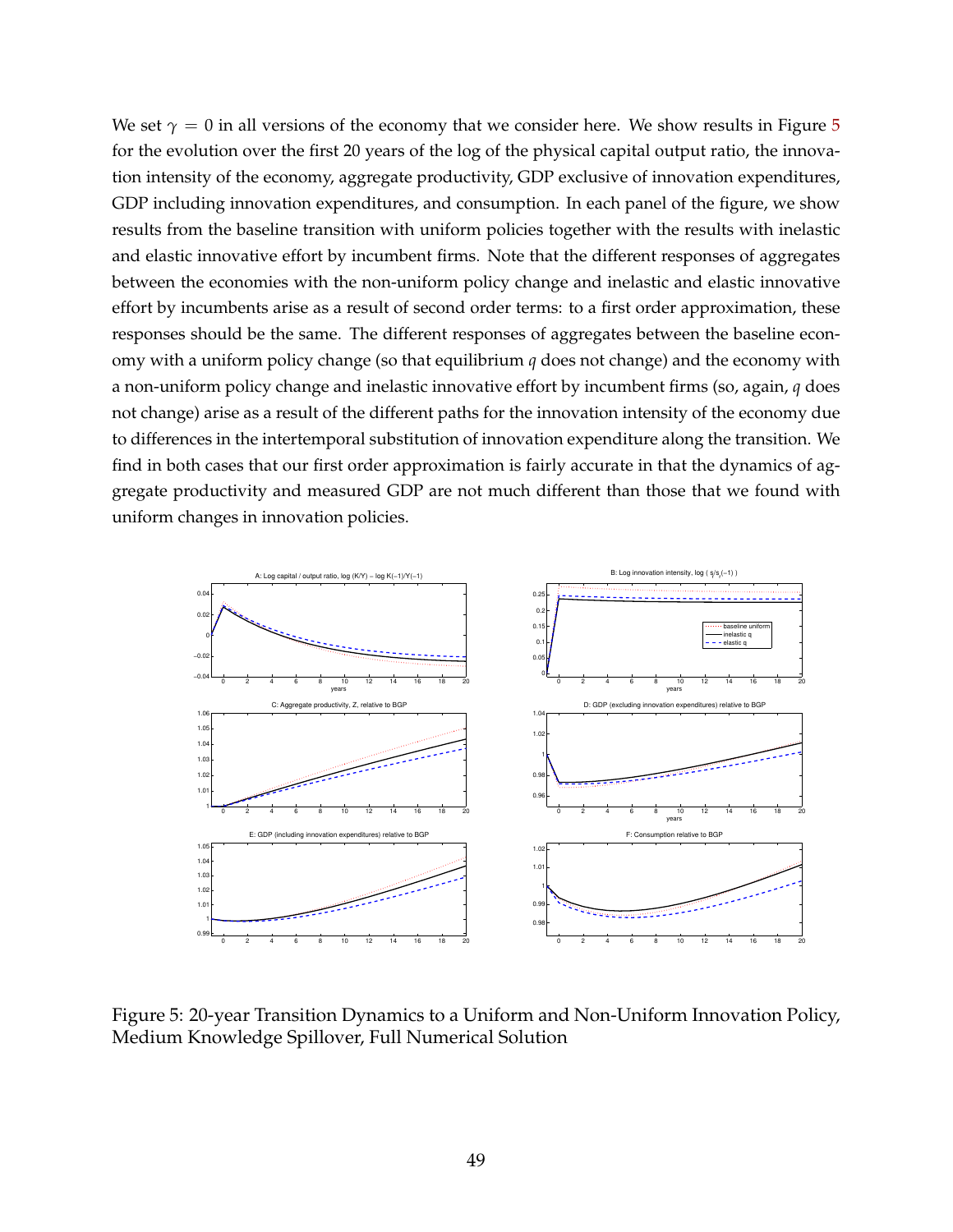We set $\gamma = 0$ in all versions of the economy that we consider here. We show results in Figure 5 for the evolution over the first 20 years of the log of the physical capital output ratio, the innovation intensity of the economy, aggregate productivity, GDP exclusive of innovation expenditures, GDP including innovation expenditures, and consumption. In each panel of the figure, we show results from the baseline transition with uniform policies together with the results with inelastic and elastic innovative effort by incumbent firms. Note that the different responses of aggregates between the economies with the non-uniform policy change and inelastic and elastic innovative effort by incumbents arise as a result of second order terms: to a first order approximation, these responses should be the same. The different responses of aggregates between the baseline economy with a uniform policy change (so that equilibrium $q$ does not change) and the economy with a non-uniform policy change and inelastic innovative effort by incumbent firms (so, again, $q$ does not change) arise as a result of the different paths for the innovation intensity of the economy due to differences in the intertemporal substitution of innovation expenditure along the transition. We find in both cases that our first order approximation is fairly accurate in that the dynamics of aggregate productivity and measured GDP are not much different than those that we found with uniform changes in innovation policies.

Figure 5: 20-year Transition Dynamics to a Uniform and Non-Uniform Innovation Policy, Medium Knowledge Spillover, Full Numerical Solution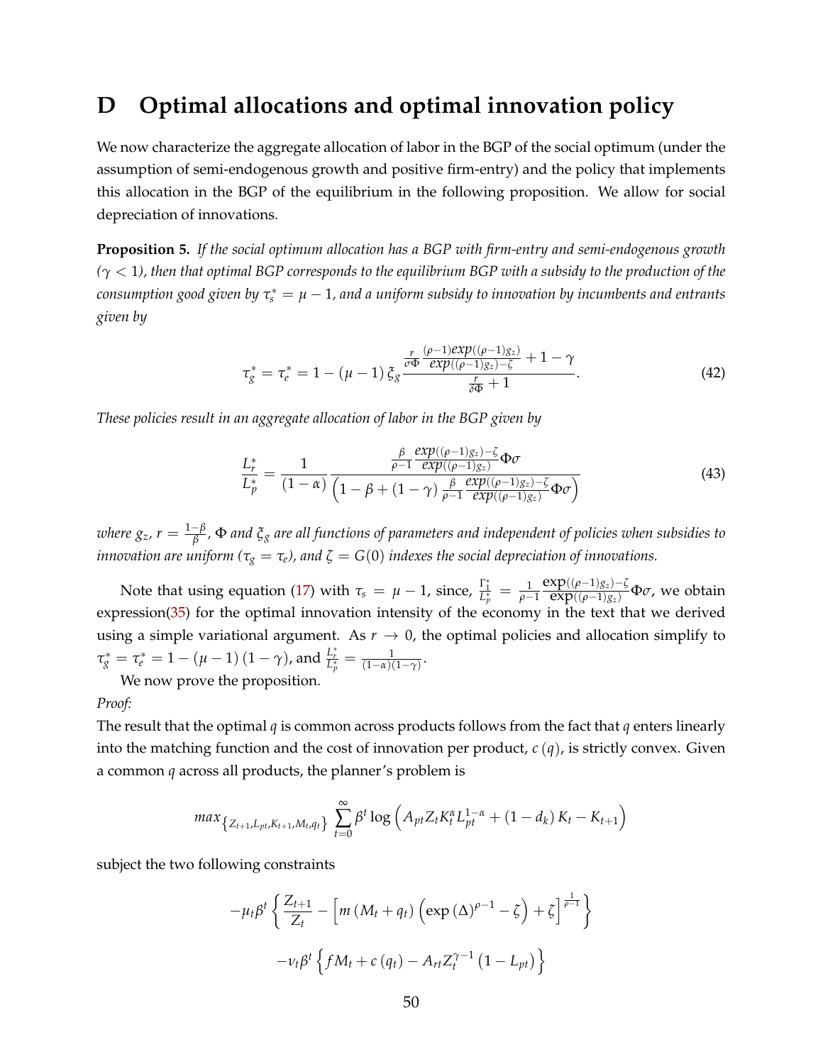# D Optimal allocations and optimal innovation policy

We now characterize the aggregate allocation of labor in the BGP of the social optimum (under the assumption of semi-endogenous growth and positive firm-entry) and the policy that implements this allocation in the BGP of the equilibrium in the following proposition. We allow for social depreciation of innovations.

**Proposition 5.** *If the social optimum allocation has a BGP with firm-entry and semi-endogenous growth ($\gamma < 1$), then that optimal BGP corresponds to the equilibrium BGP with a subsidy to the production of the consumption good given by $\tau_s^* = \mu - 1$, and a uniform subsidy to innovation by incumbents and entrants given by*

$$\tau_g^* = \tau_e^* = 1 - (\mu - 1)\,\xi_g \frac{\frac{r}{\sigma\Phi}\frac{(\rho-1)exp((\rho-1)g_z)}{exp((\rho-1)g_z)-\zeta} + 1 - \gamma}{\frac{r}{\delta\Phi} + 1}. \tag{42}$$

*These policies result in an aggregate allocation of labor in the BGP given by*

$$\frac{L_r^*}{L_p^*} = \frac{1}{(1-\alpha)} \frac{\frac{\beta}{\rho-1}\frac{exp((\rho-1)g_z)-\zeta}{exp((\rho-1)g_z)}\Phi\sigma}{\left(1 - \beta + (1-\gamma)\frac{\beta}{\rho-1}\frac{exp((\rho-1)g_z)-\zeta}{exp((\rho-1)g_z)}\Phi\sigma\right)} \tag{43}$$

*where $g_z$, $r = \frac{1-\beta}{\beta}$, $\Phi$ and $\xi_g$ are all functions of parameters and independent of policies when subsidies to innovation are uniform ($\tau_g = \tau_e$), and $\zeta = G(0)$ indexes the social depreciation of innovations.*

Note that using equation (17) with $\tau_s = \mu - 1$, since, $\frac{\Gamma_1^*}{L_p^*} = \frac{1}{\rho-1}\frac{\exp((\rho-1)g_z)-\zeta}{\exp((\rho-1)g_z)}\Phi\sigma$, we obtain expression(35) for the optimal innovation intensity of the economy in the text that we derived using a simple variational argument. As $r \to 0$, the optimal policies and allocation simplify to $\tau_g^* = \tau_e^* = 1 - (\mu - 1)(1-\gamma)$, and $\frac{L_r^*}{L_p^*} = \frac{1}{(1-\alpha)(1-\gamma)}$.

We now prove the proposition.

*Proof:*

The result that the optimal $q$ is common across products follows from the fact that $q$ enters linearly into the matching function and the cost of innovation per product, $c(q)$, is strictly convex. Given a common $q$ across all products, the planner's problem is

$$max_{\left\{Z_{t+1}, L_{pt}, K_{t+1}, M_t, q_t\right\}} \sum_{t=0}^{\infty} \beta^t \log\left(A_{pt} Z_t K_t^{\alpha} L_{pt}^{1-\alpha} + (1-d_k) K_t - K_{t+1}\right)$$

subject the two following constraints

$$-\mu_t \beta^t \left\{ \frac{Z_{t+1}}{Z_t} - \left[ m\left(M_t + q_t\right)\left(\exp\left(\Delta\right)^{\rho-1} - \zeta\right) + \zeta \right]^{\frac{1}{\rho-1}} \right\}$$

$$-\nu_t \beta^t \left\{ f M_t + c\left(q_t\right) - A_{rt} Z_t^{\gamma-1}\left(1 - L_{pt}\right) \right\}$$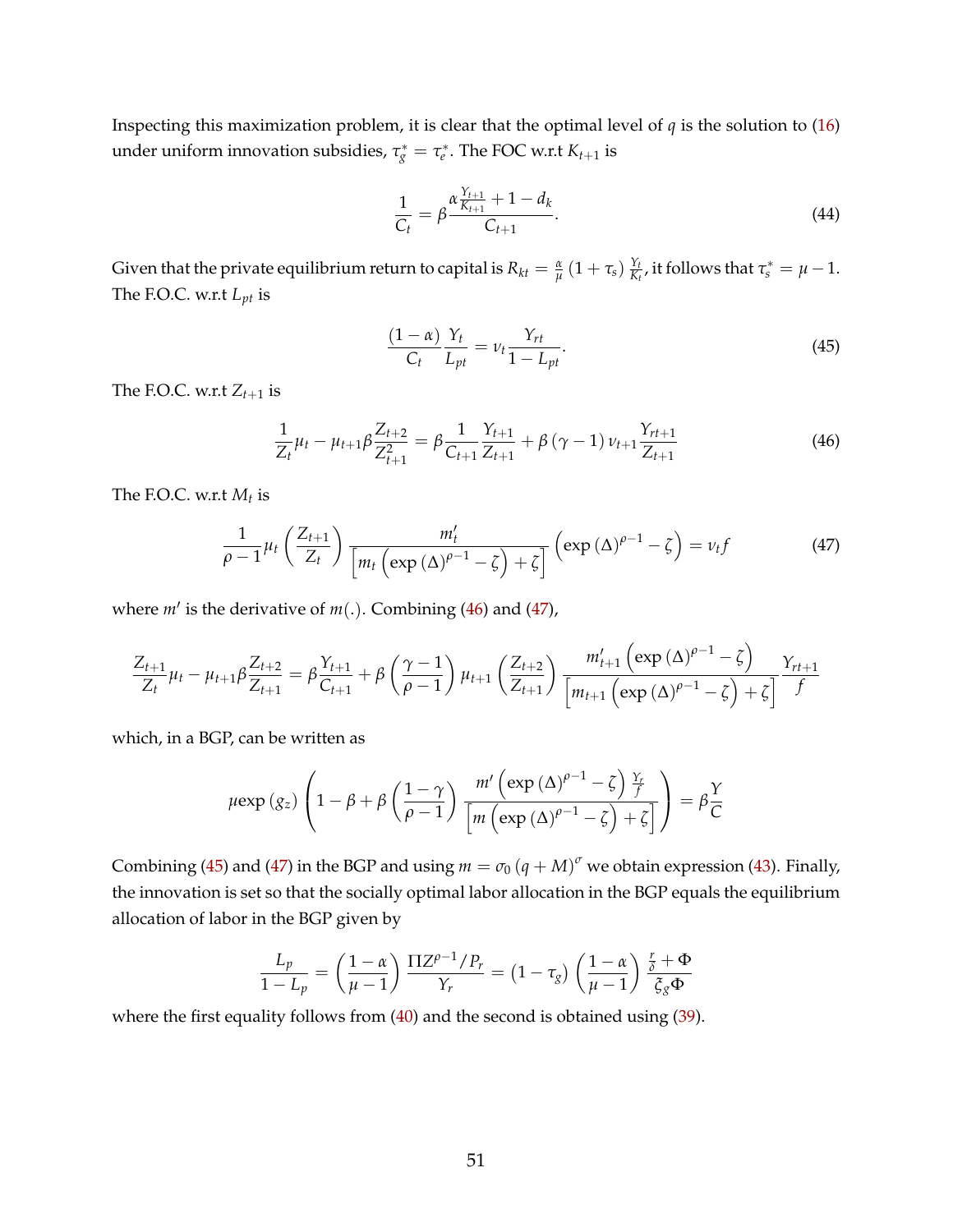Inspecting this maximization problem, it is clear that the optimal level of $q$ is the solution to (16) under uniform innovation subsidies, $\tau_g^* = \tau_e^*$. The FOC w.r.t $K_{t+1}$ is

$$\frac{1}{C_t} = \beta \frac{\alpha \frac{Y_{t+1}}{K_{t+1}} + 1 - d_k}{C_{t+1}}. \tag{44}$$

Given that the private equilibrium return to capital is $R_{kt} = \frac{\alpha}{\mu}(1+\tau_s)\frac{Y_t}{K_t}$, it follows that $\tau_s^* = \mu - 1$. The F.O.C. w.r.t $L_{pt}$ is

$$\frac{(1-\alpha)}{C_t}\frac{Y_t}{L_{pt}} = \nu_t \frac{Y_{rt}}{1-L_{pt}}. \tag{45}$$

The F.O.C. w.r.t $Z_{t+1}$ is

$$\frac{1}{Z_t}\mu_t - \mu_{t+1}\beta\frac{Z_{t+2}}{Z_{t+1}^2} = \beta\frac{1}{C_{t+1}}\frac{Y_{t+1}}{Z_{t+1}} + \beta(\gamma-1)\nu_{t+1}\frac{Y_{rt+1}}{Z_{t+1}} \tag{46}$$

The F.O.C. w.r.t $M_t$ is

$$\frac{1}{\rho-1}\mu_t\left(\frac{Z_{t+1}}{Z_t}\right)\frac{m_t'}{\left[m_t\left(\exp(\Delta)^{\rho-1}-\zeta\right)+\zeta\right]}\left(\exp(\Delta)^{\rho-1}-\zeta\right) = \nu_t f \tag{47}$$

where $m'$ is the derivative of $m(.)$. Combining (46) and (47),

$$\frac{Z_{t+1}}{Z_t}\mu_t - \mu_{t+1}\beta\frac{Z_{t+2}}{Z_{t+1}} = \beta\frac{Y_{t+1}}{C_{t+1}} + \beta\left(\frac{\gamma-1}{\rho-1}\right)\mu_{t+1}\left(\frac{Z_{t+2}}{Z_{t+1}}\right)\frac{m_{t+1}'\left(\exp(\Delta)^{\rho-1}-\zeta\right)}{\left[m_{t+1}\left(\exp(\Delta)^{\rho-1}-\zeta\right)+\zeta\right]}\frac{Y_{rt+1}}{f}$$

which, in a BGP, can be written as

$$\mu\exp(g_z)\left(1-\beta+\beta\left(\frac{1-\gamma}{\rho-1}\right)\frac{m'\left(\exp(\Delta)^{\rho-1}-\zeta\right)\frac{Y_r}{f}}{\left[m\left(\exp(\Delta)^{\rho-1}-\zeta\right)+\zeta\right]}\right) = \beta\frac{Y}{C}$$

Combining (45) and (47) in the BGP and using $m = \sigma_0(q+M)^{\sigma}$ we obtain expression (43). Finally, the innovation is set so that the socially optimal labor allocation in the BGP equals the equilibrium allocation of labor in the BGP given by

$$\frac{L_p}{1-L_p} = \left(\frac{1-\alpha}{\mu-1}\right)\frac{\Pi Z^{\rho-1}/P_r}{Y_r} = (1-\tau_g)\left(\frac{1-\alpha}{\mu-1}\right)\frac{\frac{r}{\delta}+\Phi}{\xi_g\Phi}$$

where the first equality follows from (40) and the second is obtained using (39).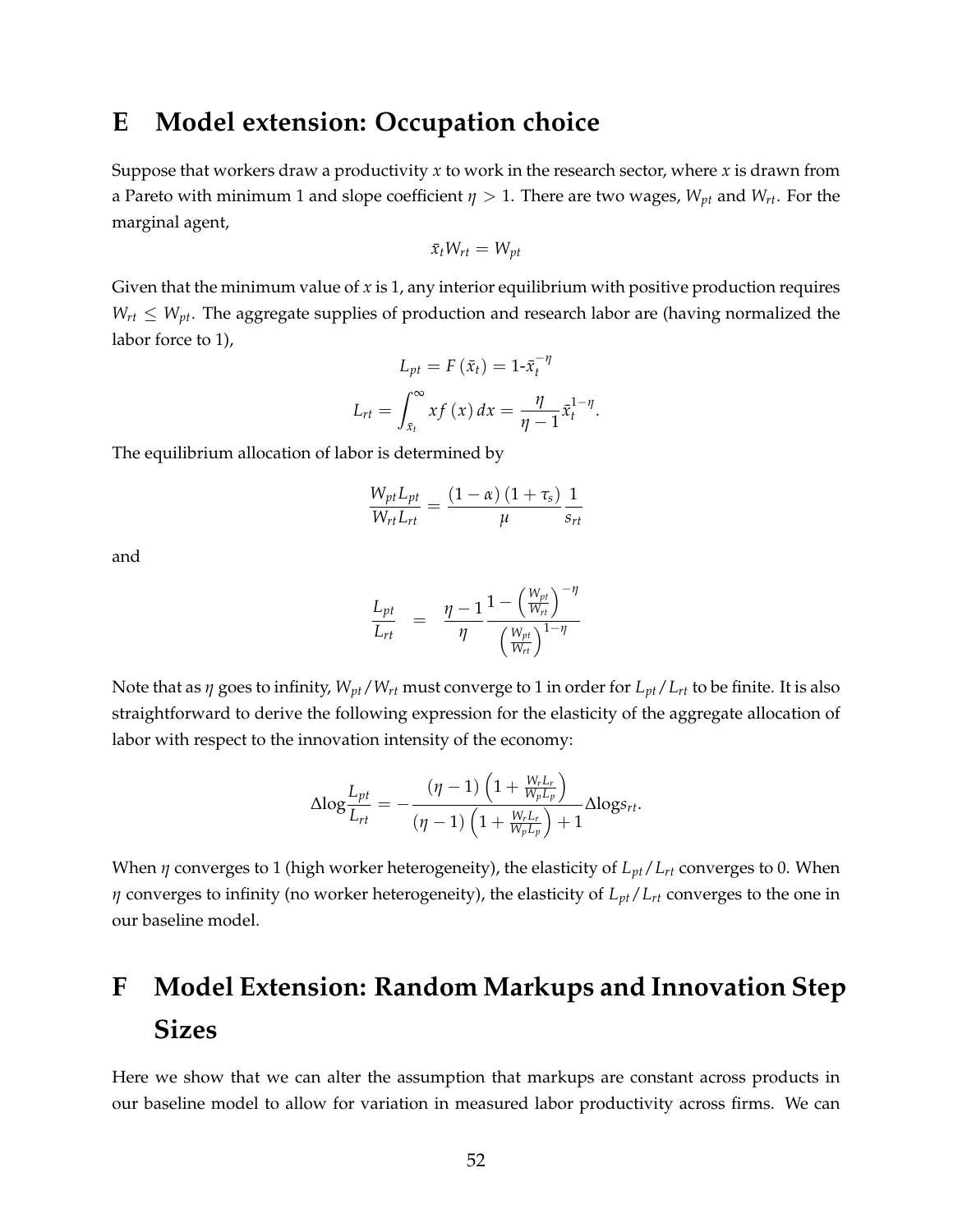# E Model extension: Occupation choice

Suppose that workers draw a productivity $x$ to work in the research sector, where $x$ is drawn from a Pareto with minimum 1 and slope coefficient $\eta > 1$. There are two wages, $W_{pt}$ and $W_{rt}$. For the marginal agent,

$$\bar{x}_t W_{rt} = W_{pt}$$

Given that the minimum value of $x$ is 1, any interior equilibrium with positive production requires $W_{rt} \leq W_{pt}$. The aggregate supplies of production and research labor are (having normalized the labor force to 1),

$$L_{pt} = F\left(\bar{x}_t\right) = 1\text{-}\bar{x}_t^{-\eta}$$

$$L_{rt} = \int_{\bar{x}_t}^{\infty} x f\left(x\right) dx = \frac{\eta}{\eta - 1}\bar{x}_t^{1-\eta}.$$

The equilibrium allocation of labor is determined by

$$\frac{W_{pt}L_{pt}}{W_{rt}L_{rt}} = \frac{\left(1-\alpha\right)\left(1+\tau_s\right)}{\mu}\frac{1}{s_{rt}}$$

and

$$\frac{L_{pt}}{L_{rt}} = \frac{\eta - 1}{\eta}\frac{1-\left(\frac{W_{pt}}{W_{rt}}\right)^{-\eta}}{\left(\frac{W_{pt}}{W_{rt}}\right)^{1-\eta}}$$

Note that as $\eta$ goes to infinity, $W_{pt}/W_{rt}$ must converge to 1 in order for $L_{pt}/L_{rt}$ to be finite. It is also straightforward to derive the following expression for the elasticity of the aggregate allocation of labor with respect to the innovation intensity of the economy:

$$\Delta\log\frac{L_{pt}}{L_{rt}} = -\frac{\left(\eta-1\right)\left(1+\frac{W_r L_r}{W_p L_p}\right)}{\left(\eta-1\right)\left(1+\frac{W_r L_r}{W_p L_p}\right)+1}\Delta\log s_{rt}.$$

When $\eta$ converges to 1 (high worker heterogeneity), the elasticity of $L_{pt}/L_{rt}$ converges to 0. When $\eta$ converges to infinity (no worker heterogeneity), the elasticity of $L_{pt}/L_{rt}$ converges to the one in our baseline model.

# F Model Extension: Random Markups and Innovation Step Sizes

Here we show that we can alter the assumption that markups are constant across products in our baseline model to allow for variation in measured labor productivity across firms. We can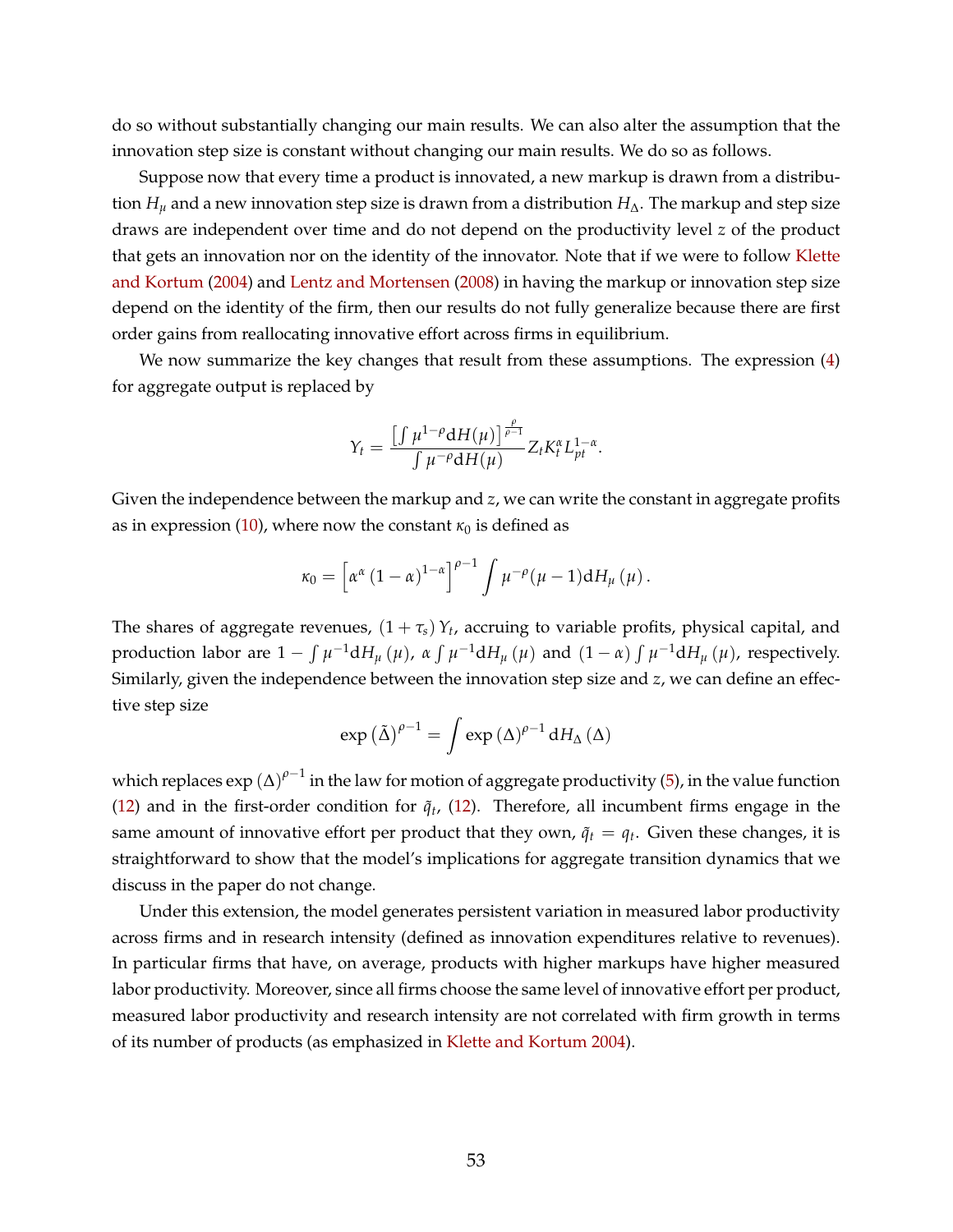do so without substantially changing our main results. We can also alter the assumption that the innovation step size is constant without changing our main results. We do so as follows.

Suppose now that every time a product is innovated, a new markup is drawn from a distribution $H_\mu$ and a new innovation step size is drawn from a distribution $H_\Delta$. The markup and step size draws are independent over time and do not depend on the productivity level $z$ of the product that gets an innovation nor on the identity of the innovator. Note that if we were to follow Klette and Kortum (2004) and Lentz and Mortensen (2008) in having the markup or innovation step size depend on the identity of the firm, then our results do not fully generalize because there are first order gains from reallocating innovative effort across firms in equilibrium.

We now summarize the key changes that result from these assumptions. The expression (4) for aggregate output is replaced by

$$Y_t = \frac{\left[\int \mu^{1-\rho} \mathrm{d}H(\mu)\right]^{\frac{\rho}{\rho-1}}}{\int \mu^{-\rho} \mathrm{d}H(\mu)} Z_t K_t^{\alpha} L_{pt}^{1-\alpha}.$$

Given the independence between the markup and $z$, we can write the constant in aggregate profits as in expression (10), where now the constant $\kappa_0$ is defined as

$$\kappa_0 = \left[\alpha^{\alpha}\left(1-\alpha\right)^{1-\alpha}\right]^{\rho-1} \int \mu^{-\rho}(\mu - 1) \mathrm{d}H_{\mu}\left(\mu\right).$$

The shares of aggregate revenues, $(1+\tau_s) Y_t$, accruing to variable profits, physical capital, and production labor are $1 - \int \mu^{-1} \mathrm{d}H_\mu(\mu)$, $\alpha \int \mu^{-1} \mathrm{d}H_\mu(\mu)$ and $(1-\alpha)\int \mu^{-1} \mathrm{d}H_\mu(\mu)$, respectively. Similarly, given the independence between the innovation step size and $z$, we can define an effective step size

$$\exp\left(\tilde{\Delta}\right)^{\rho-1} = \int \exp\left(\Delta\right)^{\rho-1} \mathrm{d}H_{\Delta}\left(\Delta\right)$$

which replaces $\exp\left(\Delta\right)^{\rho-1}$ in the law for motion of aggregate productivity (5), in the value function (12) and in the first-order condition for $\tilde{q}_t$, (12). Therefore, all incumbent firms engage in the same amount of innovative effort per product that they own, $\tilde{q}_t = q_t$. Given these changes, it is straightforward to show that the model's implications for aggregate transition dynamics that we discuss in the paper do not change.

Under this extension, the model generates persistent variation in measured labor productivity across firms and in research intensity (defined as innovation expenditures relative to revenues). In particular firms that have, on average, products with higher markups have higher measured labor productivity. Moreover, since all firms choose the same level of innovative effort per product, measured labor productivity and research intensity are not correlated with firm growth in terms of its number of products (as emphasized in Klette and Kortum 2004).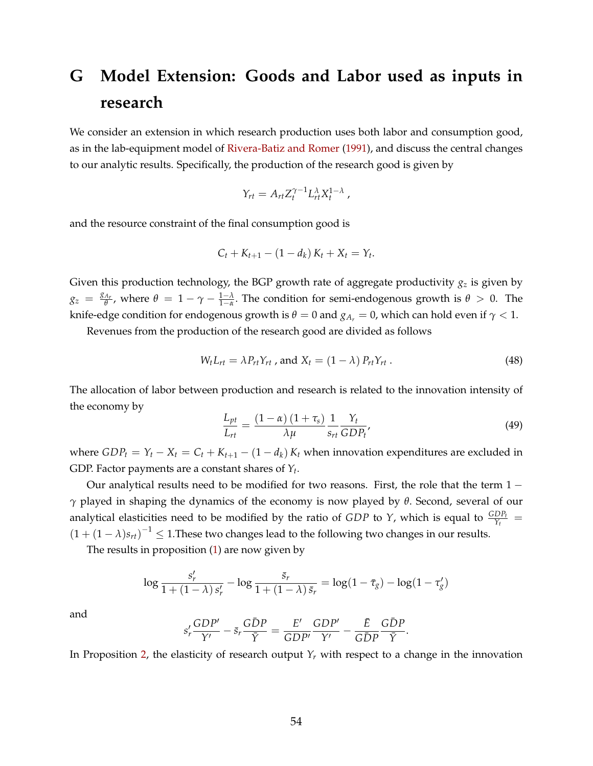# G Model Extension: Goods and Labor used as inputs in research

We consider an extension in which research production uses both labor and consumption good, as in the lab-equipment model of Rivera-Batiz and Romer (1991), and discuss the central changes to our analytic results. Specifically, the production of the research good is given by

$$Y_{rt} = A_{rt} Z_t^{\gamma-1} L_{rt}^{\lambda} X_t^{1-\lambda} ,$$

and the resource constraint of the final consumption good is

$$C_t + K_{t+1} - (1 - d_k) K_t + X_t = Y_t.$$

Given this production technology, the BGP growth rate of aggregate productivity $g_z$ is given by $g_z = \frac{g_{A_r}}{\theta}$, where $\theta = 1 - \gamma - \frac{1-\lambda}{1-\alpha}$. The condition for semi-endogenous growth is $\theta > 0$. The knife-edge condition for endogenous growth is $\theta = 0$ and $g_{A_r} = 0$, which can hold even if $\gamma < 1$.

Revenues from the production of the research good are divided as follows

$$W_t L_{rt} = \lambda P_{rt} Y_{rt} \text{ , and } X_t = (1 - \lambda) P_{rt} Y_{rt} \,. \tag{48}$$

The allocation of labor between production and research is related to the innovation intensity of the economy by

$$\frac{L_{pt}}{L_{rt}} = \frac{(1 - \alpha)(1 + \tau_s)}{\lambda \mu} \frac{1}{s_{rt}} \frac{Y_t}{GDP_t}, \tag{49}$$

where $GDP_t = Y_t - X_t = C_t + K_{t+1} - (1 - d_k) K_t$ when innovation expenditures are excluded in GDP. Factor payments are a constant shares of $Y_t$.

Our analytical results need to be modified for two reasons. First, the role that the term $1 - \gamma$ played in shaping the dynamics of the economy is now played by $\theta$. Second, several of our analytical elasticities need to be modified by the ratio of $GDP$ to $Y$, which is equal to $\frac{GDP_t}{Y_t} = (1 + (1 - \lambda)s_{rt})^{-1} \leq 1$.These two changes lead to the following two changes in our results.

The results in proposition (1) are now given by

$$\log \frac{s_r'}{1 + (1 - \lambda) s_r'} - \log \frac{\bar{s}_r}{1 + (1 - \lambda) \bar{s}_r} = \log(1 - \bar{\tau}_g) - \log(1 - \tau_g')$$

and

$$s_r' \frac{GDP'}{Y'} - \bar{s}_r \frac{G\bar{D}P}{\bar{Y}} = \frac{E'}{GDP'} \frac{GDP'}{Y'} - \frac{\bar{E}}{G\bar{D}P} \frac{G\bar{D}P}{\bar{Y}}.$$

In Proposition 2, the elasticity of research output $Y_r$ with respect to a change in the innovation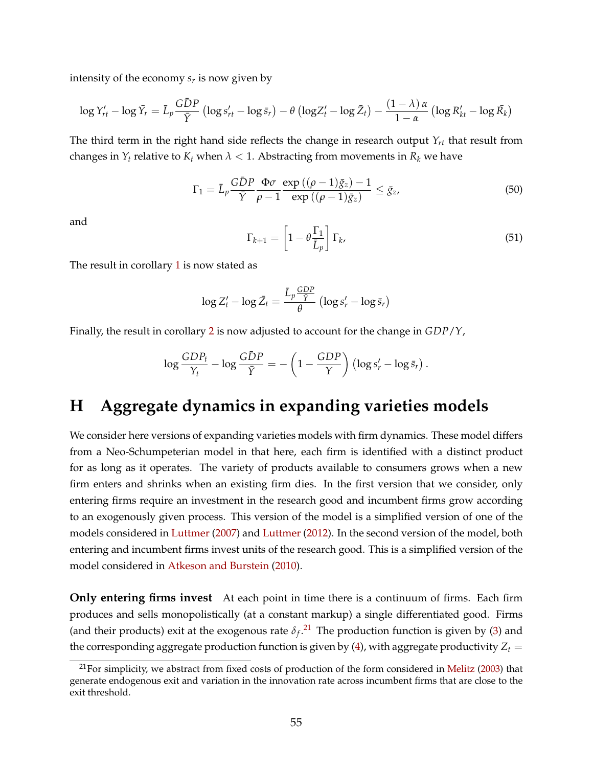intensity of the economy $s_r$ is now given by

$$\log Y'_{rt} - \log \bar{Y}_r = \bar{L}_p \frac{G\bar{D}P}{\bar{Y}} \left(\log s'_{rt} - \log \bar{s}_r\right) - \theta \left(\log Z'_t - \log \bar{Z}_t\right) - \frac{(1-\lambda)\,\alpha}{1-\alpha} \left(\log R'_{kt} - \log \bar{R}_k\right)$$

The third term in the right hand side reflects the change in research output $Y_{rt}$ that result from changes in $Y_t$ relative to $K_t$ when $\lambda < 1$. Abstracting from movements in $R_k$ we have

$$\Gamma_1 = \bar{L}_p \frac{G\bar{D}P}{\bar{Y}} \frac{\Phi\sigma}{\rho - 1} \frac{\exp\left((\rho-1)\bar{g}_z\right) - 1}{\exp\left((\rho-1)\bar{g}_z\right)} \leq \bar{g}_z, \tag{50}$$

and

$$\Gamma_{k+1} = \left[1 - \theta \frac{\Gamma_1}{\bar{L}_p}\right] \Gamma_k, \tag{51}$$

The result in corollary 1 is now stated as

$$\log Z'_t - \log \bar{Z}_t = \frac{\bar{L}_p \frac{G\bar{D}P}{\bar{Y}}}{\theta} \left(\log s'_r - \log \bar{s}_r\right)$$

Finally, the result in corollary 2 is now adjusted to account for the change in $GDP/Y$,

$$\log \frac{GDP_t}{Y_t} - \log \frac{G\bar{D}P}{\bar{Y}} = -\left(1 - \frac{GDP}{Y}\right) \left(\log s'_r - \log \bar{s}_r\right).$$

# H Aggregate dynamics in expanding varieties models

We consider here versions of expanding varieties models with firm dynamics. These model differs from a Neo-Schumpeterian model in that here, each firm is identified with a distinct product for as long as it operates. The variety of products available to consumers grows when a new firm enters and shrinks when an existing firm dies. In the first version that we consider, only entering firms require an investment in the research good and incumbent firms grow according to an exogenously given process. This version of the model is a simplified version of one of the models considered in Luttmer (2007) and Luttmer (2012). In the second version of the model, both entering and incumbent firms invest units of the research good. This is a simplified version of the model considered in Atkeson and Burstein (2010).

**Only entering firms invest** At each point in time there is a continuum of firms. Each firm produces and sells monopolistically (at a constant markup) a single differentiated good. Firms (and their products) exit at the exogenous rate $\delta_f$.[21] The production function is given by (3) and the corresponding aggregate production function is given by (4), with aggregate productivity $Z_t =$

[21] For simplicity, we abstract from fixed costs of production of the form considered in Melitz (2003) that generate endogenous exit and variation in the innovation rate across incumbent firms that are close to the exit threshold.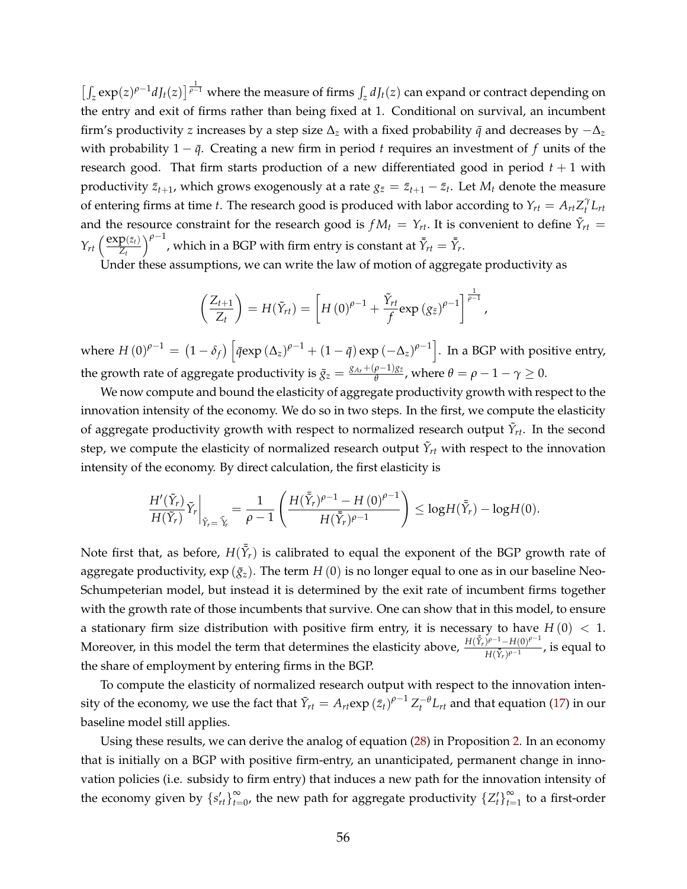$\left[\int_z \exp(z)^{\rho-1} dJ_t(z)\right]^{\frac{1}{\rho-1}}$ where the measure of firms $\int_z dJ_t(z)$ can expand or contract depending on the entry and exit of firms rather than being fixed at 1. Conditional on survival, an incumbent firm's productivity $z$ increases by a step size $\Delta_z$ with a fixed probability $\bar{q}$ and decreases by $-\Delta_z$ with probability $1-\bar{q}$. Creating a new firm in period $t$ requires an investment of $f$ units of the research good. That firm starts production of a new differentiated good in period $t+1$ with productivity $\bar{z}_{t+1}$, which grows exogenously at a rate $g_{\bar{z}} = \bar{z}_{t+1} - \bar{z}_t$. Let $M_t$ denote the measure of entering firms at time $t$. The research good is produced with labor according to $Y_{rt} = A_{rt} Z_t^{\gamma} L_{rt}$ and the resource constraint for the research good is $f M_t = Y_{rt}$. It is convenient to define $\tilde{Y}_{rt} = Y_{rt}\left(\frac{\exp(\bar{z}_t)}{Z_t}\right)^{\rho-1}$, which in a BGP with firm entry is constant at $\bar{\tilde{Y}}_{rt} = \bar{\tilde{Y}}_r$.

Under these assumptions, we can write the law of motion of aggregate productivity as

$$\left(\frac{Z_{t+1}}{Z_t}\right) = H(\tilde{Y}_{rt}) = \left[H(0)^{\rho-1} + \frac{\tilde{Y}_{rt}}{f}\exp\left(g_{\bar{z}}\right)^{\rho-1}\right]^{\frac{1}{\rho-1}},$$

where $H(0)^{\rho-1} = \left(1-\delta_f\right)\left[\bar{q}\exp\left(\Delta_z\right)^{\rho-1} + (1-\bar{q})\exp\left(-\Delta_z\right)^{\rho-1}\right]$. In a BGP with positive entry, the growth rate of aggregate productivity is $\bar{g}_z = \frac{g_{A_r} + (\rho-1)g_{\bar{z}}}{\theta}$, where $\theta = \rho - 1 - \gamma \geq 0$.

We now compute and bound the elasticity of aggregate productivity growth with respect to the innovation intensity of the economy. We do so in two steps. In the first, we compute the elasticity of aggregate productivity growth with respect to normalized research output $\tilde{Y}_{rt}$. In the second step, we compute the elasticity of normalized research output $\tilde{Y}_{rt}$ with respect to the innovation intensity of the economy. By direct calculation, the first elasticity is

$$\left.\frac{H'(\tilde{Y}_r)}{H(\tilde{Y}_r)}\tilde{Y}_r\right|_{\tilde{Y}_r = \bar{\tilde{Y}}_r} = \frac{1}{\rho-1}\left(\frac{H(\bar{\tilde{Y}}_r)^{\rho-1} - H(0)^{\rho-1}}{H(\bar{\tilde{Y}}_r)^{\rho-1}}\right) \leq \log H(\bar{\tilde{Y}}_r) - \log H(0).$$

Note first that, as before, $H(\bar{\tilde{Y}}_r)$ is calibrated to equal the exponent of the BGP growth rate of aggregate productivity, $\exp\left(\bar{g}_z\right)$. The term $H(0)$ is no longer equal to one as in our baseline Neo-Schumpeterian model, but instead it is determined by the exit rate of incumbent firms together with the growth rate of those incumbents that survive. One can show that in this model, to ensure a stationary firm size distribution with positive firm entry, it is necessary to have $H(0) < 1$. Moreover, in this model the term that determines the elasticity above, $\frac{H(\bar{\tilde{Y}}_r)^{\rho-1} - H(0)^{\rho-1}}{H(\bar{\tilde{Y}}_r)^{\rho-1}}$, is equal to the share of employment by entering firms in the BGP.

To compute the elasticity of normalized research output with respect to the innovation intensity of the economy, we use the fact that $\tilde{Y}_{rt} = A_{rt}\exp\left(\bar{z}_t\right)^{\rho-1} Z_t^{-\theta} L_{rt}$ and that equation (17) in our baseline model still applies.

Using these results, we can derive the analog of equation (28) in Proposition 2. In an economy that is initially on a BGP with positive firm-entry, an unanticipated, permanent change in innovation policies (i.e. subsidy to firm entry) that induces a new path for the innovation intensity of the economy given by $\{s'_{rt}\}_{t=0}^{\infty}$, the new path for aggregate productivity $\{Z'_t\}_{t=1}^{\infty}$ to a first-order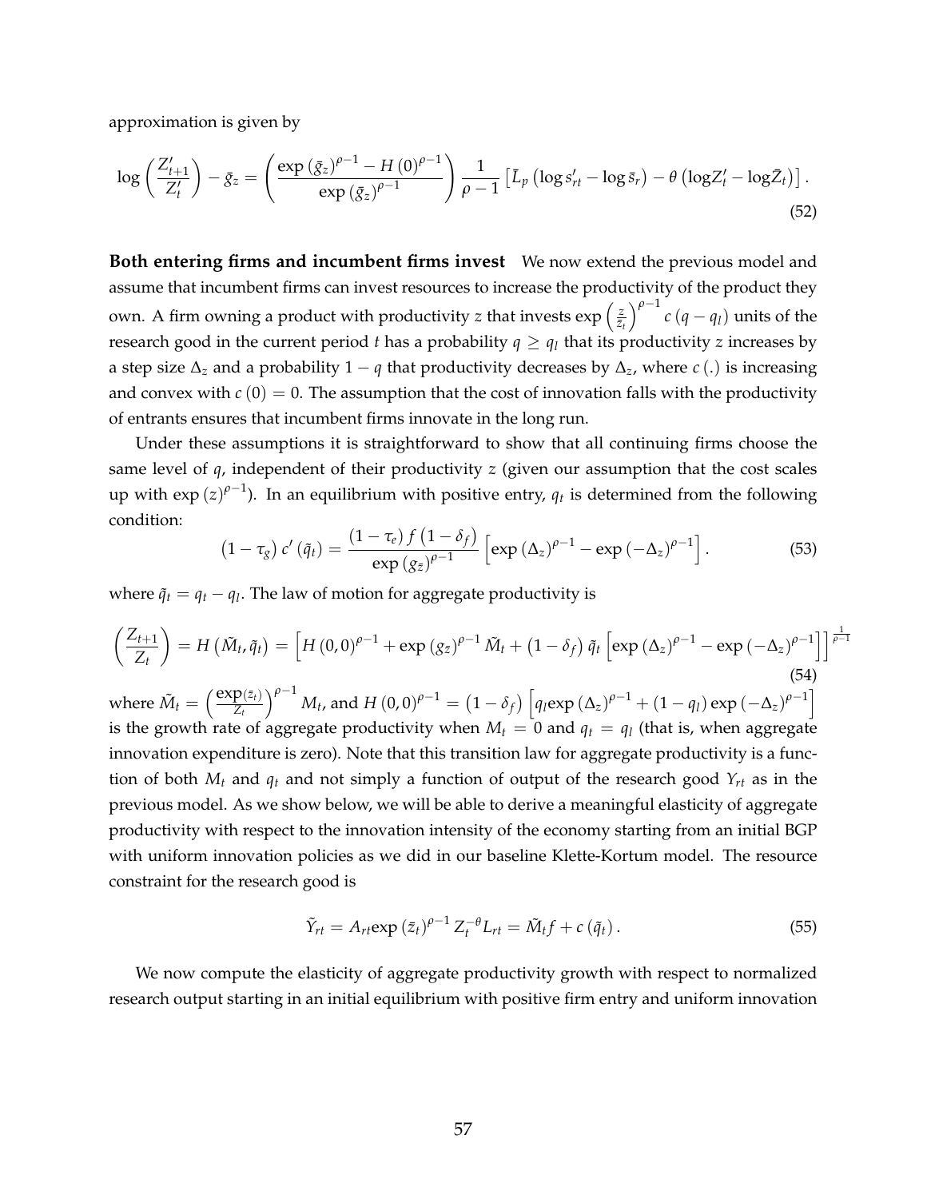approximation is given by

$$\log\left(\frac{Z'_{t+1}}{Z'_t}\right) - \bar{g}_z = \left(\frac{\exp\left(\bar{g}_z\right)^{\rho-1} - H\left(0\right)^{\rho-1}}{\exp\left(\bar{g}_z\right)^{\rho-1}}\right)\frac{1}{\rho-1}\left[\bar{L}_p\left(\log s'_{rt} - \log \bar{s}_r\right) - \theta\left(\log Z'_t - \log \bar{Z}_t\right)\right]. \tag{52}$$

**Both entering firms and incumbent firms invest** We now extend the previous model and assume that incumbent firms can invest resources to increase the productivity of the product they own. A firm owning a product with productivity $z$ that invests $\exp\left(\frac{z}{\bar{z}_t}\right)^{\rho-1} c\left(q - q_l\right)$ units of the research good in the current period $t$ has a probability $q \geq q_l$ that its productivity $z$ increases by a step size $\Delta_z$ and a probability $1-q$ that productivity decreases by $\Delta_z$, where $c\left(.\right)$ is increasing and convex with $c\left(0\right) = 0$. The assumption that the cost of innovation falls with the productivity of entrants ensures that incumbent firms innovate in the long run.

Under these assumptions it is straightforward to show that all continuing firms choose the same level of $q$, independent of their productivity $z$ (given our assumption that the cost scales up with $\exp\left(z\right)^{\rho-1}$). In an equilibrium with positive entry, $q_t$ is determined from the following condition:

$$\left(1-\tau_g\right) c'\left(\tilde{q}_t\right) = \frac{\left(1-\tau_e\right) f\left(1-\delta_f\right)}{\exp\left(g_{\bar{z}}\right)^{\rho-1}}\left[\exp\left(\Delta_z\right)^{\rho-1} - \exp\left(-\Delta_z\right)^{\rho-1}\right]. \tag{53}$$

where $\tilde{q}_t = q_t - q_l$. The law of motion for aggregate productivity is

$$\left(\frac{Z_{t+1}}{Z_t}\right) = H\left(\tilde{M}_t, \tilde{q}_t\right) = \left[H\left(0,0\right)^{\rho-1} + \exp\left(g_{\bar{z}}\right)^{\rho-1}\tilde{M}_t + \left(1-\delta_f\right)\tilde{q}_t\left[\exp\left(\Delta_z\right)^{\rho-1} - \exp\left(-\Delta_z\right)^{\rho-1}\right]\right]^{\frac{1}{\rho-1}} \tag{54}$$

where $\tilde{M}_t = \left(\frac{\exp\left(\bar{z}_t\right)}{Z_t}\right)^{\rho-1} M_t$, and $H\left(0,0\right)^{\rho-1} = \left(1-\delta_f\right)\left[q_l \exp\left(\Delta_z\right)^{\rho-1} + \left(1-q_l\right)\exp\left(-\Delta_z\right)^{\rho-1}\right]$ is the growth rate of aggregate productivity when $M_t = 0$ and $q_t = q_l$ (that is, when aggregate innovation expenditure is zero). Note that this transition law for aggregate productivity is a function of both $M_t$ and $q_t$ and not simply a function of output of the research good $Y_{rt}$ as in the previous model. As we show below, we will be able to derive a meaningful elasticity of aggregate productivity with respect to the innovation intensity of the economy starting from an initial BGP with uniform innovation policies as we did in our baseline Klette-Kortum model. The resource constraint for the research good is

$$\tilde{Y}_{rt} = A_{rt}\exp\left(\bar{z}_t\right)^{\rho-1} Z_t^{-\theta} L_{rt} = \tilde{M}_t f + c\left(\tilde{q}_t\right). \tag{55}$$

We now compute the elasticity of aggregate productivity growth with respect to normalized research output starting in an initial equilibrium with positive firm entry and uniform innovation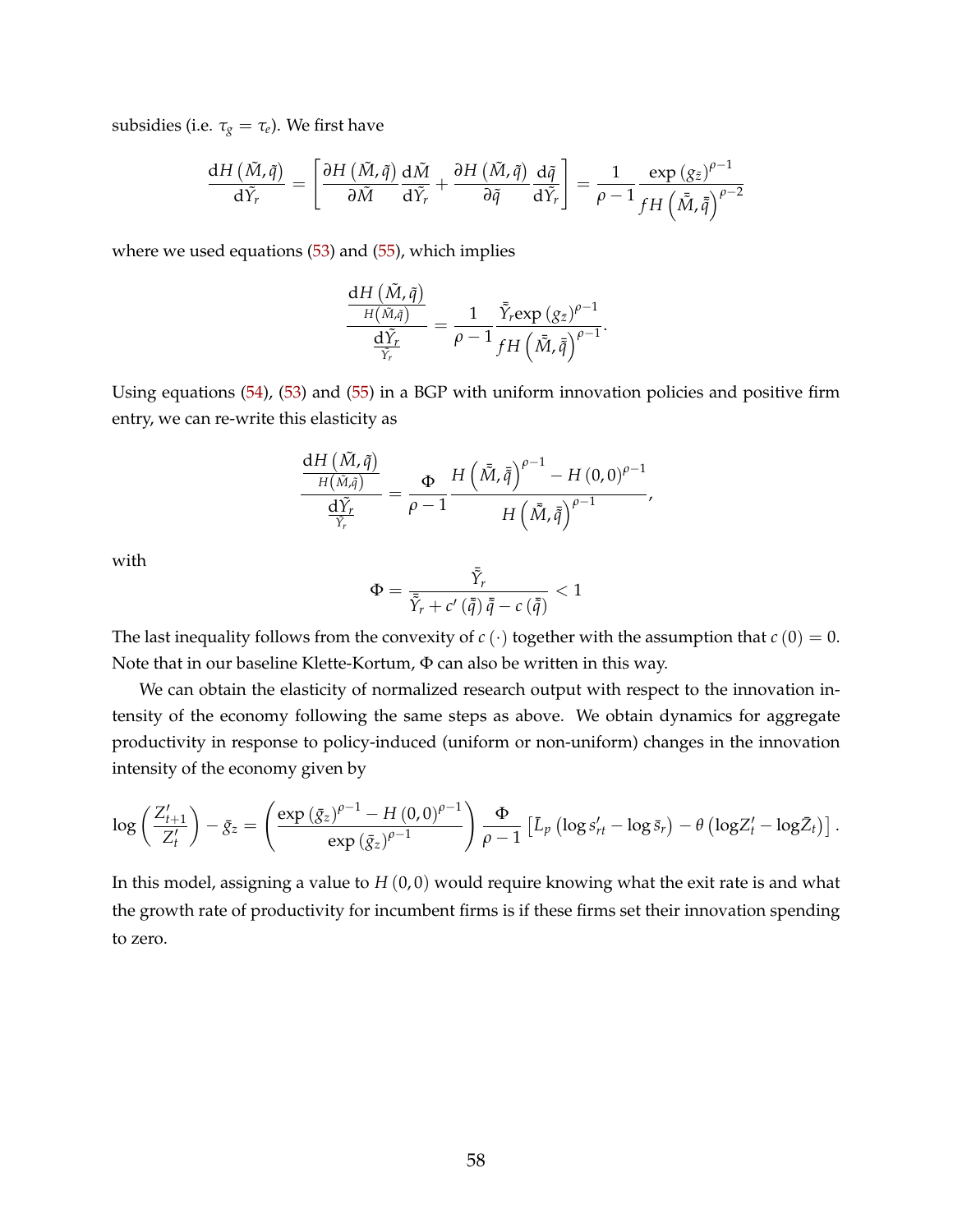subsidies (i.e. $\tau_g = \tau_e$). We first have

$$\frac{\mathrm{d}H\left(\tilde{M},\tilde{q}\right)}{\mathrm{d}\tilde{Y}_r} = \left[\frac{\partial H\left(\tilde{M},\tilde{q}\right)}{\partial \tilde{M}}\frac{\mathrm{d}\tilde{M}}{\mathrm{d}\tilde{Y}_r} + \frac{\partial H\left(\tilde{M},\tilde{q}\right)}{\partial \tilde{q}}\frac{\mathrm{d}\tilde{q}}{\mathrm{d}\tilde{Y}_r}\right] = \frac{1}{\rho-1}\frac{\exp\left(g_{\bar{z}}\right)^{\rho-1}}{fH\left(\bar{\tilde{M}},\bar{\tilde{q}}\right)^{\rho-2}}$$

where we used equations (53) and (55), which implies

$$\frac{\frac{\mathrm{d}H\left(\tilde{M},\tilde{q}\right)}{H\left(\tilde{M},\tilde{q}\right)}}{\frac{\mathrm{d}\tilde{Y}_r}{\tilde{Y}_r}} = \frac{1}{\rho-1}\frac{\bar{\tilde{Y}}_r\exp\left(g_{\bar{z}}\right)^{\rho-1}}{fH\left(\bar{\tilde{M}},\bar{\tilde{q}}\right)^{\rho-1}}.$$

Using equations (54), (53) and (55) in a BGP with uniform innovation policies and positive firm entry, we can re-write this elasticity as

$$\frac{\frac{\mathrm{d}H\left(\tilde{M},\tilde{q}\right)}{H\left(\tilde{M},\tilde{q}\right)}}{\frac{\mathrm{d}\tilde{Y}_r}{\tilde{Y}_r}} = \frac{\Phi}{\rho-1}\frac{H\left(\bar{\tilde{M}},\bar{\tilde{q}}\right)^{\rho-1} - H\left(0,0\right)^{\rho-1}}{H\left(\bar{\tilde{M}},\bar{\tilde{q}}\right)^{\rho-1}},$$

with

$$\Phi = \frac{\bar{\tilde{Y}}_r}{\bar{\tilde{Y}}_r + c'\left(\bar{\tilde{q}}\right)\bar{\tilde{q}} - c\left(\bar{\tilde{q}}\right)} < 1$$

The last inequality follows from the convexity of $c\left(\cdot\right)$ together with the assumption that $c\left(0\right) = 0$. Note that in our baseline Klette-Kortum, $\Phi$ can also be written in this way.

We can obtain the elasticity of normalized research output with respect to the innovation intensity of the economy following the same steps as above. We obtain dynamics for aggregate productivity in response to policy-induced (uniform or non-uniform) changes in the innovation intensity of the economy given by

$$\log\left(\frac{Z'_{t+1}}{Z'_t}\right) - \bar{g}_z = \left(\frac{\exp\left(\bar{g}_z\right)^{\rho-1} - H\left(0,0\right)^{\rho-1}}{\exp\left(\bar{g}_z\right)^{\rho-1}}\right)\frac{\Phi}{\rho-1}\left[\bar{L}_p\left(\log s'_{rt} - \log \bar{s}_r\right) - \theta\left(\log Z'_t - \log \bar{Z}_t\right)\right].$$

In this model, assigning a value to $H\left(0,0\right)$ would require knowing what the exit rate is and what the growth rate of productivity for incumbent firms is if these firms set their innovation spending to zero.